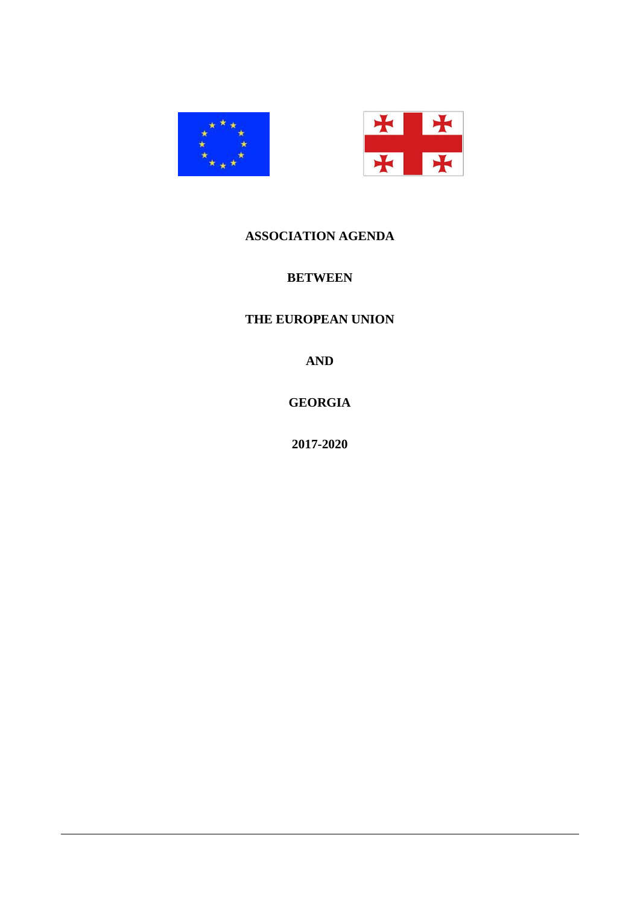# ASSOCIATION AGENDA

# BETWEEN

# THE EUROPEAN UNION

# AND

# GEORGIA

# 2017-2020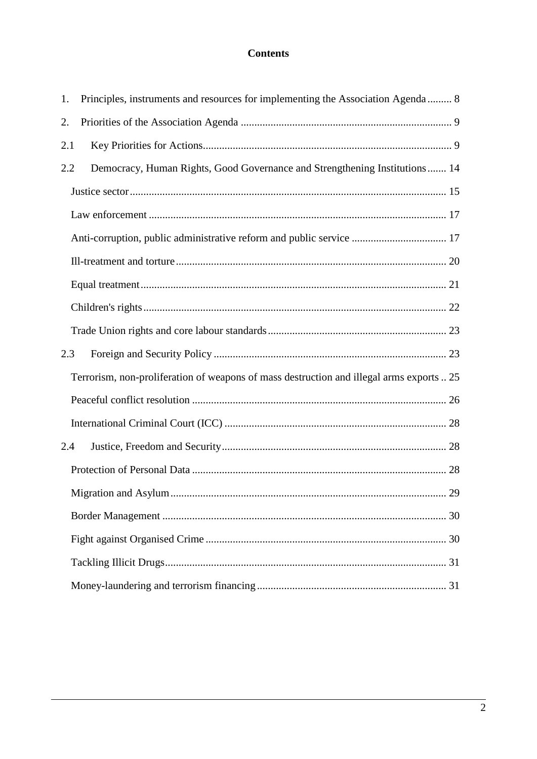**Contents**

1. Principles, instruments and resources for implementing the Association Agenda ......... 8

2. Priorities of the Association Agenda ............................................................................. 9

2.1 Key Priorities for Actions........................................................................................... 9

2.2 Democracy, Human Rights, Good Governance and Strengthening Institutions....... 14

Justice sector.................................................................................................................... 15

Law enforcement ............................................................................................................. 17

Anti-corruption, public administrative reform and public service ................................... 17

Ill-treatment and torture................................................................................................... 20

Equal treatment................................................................................................................ 21

Children's rights............................................................................................................... 22

Trade Union rights and core labour standards.................................................................. 23

2.3 Foreign and Security Policy ..................................................................................... 23

Terrorism, non-proliferation of weapons of mass destruction and illegal arms exports .. 25

Peaceful conflict resolution ............................................................................................. 26

International Criminal Court (ICC) ................................................................................. 28

2.4 Justice, Freedom and Security.................................................................................. 28

Protection of Personal Data ............................................................................................. 28

Migration and Asylum..................................................................................................... 29

Border Management ........................................................................................................ 30

Fight against Organised Crime ........................................................................................ 30

Tackling Illicit Drugs....................................................................................................... 31

Money-laundering and terrorism financing...................................................................... 31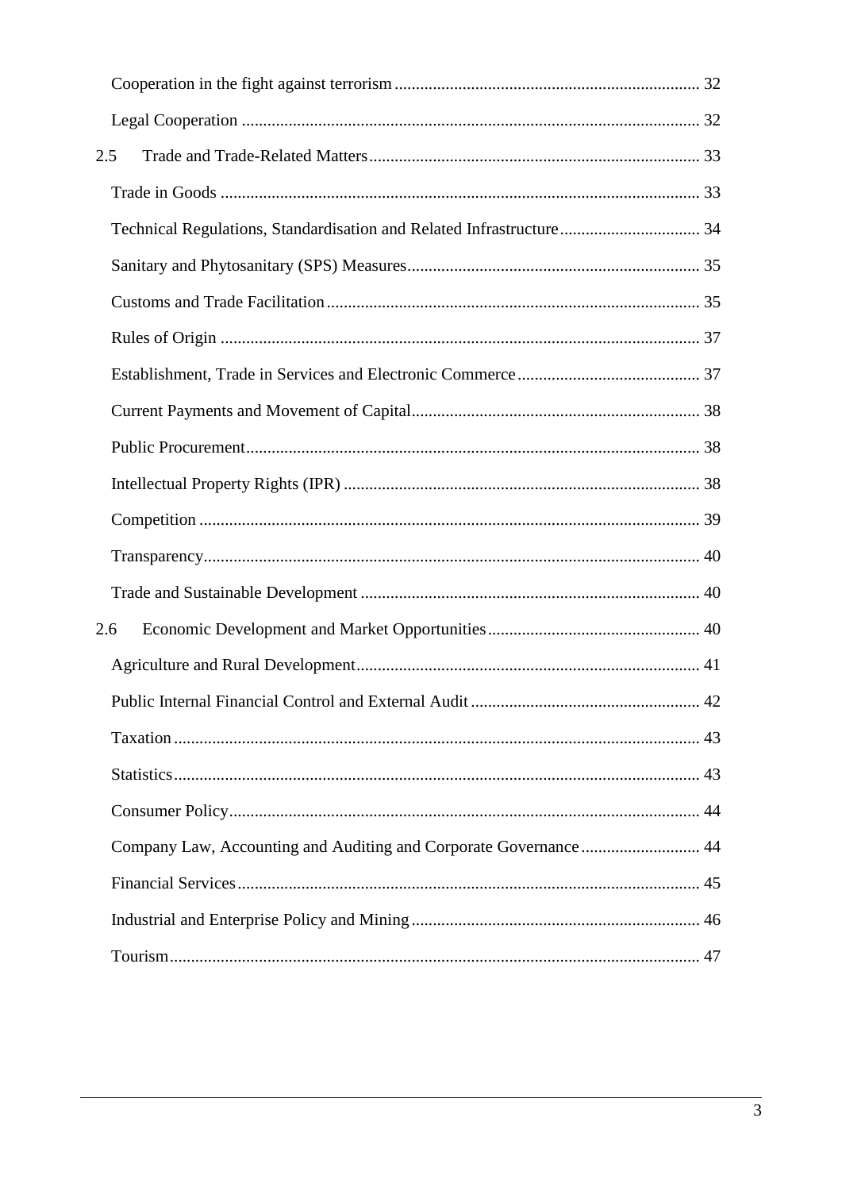Cooperation in the fight against terrorism ........................................................................ 32

Legal Cooperation ........................................................................................................... 32

2.5 Trade and Trade-Related Matters ............................................................................ 33

Trade in Goods ................................................................................................................ 33

Technical Regulations, Standardisation and Related Infrastructure ................................ 34

Sanitary and Phytosanitary (SPS) Measures .................................................................... 35

Customs and Trade Facilitation ....................................................................................... 35

Rules of Origin ................................................................................................................ 37

Establishment, Trade in Services and Electronic Commerce .......................................... 37

Current Payments and Movement of Capital ................................................................... 38

Public Procurement .......................................................................................................... 38

Intellectual Property Rights (IPR) ................................................................................... 38

Competition ..................................................................................................................... 39

Transparency .................................................................................................................... 40

Trade and Sustainable Development ............................................................................... 40

2.6 Economic Development and Market Opportunities ................................................. 40

Agriculture and Rural Development ................................................................................ 41

Public Internal Financial Control and External Audit ..................................................... 42

Taxation ........................................................................................................................... 43

Statistics ........................................................................................................................... 43

Consumer Policy .............................................................................................................. 44

Company Law, Accounting and Auditing and Corporate Governance ........................... 44

Financial Services ............................................................................................................ 45

Industrial and Enterprise Policy and Mining ................................................................... 46

Tourism ............................................................................................................................ 47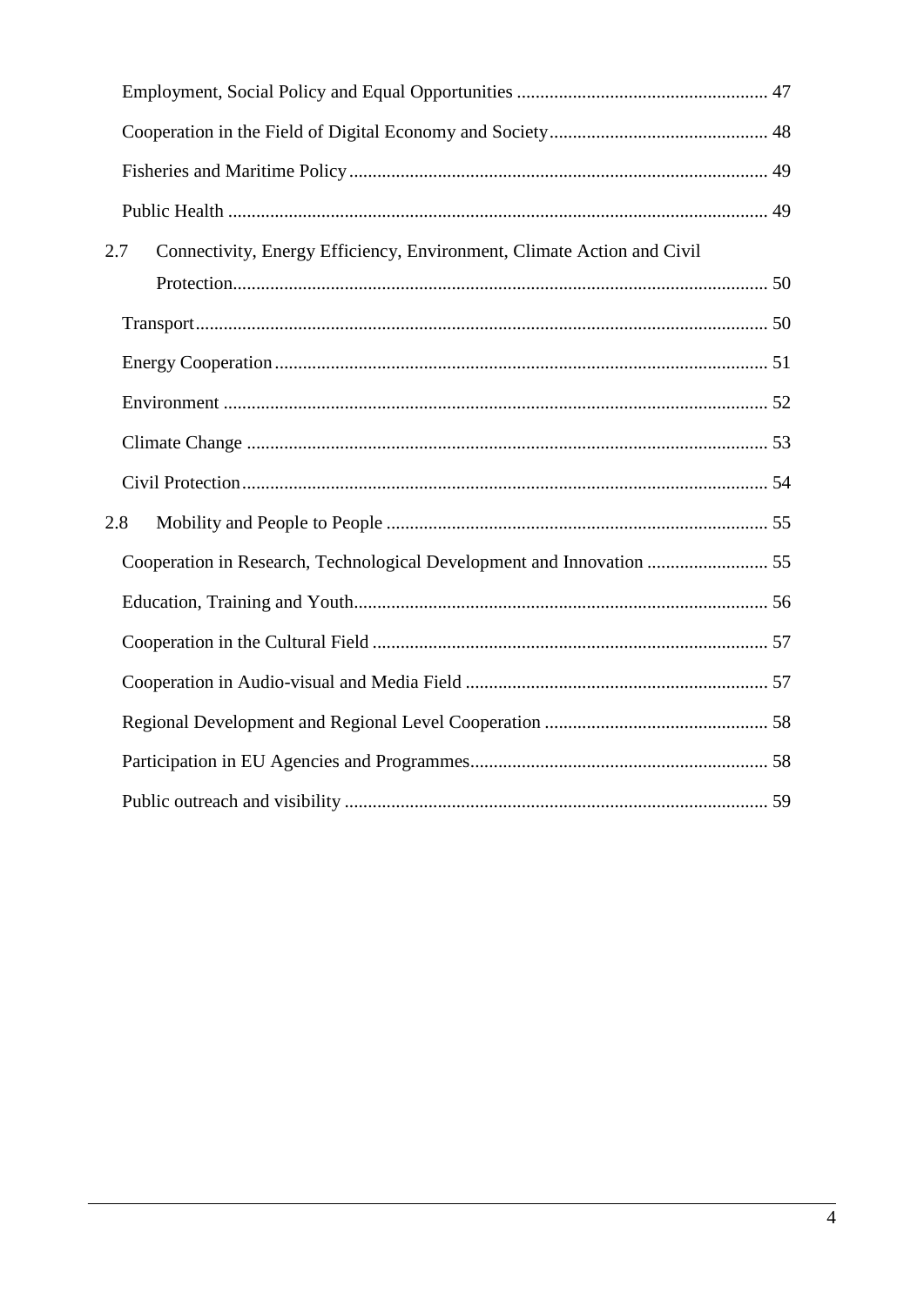Employment, Social Policy and Equal Opportunities ..................................................... 47

Cooperation in the Field of Digital Economy and Society.............................................. 48

Fisheries and Maritime Policy......................................................................................... 49

Public Health ................................................................................................................... 49

2.7 Connectivity, Energy Efficiency, Environment, Climate Action and Civil Protection................................................................................................................. 50

Transport.......................................................................................................................... 50

Energy Cooperation......................................................................................................... 51

Environment .................................................................................................................... 52

Climate Change ............................................................................................................... 53

Civil Protection................................................................................................................ 54

2.8 Mobility and People to People ................................................................................. 55

Cooperation in Research, Technological Development and Innovation .......................... 55

Education, Training and Youth........................................................................................ 56

Cooperation in the Cultural Field .................................................................................... 57

Cooperation in Audio-visual and Media Field ................................................................ 57

Regional Development and Regional Level Cooperation ................................................ 58

Participation in EU Agencies and Programmes............................................................... 58

Public outreach and visibility .......................................................................................... 59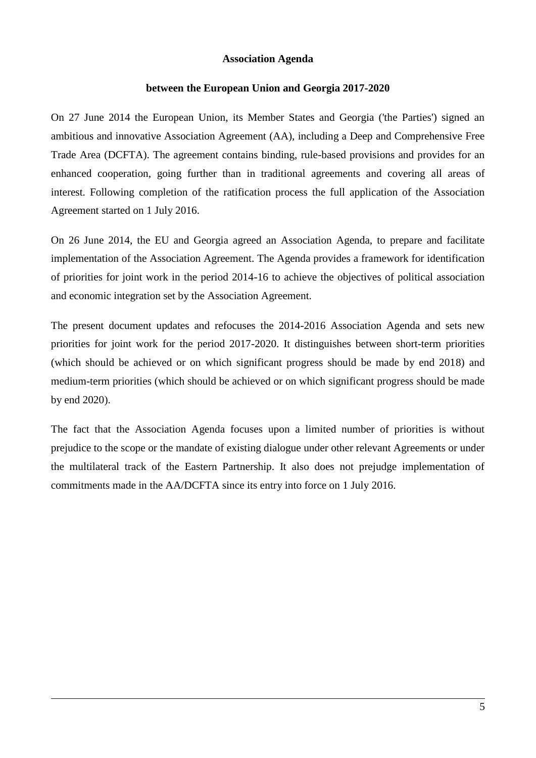**Association Agenda**

**between the European Union and Georgia 2017-2020**

On 27 June 2014 the European Union, its Member States and Georgia ('the Parties') signed an ambitious and innovative Association Agreement (AA), including a Deep and Comprehensive Free Trade Area (DCFTA). The agreement contains binding, rule-based provisions and provides for an enhanced cooperation, going further than in traditional agreements and covering all areas of interest. Following completion of the ratification process the full application of the Association Agreement started on 1 July 2016.

On 26 June 2014, the EU and Georgia agreed an Association Agenda, to prepare and facilitate implementation of the Association Agreement. The Agenda provides a framework for identification of priorities for joint work in the period 2014-16 to achieve the objectives of political association and economic integration set by the Association Agreement.

The present document updates and refocuses the 2014-2016 Association Agenda and sets new priorities for joint work for the period 2017-2020. It distinguishes between short-term priorities (which should be achieved or on which significant progress should be made by end 2018) and medium-term priorities (which should be achieved or on which significant progress should be made by end 2020).

The fact that the Association Agenda focuses upon a limited number of priorities is without prejudice to the scope or the mandate of existing dialogue under other relevant Agreements or under the multilateral track of the Eastern Partnership. It also does not prejudge implementation of commitments made in the AA/DCFTA since its entry into force on 1 July 2016.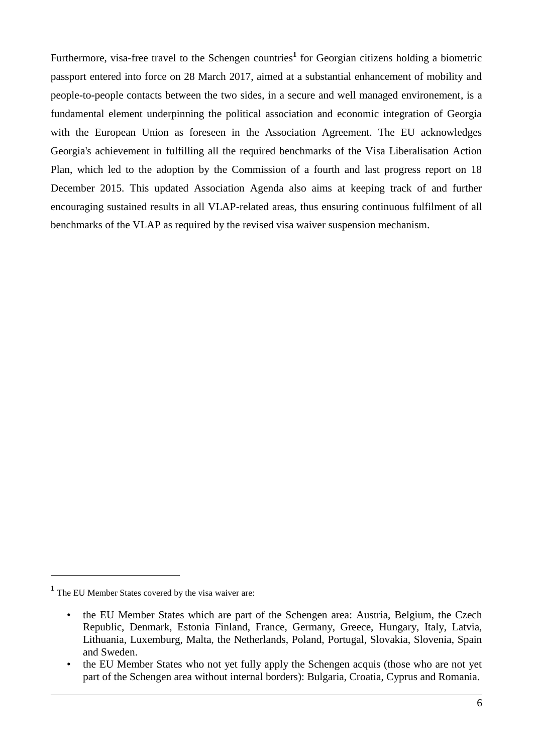Furthermore, visa-free travel to the Schengen countries[1] for Georgian citizens holding a biometric passport entered into force on 28 March 2017, aimed at a substantial enhancement of mobility and people-to-people contacts between the two sides, in a secure and well managed environement, is a fundamental element underpinning the political association and economic integration of Georgia with the European Union as foreseen in the Association Agreement. The EU acknowledges Georgia's achievement in fulfilling all the required benchmarks of the Visa Liberalisation Action Plan, which led to the adoption by the Commission of a fourth and last progress report on 18 December 2015. This updated Association Agenda also aims at keeping track of and further encouraging sustained results in all VLAP-related areas, thus ensuring continuous fulfilment of all benchmarks of the VLAP as required by the revised visa waiver suspension mechanism.

---

[1] The EU Member States covered by the visa waiver are:

- the EU Member States which are part of the Schengen area: Austria, Belgium, the Czech Republic, Denmark, Estonia Finland, France, Germany, Greece, Hungary, Italy, Latvia, Lithuania, Luxemburg, Malta, the Netherlands, Poland, Portugal, Slovakia, Slovenia, Spain and Sweden.
- the EU Member States who not yet fully apply the Schengen acquis (those who are not yet part of the Schengen area without internal borders): Bulgaria, Croatia, Cyprus and Romania.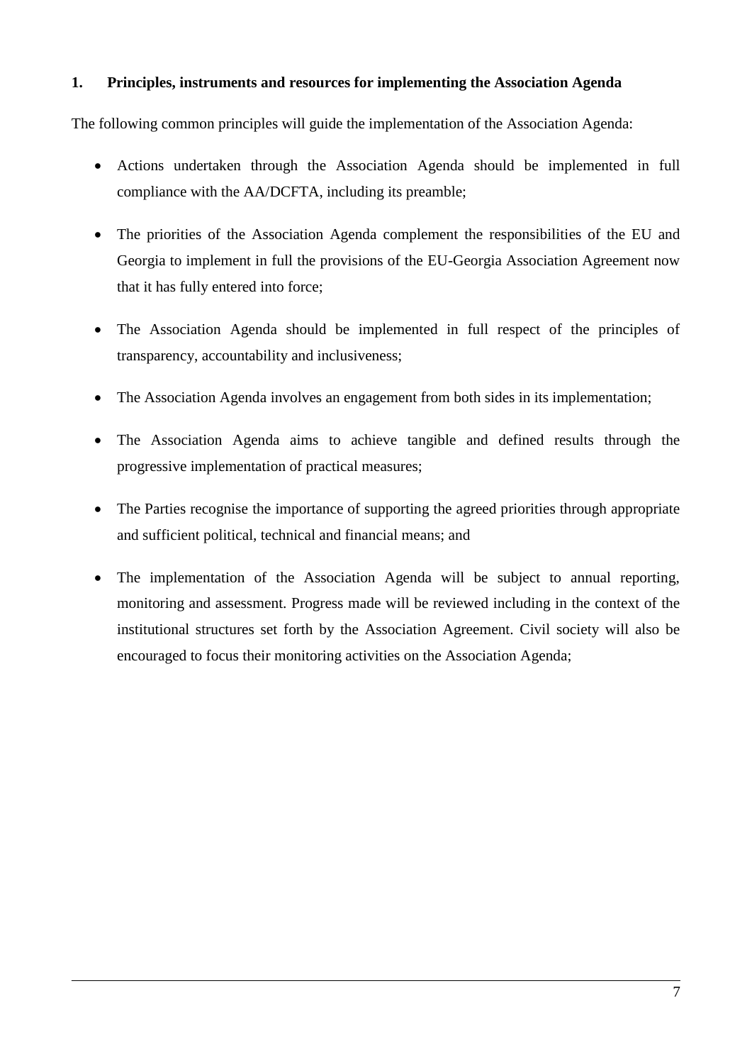## 1. Principles, instruments and resources for implementing the Association Agenda

The following common principles will guide the implementation of the Association Agenda:

- Actions undertaken through the Association Agenda should be implemented in full compliance with the AA/DCFTA, including its preamble;
- The priorities of the Association Agenda complement the responsibilities of the EU and Georgia to implement in full the provisions of the EU-Georgia Association Agreement now that it has fully entered into force;
- The Association Agenda should be implemented in full respect of the principles of transparency, accountability and inclusiveness;
- The Association Agenda involves an engagement from both sides in its implementation;
- The Association Agenda aims to achieve tangible and defined results through the progressive implementation of practical measures;
- The Parties recognise the importance of supporting the agreed priorities through appropriate and sufficient political, technical and financial means; and
- The implementation of the Association Agenda will be subject to annual reporting, monitoring and assessment. Progress made will be reviewed including in the context of the institutional structures set forth by the Association Agreement. Civil society will also be encouraged to focus their monitoring activities on the Association Agenda;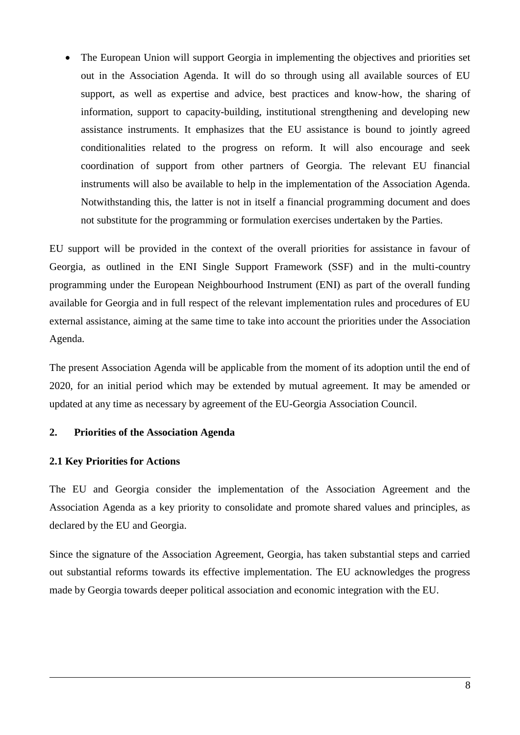- The European Union will support Georgia in implementing the objectives and priorities set out in the Association Agenda. It will do so through using all available sources of EU support, as well as expertise and advice, best practices and know-how, the sharing of information, support to capacity-building, institutional strengthening and developing new assistance instruments. It emphasizes that the EU assistance is bound to jointly agreed conditionalities related to the progress on reform. It will also encourage and seek coordination of support from other partners of Georgia. The relevant EU financial instruments will also be available to help in the implementation of the Association Agenda. Notwithstanding this, the latter is not in itself a financial programming document and does not substitute for the programming or formulation exercises undertaken by the Parties.

EU support will be provided in the context of the overall priorities for assistance in favour of Georgia, as outlined in the ENI Single Support Framework (SSF) and in the multi-country programming under the European Neighbourhood Instrument (ENI) as part of the overall funding available for Georgia and in full respect of the relevant implementation rules and procedures of EU external assistance, aiming at the same time to take into account the priorities under the Association Agenda.

The present Association Agenda will be applicable from the moment of its adoption until the end of 2020, for an initial period which may be extended by mutual agreement. It may be amended or updated at any time as necessary by agreement of the EU-Georgia Association Council.

## 2. Priorities of the Association Agenda

### 2.1 Key Priorities for Actions

The EU and Georgia consider the implementation of the Association Agreement and the Association Agenda as a key priority to consolidate and promote shared values and principles, as declared by the EU and Georgia.

Since the signature of the Association Agreement, Georgia, has taken substantial steps and carried out substantial reforms towards its effective implementation. The EU acknowledges the progress made by Georgia towards deeper political association and economic integration with the EU.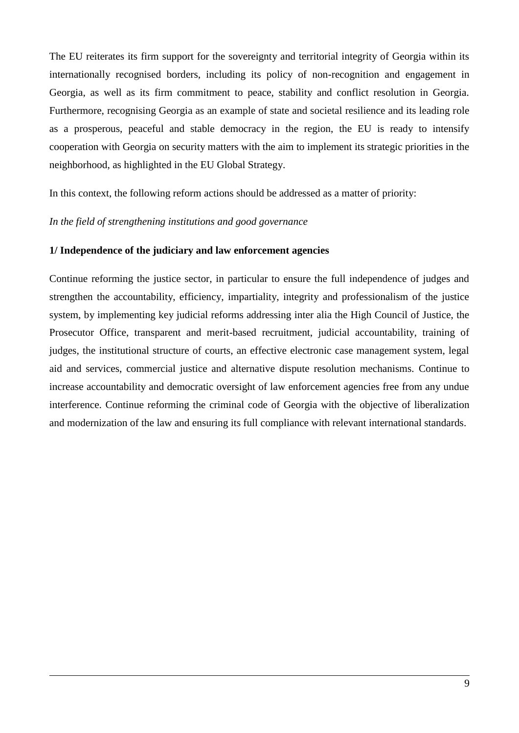The EU reiterates its firm support for the sovereignty and territorial integrity of Georgia within its internationally recognised borders, including its policy of non-recognition and engagement in Georgia, as well as its firm commitment to peace, stability and conflict resolution in Georgia. Furthermore, recognising Georgia as an example of state and societal resilience and its leading role as a prosperous, peaceful and stable democracy in the region, the EU is ready to intensify cooperation with Georgia on security matters with the aim to implement its strategic priorities in the neighborhood, as highlighted in the EU Global Strategy.

In this context, the following reform actions should be addressed as a matter of priority:

*In the field of strengthening institutions and good governance*

**1/ Independence of the judiciary and law enforcement agencies**

Continue reforming the justice sector, in particular to ensure the full independence of judges and strengthen the accountability, efficiency, impartiality, integrity and professionalism of the justice system, by implementing key judicial reforms addressing inter alia the High Council of Justice, the Prosecutor Office, transparent and merit-based recruitment, judicial accountability, training of judges, the institutional structure of courts, an effective electronic case management system, legal aid and services, commercial justice and alternative dispute resolution mechanisms. Continue to increase accountability and democratic oversight of law enforcement agencies free from any undue interference. Continue reforming the criminal code of Georgia with the objective of liberalization and modernization of the law and ensuring its full compliance with relevant international standards.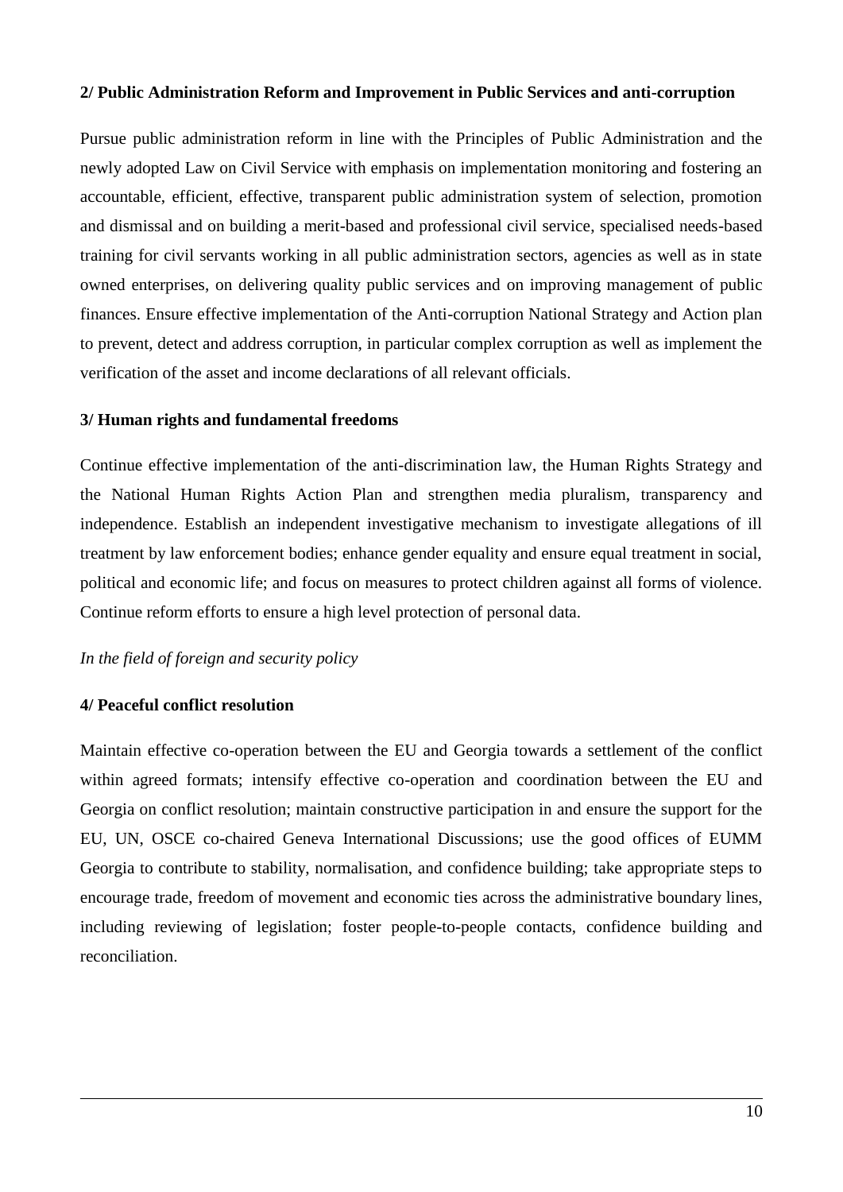**2/ Public Administration Reform and Improvement in Public Services and anti-corruption**

Pursue public administration reform in line with the Principles of Public Administration and the newly adopted Law on Civil Service with emphasis on implementation monitoring and fostering an accountable, efficient, effective, transparent public administration system of selection, promotion and dismissal and on building a merit-based and professional civil service, specialised needs-based training for civil servants working in all public administration sectors, agencies as well as in state owned enterprises, on delivering quality public services and on improving management of public finances. Ensure effective implementation of the Anti-corruption National Strategy and Action plan to prevent, detect and address corruption, in particular complex corruption as well as implement the verification of the asset and income declarations of all relevant officials.

**3/ Human rights and fundamental freedoms**

Continue effective implementation of the anti-discrimination law, the Human Rights Strategy and the National Human Rights Action Plan and strengthen media pluralism, transparency and independence. Establish an independent investigative mechanism to investigate allegations of ill treatment by law enforcement bodies; enhance gender equality and ensure equal treatment in social, political and economic life; and focus on measures to protect children against all forms of violence. Continue reform efforts to ensure a high level protection of personal data.

*In the field of foreign and security policy*

**4/ Peaceful conflict resolution**

Maintain effective co-operation between the EU and Georgia towards a settlement of the conflict within agreed formats; intensify effective co-operation and coordination between the EU and Georgia on conflict resolution; maintain constructive participation in and ensure the support for the EU, UN, OSCE co-chaired Geneva International Discussions; use the good offices of EUMM Georgia to contribute to stability, normalisation, and confidence building; take appropriate steps to encourage trade, freedom of movement and economic ties across the administrative boundary lines, including reviewing of legislation; foster people-to-people contacts, confidence building and reconciliation.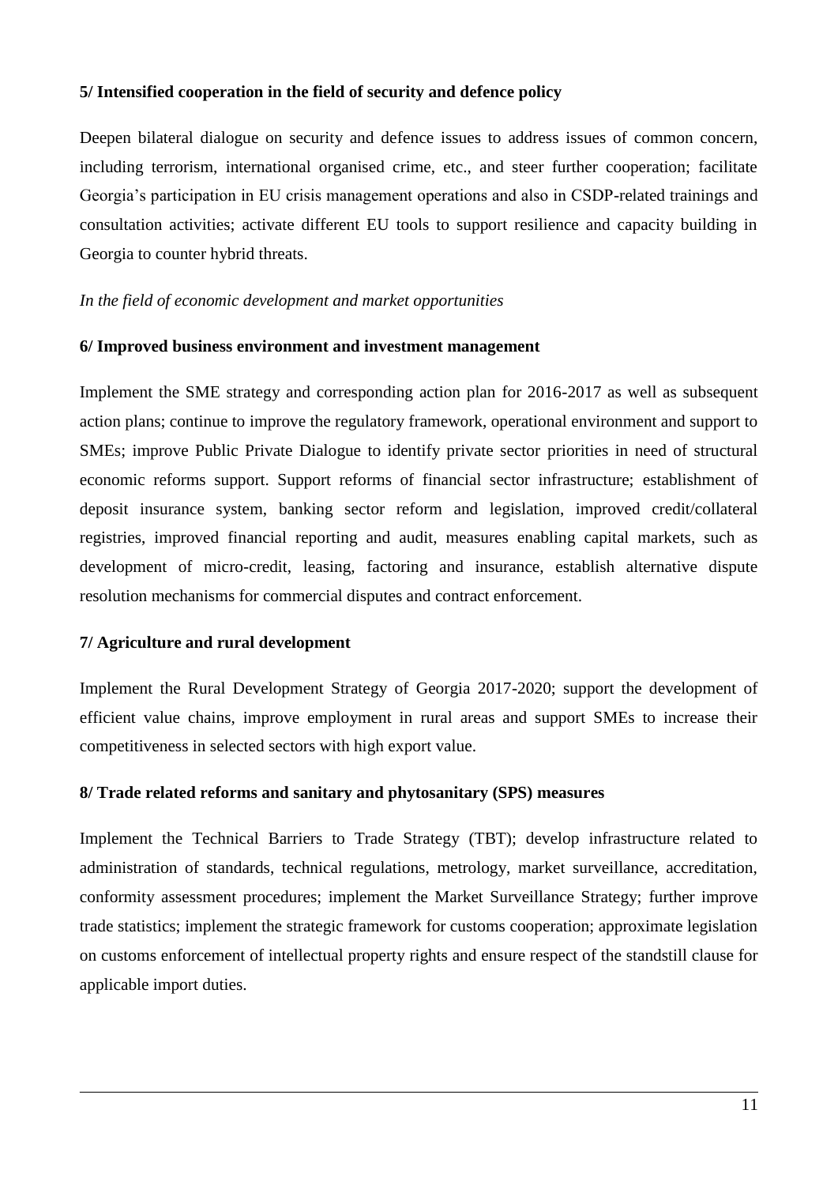**5/ Intensified cooperation in the field of security and defence policy**

Deepen bilateral dialogue on security and defence issues to address issues of common concern, including terrorism, international organised crime, etc., and steer further cooperation; facilitate Georgia's participation in EU crisis management operations and also in CSDP-related trainings and consultation activities; activate different EU tools to support resilience and capacity building in Georgia to counter hybrid threats.

*In the field of economic development and market opportunities*

**6/ Improved business environment and investment management**

Implement the SME strategy and corresponding action plan for 2016-2017 as well as subsequent action plans; continue to improve the regulatory framework, operational environment and support to SMEs; improve Public Private Dialogue to identify private sector priorities in need of structural economic reforms support. Support reforms of financial sector infrastructure; establishment of deposit insurance system, banking sector reform and legislation, improved credit/collateral registries, improved financial reporting and audit, measures enabling capital markets, such as development of micro-credit, leasing, factoring and insurance, establish alternative dispute resolution mechanisms for commercial disputes and contract enforcement.

**7/ Agriculture and rural development**

Implement the Rural Development Strategy of Georgia 2017-2020; support the development of efficient value chains, improve employment in rural areas and support SMEs to increase their competitiveness in selected sectors with high export value.

**8/ Trade related reforms and sanitary and phytosanitary (SPS) measures**

Implement the Technical Barriers to Trade Strategy (TBT); develop infrastructure related to administration of standards, technical regulations, metrology, market surveillance, accreditation, conformity assessment procedures; implement the Market Surveillance Strategy; further improve trade statistics; implement the strategic framework for customs cooperation; approximate legislation on customs enforcement of intellectual property rights and ensure respect of the standstill clause for applicable import duties.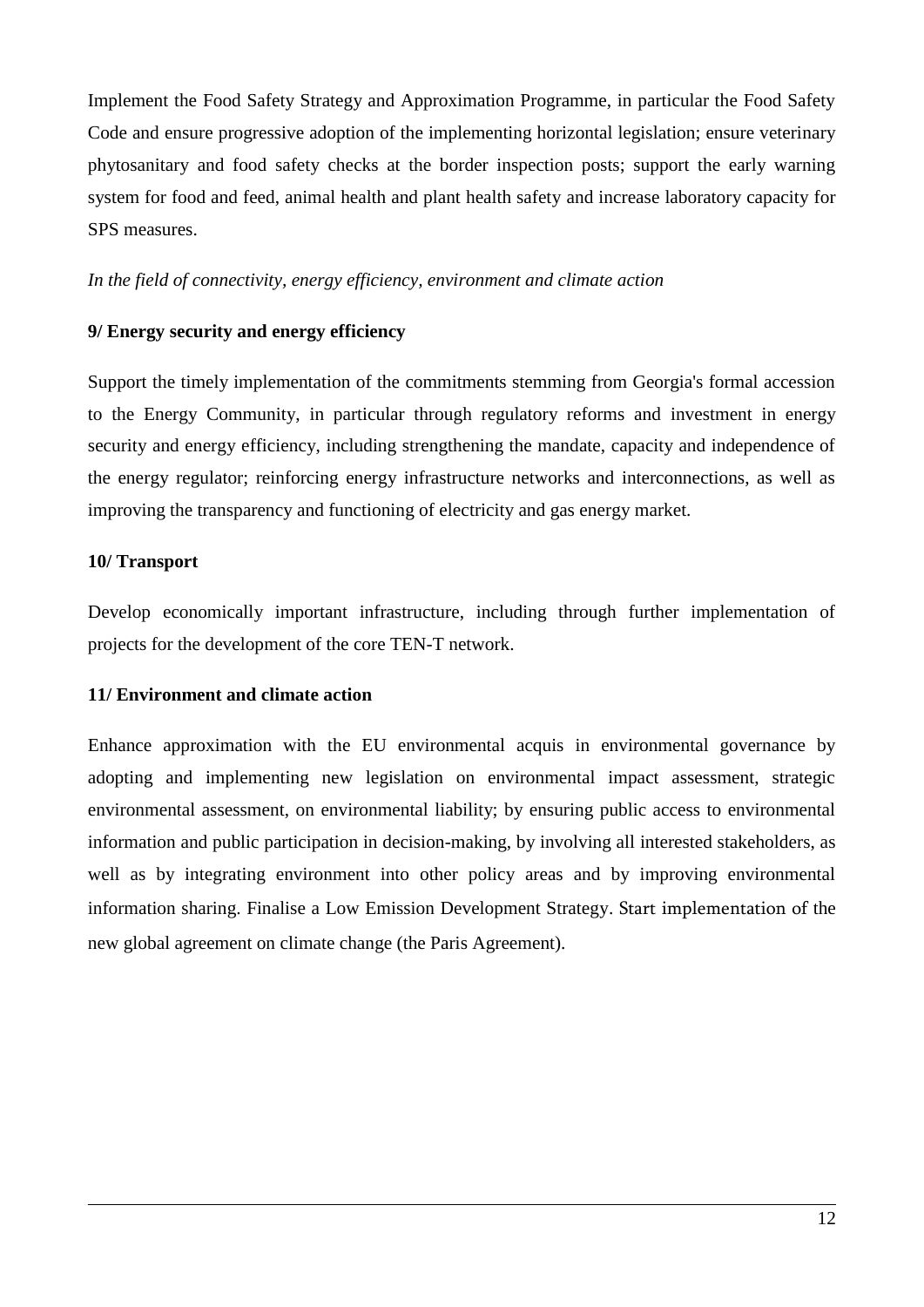Implement the Food Safety Strategy and Approximation Programme, in particular the Food Safety Code and ensure progressive adoption of the implementing horizontal legislation; ensure veterinary phytosanitary and food safety checks at the border inspection posts; support the early warning system for food and feed, animal health and plant health safety and increase laboratory capacity for SPS measures.

*In the field of connectivity, energy efficiency, environment and climate action*

**9/ Energy security and energy efficiency**

Support the timely implementation of the commitments stemming from Georgia's formal accession to the Energy Community, in particular through regulatory reforms and investment in energy security and energy efficiency, including strengthening the mandate, capacity and independence of the energy regulator; reinforcing energy infrastructure networks and interconnections, as well as improving the transparency and functioning of electricity and gas energy market.

**10/ Transport**

Develop economically important infrastructure, including through further implementation of projects for the development of the core TEN-T network.

**11/ Environment and climate action**

Enhance approximation with the EU environmental acquis in environmental governance by adopting and implementing new legislation on environmental impact assessment, strategic environmental assessment, on environmental liability; by ensuring public access to environmental information and public participation in decision-making, by involving all interested stakeholders, as well as by integrating environment into other policy areas and by improving environmental information sharing. Finalise a Low Emission Development Strategy. Start implementation of the new global agreement on climate change (the Paris Agreement).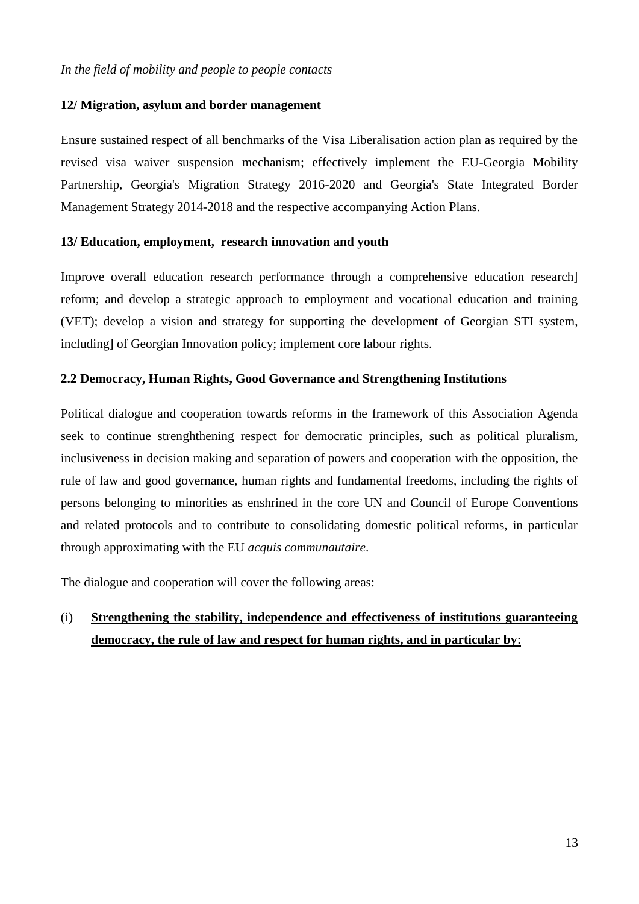*In the field of mobility and people to people contacts*

**12/ Migration, asylum and border management**

Ensure sustained respect of all benchmarks of the Visa Liberalisation action plan as required by the revised visa waiver suspension mechanism; effectively implement the EU-Georgia Mobility Partnership, Georgia's Migration Strategy 2016-2020 and Georgia's State Integrated Border Management Strategy 2014-2018 and the respective accompanying Action Plans.

**13/ Education, employment, research innovation and youth**

Improve overall education research performance through a comprehensive education research] reform; and develop a strategic approach to employment and vocational education and training (VET); develop a vision and strategy for supporting the development of Georgian STI system, including] of Georgian Innovation policy; implement core labour rights.

## 2.2 Democracy, Human Rights, Good Governance and Strengthening Institutions

Political dialogue and cooperation towards reforms in the framework of this Association Agenda seek to continue strenghthening respect for democratic principles, such as political pluralism, inclusiveness in decision making and separation of powers and cooperation with the opposition, the rule of law and good governance, human rights and fundamental freedoms, including the rights of persons belonging to minorities as enshrined in the core UN and Council of Europe Conventions and related protocols and to contribute to consolidating domestic political reforms, in particular through approximating with the EU *acquis communautaire*.

The dialogue and cooperation will cover the following areas:

(i) **Strengthening the stability, independence and effectiveness of institutions guaranteeing democracy, the rule of law and respect for human rights, and in particular by**: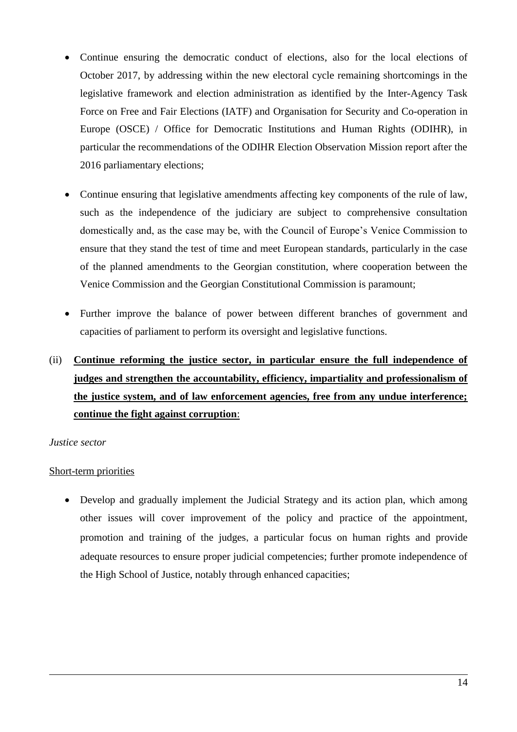- Continue ensuring the democratic conduct of elections, also for the local elections of October 2017, by addressing within the new electoral cycle remaining shortcomings in the legislative framework and election administration as identified by the Inter-Agency Task Force on Free and Fair Elections (IATF) and Organisation for Security and Co-operation in Europe (OSCE) / Office for Democratic Institutions and Human Rights (ODIHR), in particular the recommendations of the ODIHR Election Observation Mission report after the 2016 parliamentary elections;

- Continue ensuring that legislative amendments affecting key components of the rule of law, such as the independence of the judiciary are subject to comprehensive consultation domestically and, as the case may be, with the Council of Europe's Venice Commission to ensure that they stand the test of time and meet European standards, particularly in the case of the planned amendments to the Georgian constitution, where cooperation between the Venice Commission and the Georgian Constitutional Commission is paramount;

- Further improve the balance of power between different branches of government and capacities of parliament to perform its oversight and legislative functions.

(ii) <u>**Continue reforming the justice sector, in particular ensure the full independence of judges and strengthen the accountability, efficiency, impartiality and professionalism of the justice system, and of law enforcement agencies, free from any undue interference; continue the fight against corruption**</u>:

*Justice sector*

<u>Short-term priorities</u>

- Develop and gradually implement the Judicial Strategy and its action plan, which among other issues will cover improvement of the policy and practice of the appointment, promotion and training of the judges, a particular focus on human rights and provide adequate resources to ensure proper judicial competencies; further promote independence of the High School of Justice, notably through enhanced capacities;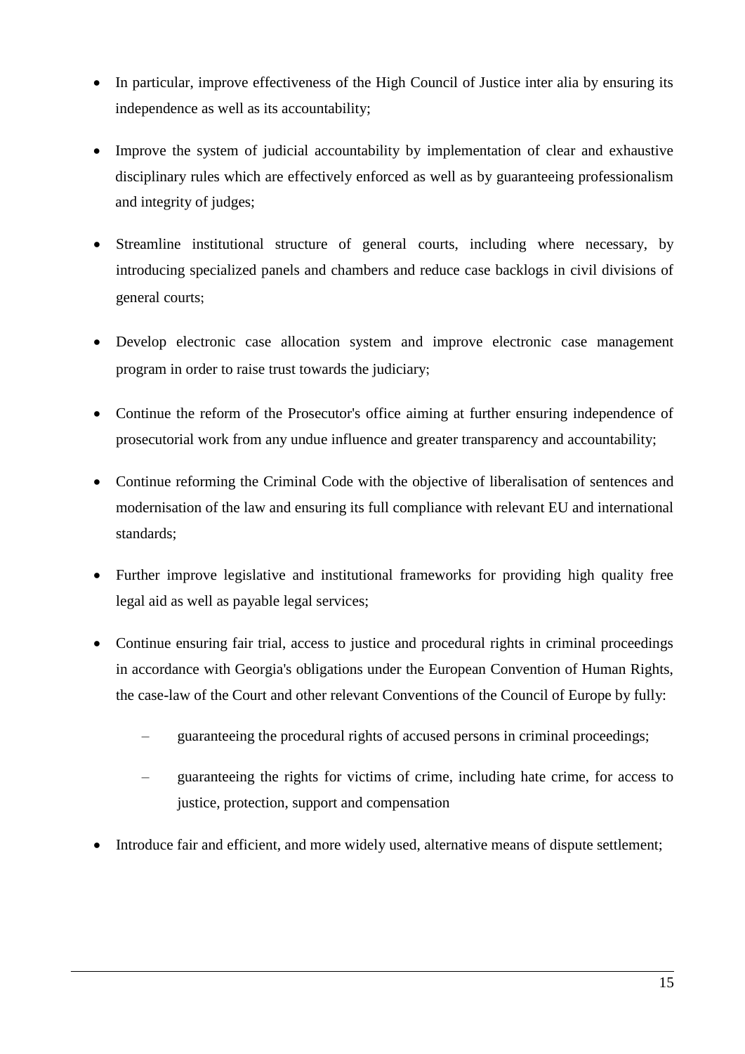- In particular, improve effectiveness of the High Council of Justice inter alia by ensuring its independence as well as its accountability;

- Improve the system of judicial accountability by implementation of clear and exhaustive disciplinary rules which are effectively enforced as well as by guaranteeing professionalism and integrity of judges;

- Streamline institutional structure of general courts, including where necessary, by introducing specialized panels and chambers and reduce case backlogs in civil divisions of general courts;

- Develop electronic case allocation system and improve electronic case management program in order to raise trust towards the judiciary;

- Continue the reform of the Prosecutor's office aiming at further ensuring independence of prosecutorial work from any undue influence and greater transparency and accountability;

- Continue reforming the Criminal Code with the objective of liberalisation of sentences and modernisation of the law and ensuring its full compliance with relevant EU and international standards;

- Further improve legislative and institutional frameworks for providing high quality free legal aid as well as payable legal services;

- Continue ensuring fair trial, access to justice and procedural rights in criminal proceedings in accordance with Georgia's obligations under the European Convention of Human Rights, the case-law of the Court and other relevant Conventions of the Council of Europe by fully:

  – guaranteeing the procedural rights of accused persons in criminal proceedings;

  – guaranteeing the rights for victims of crime, including hate crime, for access to justice, protection, support and compensation

- Introduce fair and efficient, and more widely used, alternative means of dispute settlement;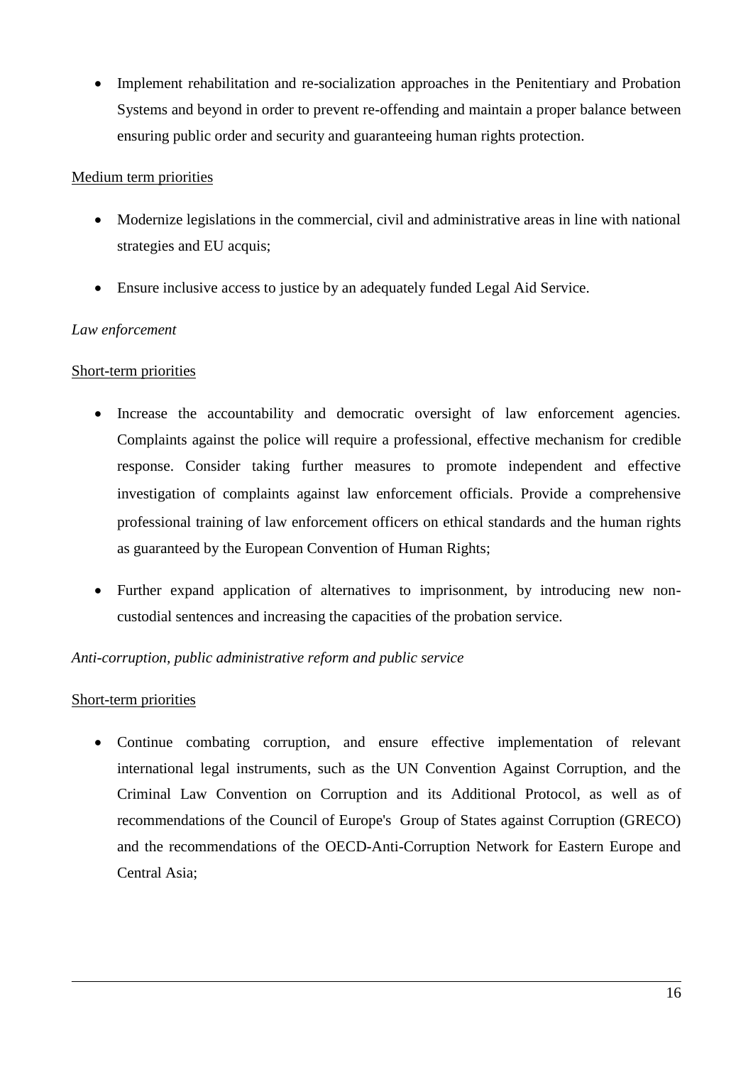- Implement rehabilitation and re-socialization approaches in the Penitentiary and Probation Systems and beyond in order to prevent re-offending and maintain a proper balance between ensuring public order and security and guaranteeing human rights protection.

Medium term priorities

- Modernize legislations in the commercial, civil and administrative areas in line with national strategies and EU acquis;

- Ensure inclusive access to justice by an adequately funded Legal Aid Service.

*Law enforcement*

Short-term priorities

- Increase the accountability and democratic oversight of law enforcement agencies. Complaints against the police will require a professional, effective mechanism for credible response. Consider taking further measures to promote independent and effective investigation of complaints against law enforcement officials. Provide a comprehensive professional training of law enforcement officers on ethical standards and the human rights as guaranteed by the European Convention of Human Rights;

- Further expand application of alternatives to imprisonment, by introducing new non-custodial sentences and increasing the capacities of the probation service.

*Anti-corruption, public administrative reform and public service*

Short-term priorities

- Continue combating corruption, and ensure effective implementation of relevant international legal instruments, such as the UN Convention Against Corruption, and the Criminal Law Convention on Corruption and its Additional Protocol, as well as of recommendations of the Council of Europe's Group of States against Corruption (GRECO) and the recommendations of the OECD-Anti-Corruption Network for Eastern Europe and Central Asia;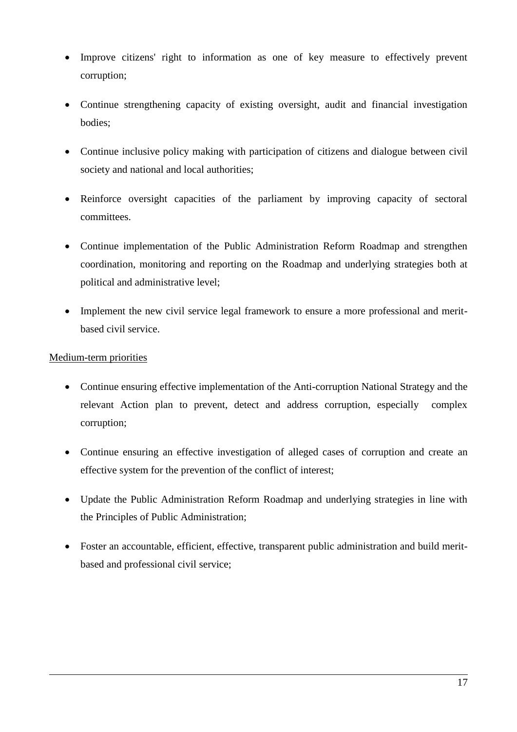- Improve citizens' right to information as one of key measure to effectively prevent corruption;

- Continue strengthening capacity of existing oversight, audit and financial investigation bodies;

- Continue inclusive policy making with participation of citizens and dialogue between civil society and national and local authorities;

- Reinforce oversight capacities of the parliament by improving capacity of sectoral committees.

- Continue implementation of the Public Administration Reform Roadmap and strengthen coordination, monitoring and reporting on the Roadmap and underlying strategies both at political and administrative level;

- Implement the new civil service legal framework to ensure a more professional and merit-based civil service.

<u>Medium-term priorities</u>

- Continue ensuring effective implementation of the Anti-corruption National Strategy and the relevant Action plan to prevent, detect and address corruption, especially complex corruption;

- Continue ensuring an effective investigation of alleged cases of corruption and create an effective system for the prevention of the conflict of interest;

- Update the Public Administration Reform Roadmap and underlying strategies in line with the Principles of Public Administration;

- Foster an accountable, efficient, effective, transparent public administration and build merit-based and professional civil service;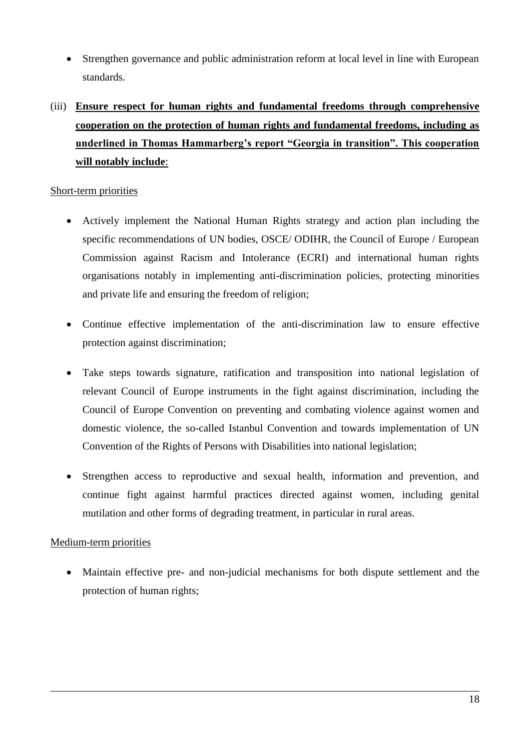- Strengthen governance and public administration reform at local level in line with European standards.

(iii) **<u>Ensure respect for human rights and fundamental freedoms through comprehensive cooperation on the protection of human rights and fundamental freedoms, including as underlined in Thomas Hammarberg's report "Georgia in transition". This cooperation will notably include</u>**:

<u>Short-term priorities</u>

- Actively implement the National Human Rights strategy and action plan including the specific recommendations of UN bodies, OSCE/ ODIHR, the Council of Europe / European Commission against Racism and Intolerance (ECRI) and international human rights organisations notably in implementing anti-discrimination policies, protecting minorities and private life and ensuring the freedom of religion;

- Continue effective implementation of the anti-discrimination law to ensure effective protection against discrimination;

- Take steps towards signature, ratification and transposition into national legislation of relevant Council of Europe instruments in the fight against discrimination, including the Council of Europe Convention on preventing and combating violence against women and domestic violence, the so-called Istanbul Convention and towards implementation of UN Convention of the Rights of Persons with Disabilities into national legislation;

- Strengthen access to reproductive and sexual health, information and prevention, and continue fight against harmful practices directed against women, including genital mutilation and other forms of degrading treatment, in particular in rural areas.

<u>Medium-term priorities</u>

- Maintain effective pre- and non-judicial mechanisms for both dispute settlement and the protection of human rights;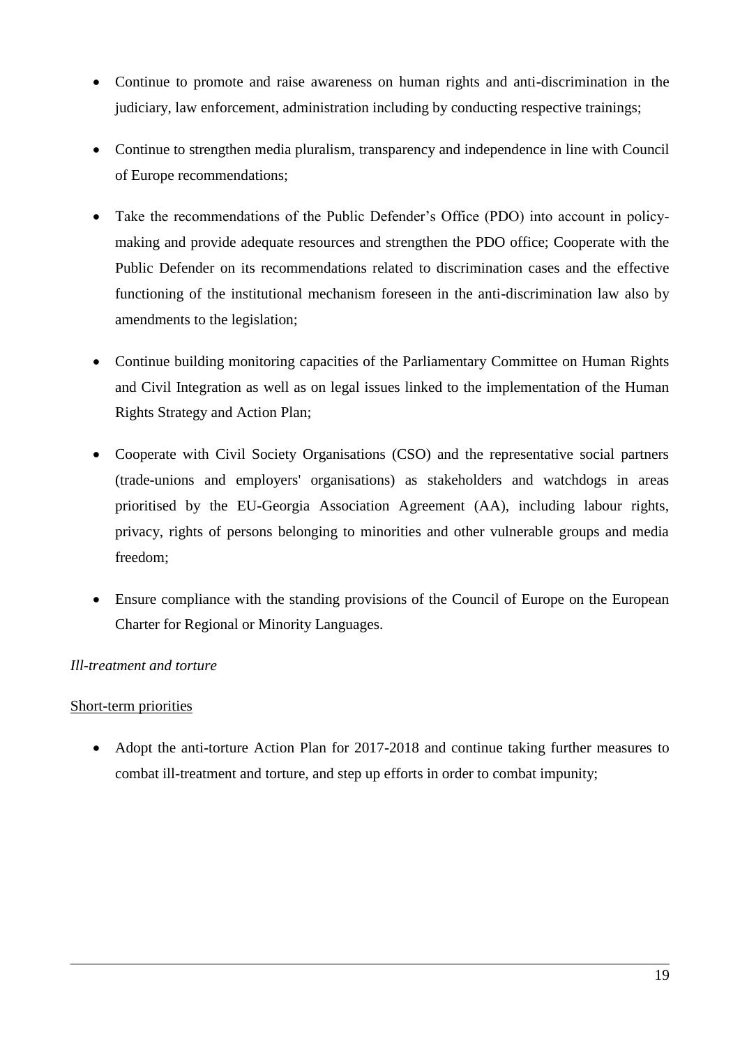- Continue to promote and raise awareness on human rights and anti-discrimination in the judiciary, law enforcement, administration including by conducting respective trainings;

- Continue to strengthen media pluralism, transparency and independence in line with Council of Europe recommendations;

- Take the recommendations of the Public Defender's Office (PDO) into account in policy-making and provide adequate resources and strengthen the PDO office; Cooperate with the Public Defender on its recommendations related to discrimination cases and the effective functioning of the institutional mechanism foreseen in the anti-discrimination law also by amendments to the legislation;

- Continue building monitoring capacities of the Parliamentary Committee on Human Rights and Civil Integration as well as on legal issues linked to the implementation of the Human Rights Strategy and Action Plan;

- Cooperate with Civil Society Organisations (CSO) and the representative social partners (trade-unions and employers' organisations) as stakeholders and watchdogs in areas prioritised by the EU-Georgia Association Agreement (AA), including labour rights, privacy, rights of persons belonging to minorities and other vulnerable groups and media freedom;

- Ensure compliance with the standing provisions of the Council of Europe on the European Charter for Regional or Minority Languages.

*Ill-treatment and torture*

<u>Short-term priorities</u>

- Adopt the anti-torture Action Plan for 2017-2018 and continue taking further measures to combat ill-treatment and torture, and step up efforts in order to combat impunity;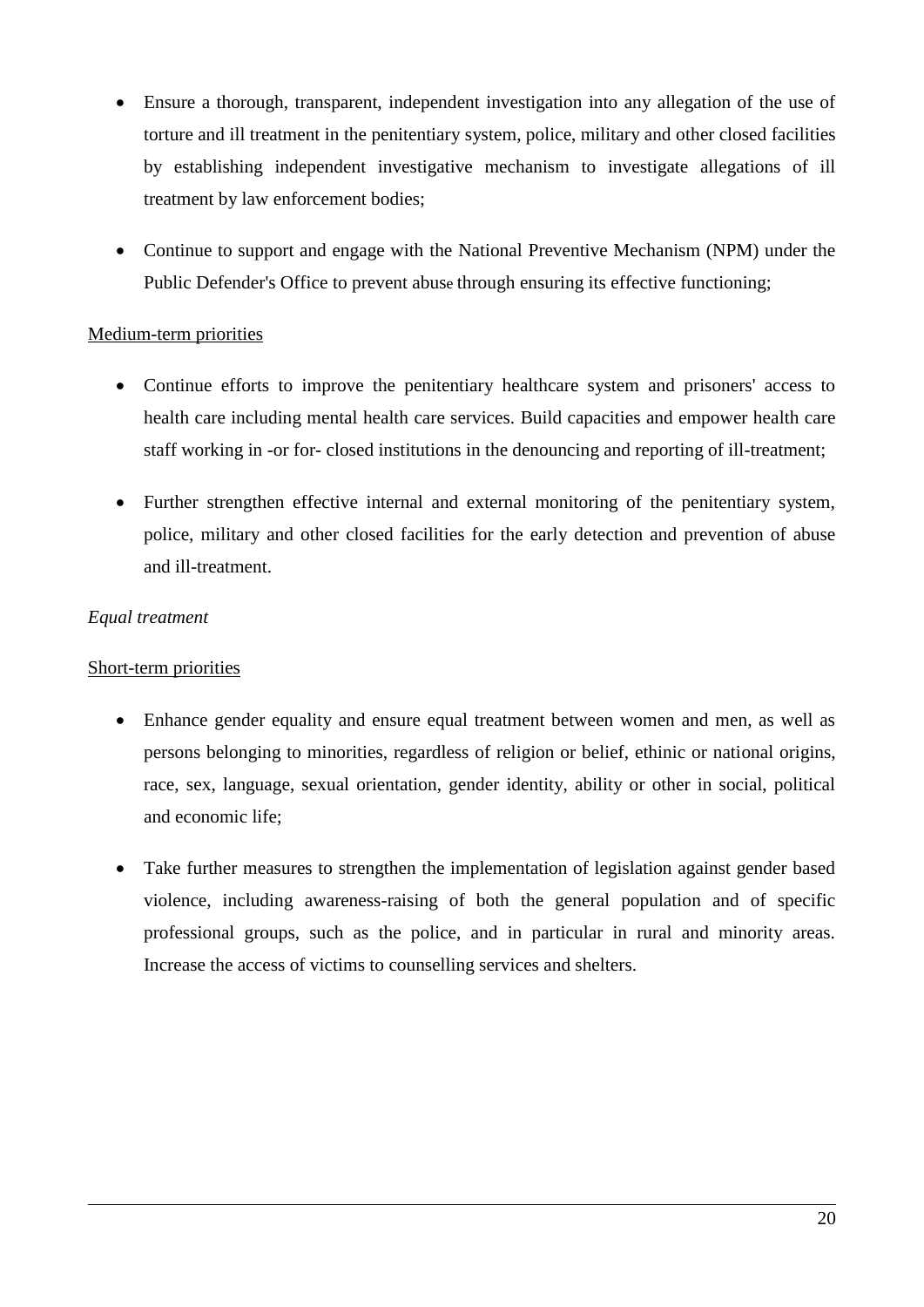- Ensure a thorough, transparent, independent investigation into any allegation of the use of torture and ill treatment in the penitentiary system, police, military and other closed facilities by establishing independent investigative mechanism to investigate allegations of ill treatment by law enforcement bodies;

- Continue to support and engage with the National Preventive Mechanism (NPM) under the Public Defender's Office to prevent abuse through ensuring its effective functioning;

<u>Medium-term priorities</u>

- Continue efforts to improve the penitentiary healthcare system and prisoners' access to health care including mental health care services. Build capacities and empower health care staff working in -or for- closed institutions in the denouncing and reporting of ill-treatment;

- Further strengthen effective internal and external monitoring of the penitentiary system, police, military and other closed facilities for the early detection and prevention of abuse and ill-treatment.

*Equal treatment*

<u>Short-term priorities</u>

- Enhance gender equality and ensure equal treatment between women and men, as well as persons belonging to minorities, regardless of religion or belief, ethinic or national origins, race, sex, language, sexual orientation, gender identity, ability or other in social, political and economic life;

- Take further measures to strengthen the implementation of legislation against gender based violence, including awareness-raising of both the general population and of specific professional groups, such as the police, and in particular in rural and minority areas. Increase the access of victims to counselling services and shelters.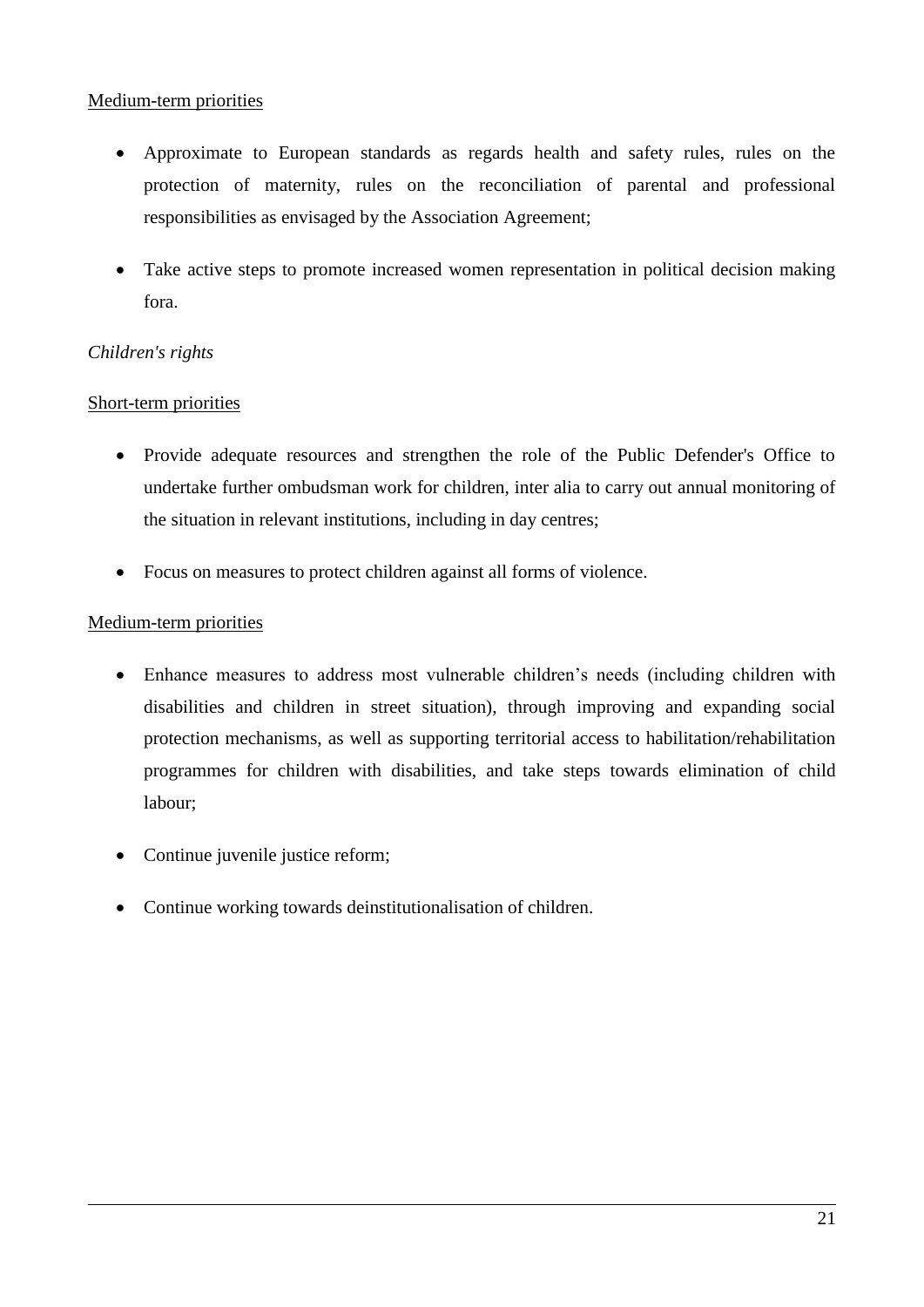<u>Medium-term priorities</u>

- Approximate to European standards as regards health and safety rules, rules on the protection of maternity, rules on the reconciliation of parental and professional responsibilities as envisaged by the Association Agreement;
- Take active steps to promote increased women representation in political decision making fora.

*Children's rights*

<u>Short-term priorities</u>

- Provide adequate resources and strengthen the role of the Public Defender's Office to undertake further ombudsman work for children, inter alia to carry out annual monitoring of the situation in relevant institutions, including in day centres;
- Focus on measures to protect children against all forms of violence.

<u>Medium-term priorities</u>

- Enhance measures to address most vulnerable children's needs (including children with disabilities and children in street situation), through improving and expanding social protection mechanisms, as well as supporting territorial access to habilitation/rehabilitation programmes for children with disabilities, and take steps towards elimination of child labour;
- Continue juvenile justice reform;
- Continue working towards deinstitutionalisation of children.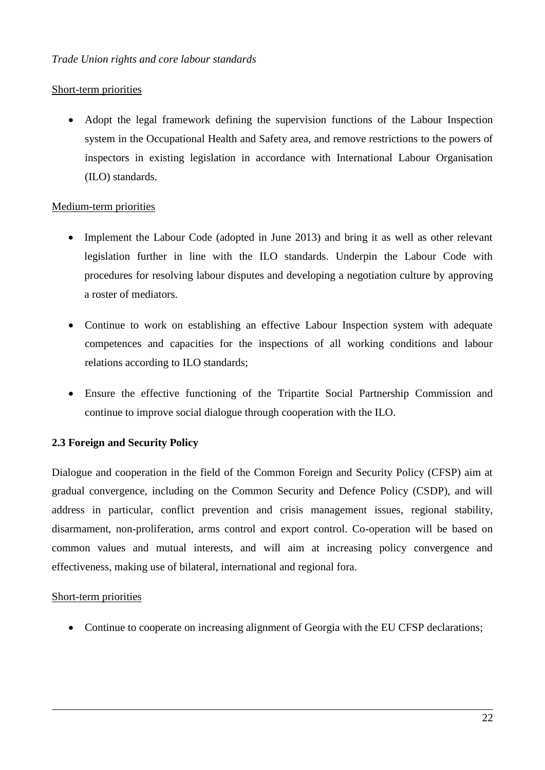*Trade Union rights and core labour standards*

Short-term priorities

- Adopt the legal framework defining the supervision functions of the Labour Inspection system in the Occupational Health and Safety area, and remove restrictions to the powers of inspectors in existing legislation in accordance with International Labour Organisation (ILO) standards.

Medium-term priorities

- Implement the Labour Code (adopted in June 2013) and bring it as well as other relevant legislation further in line with the ILO standards. Underpin the Labour Code with procedures for resolving labour disputes and developing a negotiation culture by approving a roster of mediators.

- Continue to work on establishing an effective Labour Inspection system with adequate competences and capacities for the inspections of all working conditions and labour relations according to ILO standards;

- Ensure the effective functioning of the Tripartite Social Partnership Commission and continue to improve social dialogue through cooperation with the ILO.

### 2.3 Foreign and Security Policy

Dialogue and cooperation in the field of the Common Foreign and Security Policy (CFSP) aim at gradual convergence, including on the Common Security and Defence Policy (CSDP), and will address in particular, conflict prevention and crisis management issues, regional stability, disarmament, non-proliferation, arms control and export control. Co-operation will be based on common values and mutual interests, and will aim at increasing policy convergence and effectiveness, making use of bilateral, international and regional fora.

Short-term priorities

- Continue to cooperate on increasing alignment of Georgia with the EU CFSP declarations;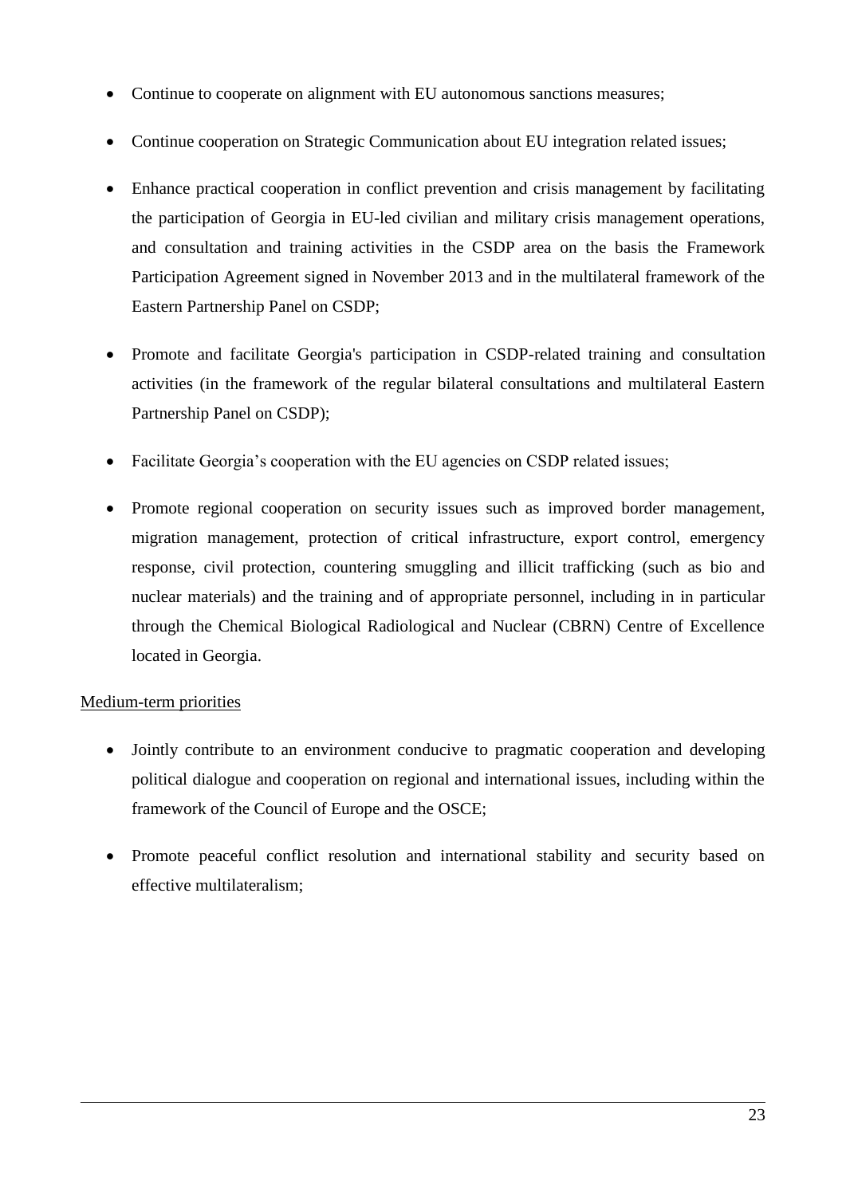- Continue to cooperate on alignment with EU autonomous sanctions measures;
- Continue cooperation on Strategic Communication about EU integration related issues;
- Enhance practical cooperation in conflict prevention and crisis management by facilitating the participation of Georgia in EU-led civilian and military crisis management operations, and consultation and training activities in the CSDP area on the basis the Framework Participation Agreement signed in November 2013 and in the multilateral framework of the Eastern Partnership Panel on CSDP;
- Promote and facilitate Georgia's participation in CSDP-related training and consultation activities (in the framework of the regular bilateral consultations and multilateral Eastern Partnership Panel on CSDP);
- Facilitate Georgia's cooperation with the EU agencies on CSDP related issues;
- Promote regional cooperation on security issues such as improved border management, migration management, protection of critical infrastructure, export control, emergency response, civil protection, countering smuggling and illicit trafficking (such as bio and nuclear materials) and the training and of appropriate personnel, including in in particular through the Chemical Biological Radiological and Nuclear (CBRN) Centre of Excellence located in Georgia.

Medium-term priorities

- Jointly contribute to an environment conducive to pragmatic cooperation and developing political dialogue and cooperation on regional and international issues, including within the framework of the Council of Europe and the OSCE;
- Promote peaceful conflict resolution and international stability and security based on effective multilateralism;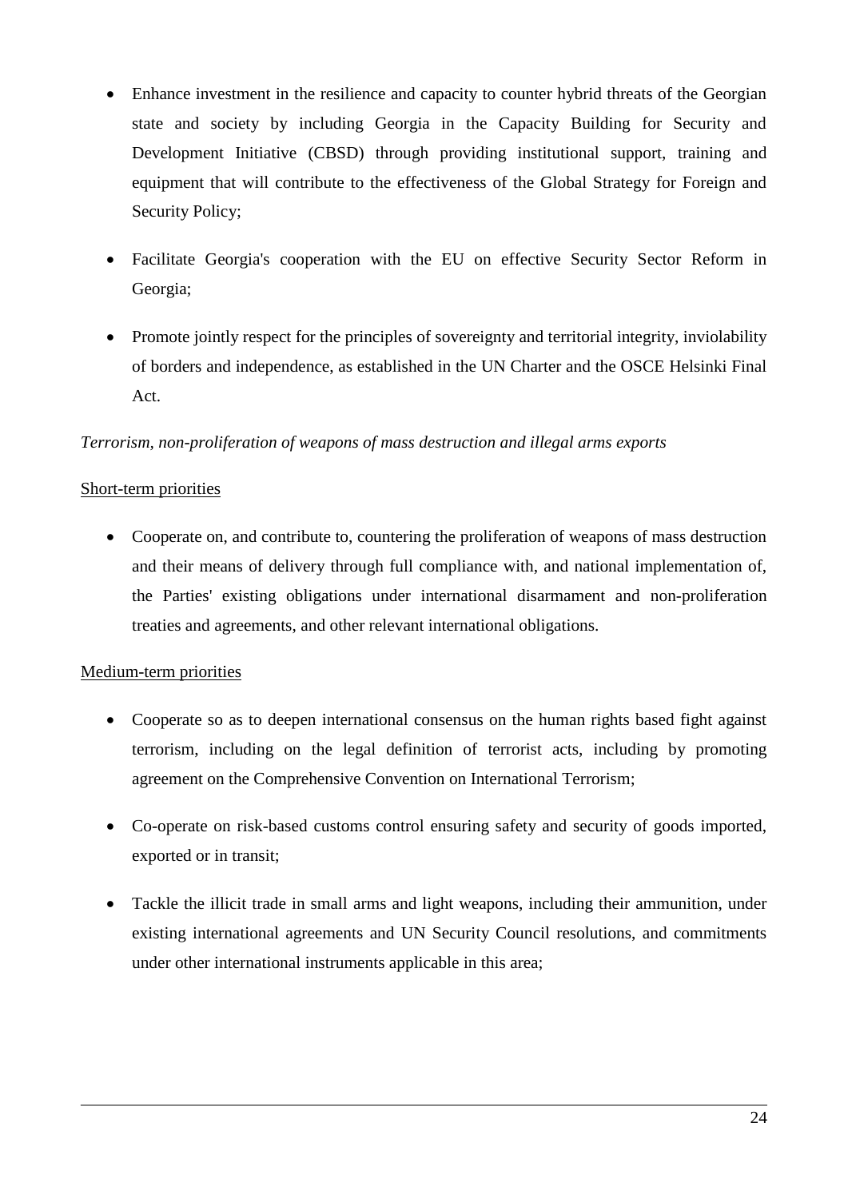- Enhance investment in the resilience and capacity to counter hybrid threats of the Georgian state and society by including Georgia in the Capacity Building for Security and Development Initiative (CBSD) through providing institutional support, training and equipment that will contribute to the effectiveness of the Global Strategy for Foreign and Security Policy;

- Facilitate Georgia's cooperation with the EU on effective Security Sector Reform in Georgia;

- Promote jointly respect for the principles of sovereignty and territorial integrity, inviolability of borders and independence, as established in the UN Charter and the OSCE Helsinki Final Act.

*Terrorism, non-proliferation of weapons of mass destruction and illegal arms exports*

<u>Short-term priorities</u>

- Cooperate on, and contribute to, countering the proliferation of weapons of mass destruction and their means of delivery through full compliance with, and national implementation of, the Parties' existing obligations under international disarmament and non-proliferation treaties and agreements, and other relevant international obligations.

<u>Medium-term priorities</u>

- Cooperate so as to deepen international consensus on the human rights based fight against terrorism, including on the legal definition of terrorist acts, including by promoting agreement on the Comprehensive Convention on International Terrorism;

- Co-operate on risk-based customs control ensuring safety and security of goods imported, exported or in transit;

- Tackle the illicit trade in small arms and light weapons, including their ammunition, under existing international agreements and UN Security Council resolutions, and commitments under other international instruments applicable in this area;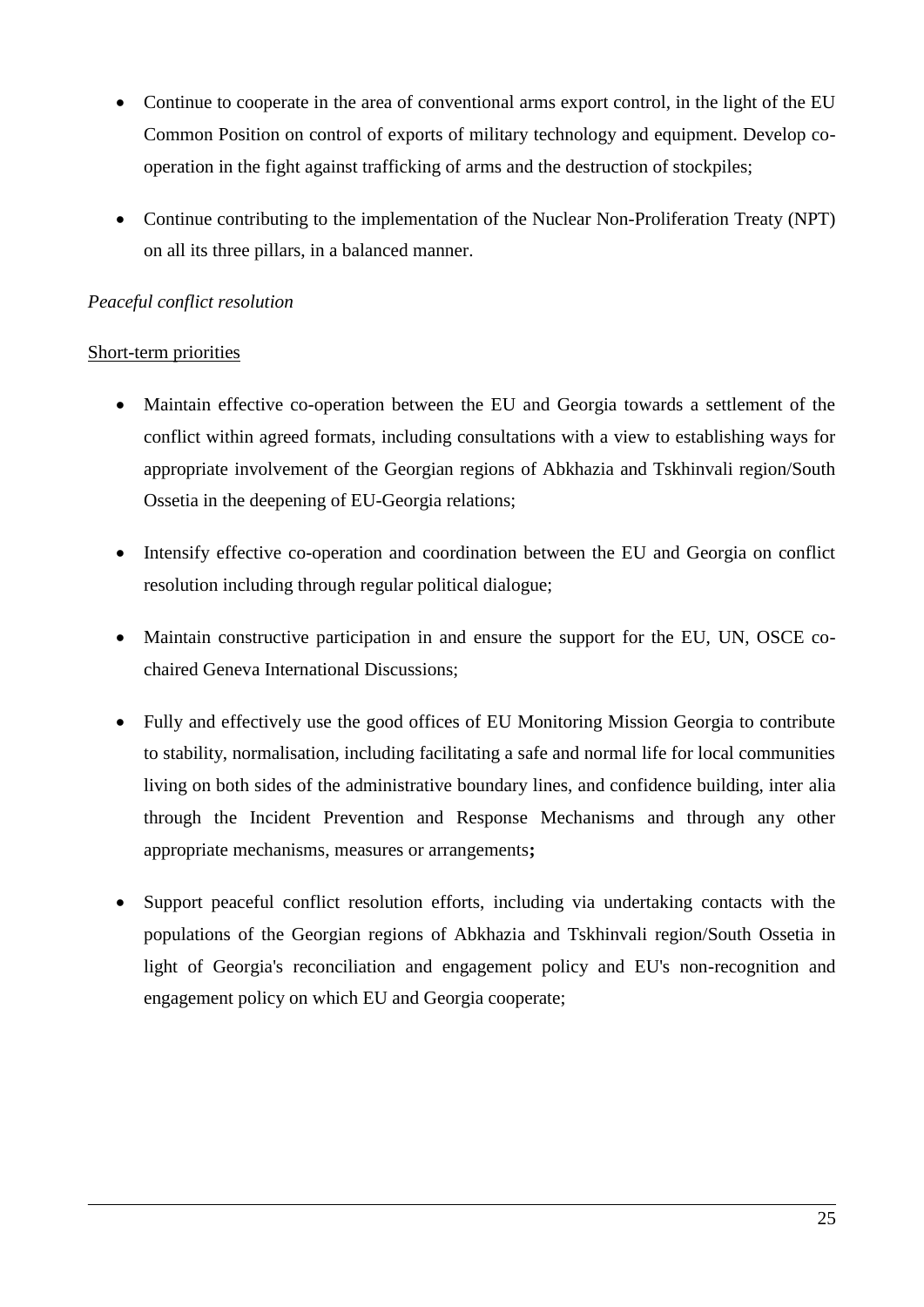- Continue to cooperate in the area of conventional arms export control, in the light of the EU Common Position on control of exports of military technology and equipment. Develop co-operation in the fight against trafficking of arms and the destruction of stockpiles;

- Continue contributing to the implementation of the Nuclear Non-Proliferation Treaty (NPT) on all its three pillars, in a balanced manner.

*Peaceful conflict resolution*

<u>Short-term priorities</u>

- Maintain effective co-operation between the EU and Georgia towards a settlement of the conflict within agreed formats, including consultations with a view to establishing ways for appropriate involvement of the Georgian regions of Abkhazia and Tskhinvali region/South Ossetia in the deepening of EU-Georgia relations;

- Intensify effective co-operation and coordination between the EU and Georgia on conflict resolution including through regular political dialogue;

- Maintain constructive participation in and ensure the support for the EU, UN, OSCE co-chaired Geneva International Discussions;

- Fully and effectively use the good offices of EU Monitoring Mission Georgia to contribute to stability, normalisation, including facilitating a safe and normal life for local communities living on both sides of the administrative boundary lines, and confidence building, inter alia through the Incident Prevention and Response Mechanisms and through any other appropriate mechanisms, measures or arrangements**;**

- Support peaceful conflict resolution efforts, including via undertaking contacts with the populations of the Georgian regions of Abkhazia and Tskhinvali region/South Ossetia in light of Georgia's reconciliation and engagement policy and EU's non-recognition and engagement policy on which EU and Georgia cooperate;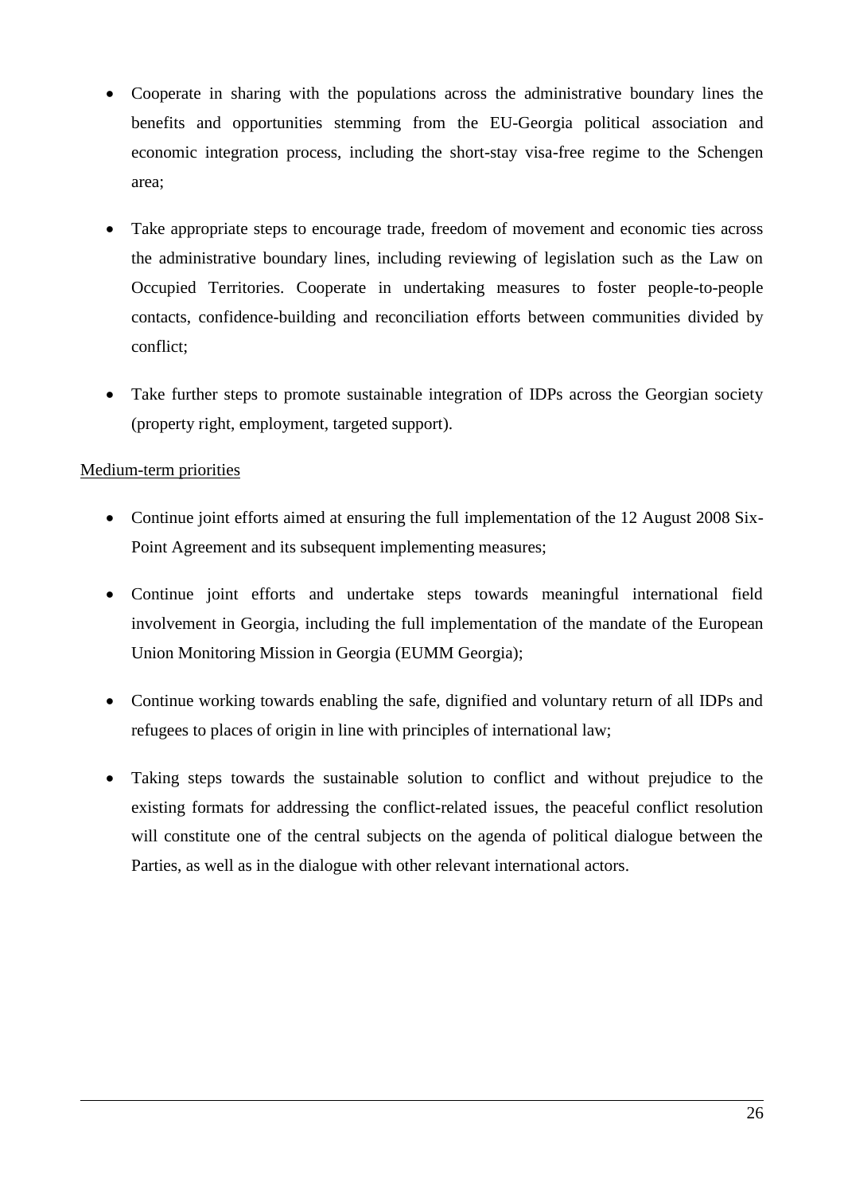- Cooperate in sharing with the populations across the administrative boundary lines the benefits and opportunities stemming from the EU-Georgia political association and economic integration process, including the short-stay visa-free regime to the Schengen area;

- Take appropriate steps to encourage trade, freedom of movement and economic ties across the administrative boundary lines, including reviewing of legislation such as the Law on Occupied Territories. Cooperate in undertaking measures to foster people-to-people contacts, confidence-building and reconciliation efforts between communities divided by conflict;

- Take further steps to promote sustainable integration of IDPs across the Georgian society (property right, employment, targeted support).

<u>Medium-term priorities</u>

- Continue joint efforts aimed at ensuring the full implementation of the 12 August 2008 Six-Point Agreement and its subsequent implementing measures;

- Continue joint efforts and undertake steps towards meaningful international field involvement in Georgia, including the full implementation of the mandate of the European Union Monitoring Mission in Georgia (EUMM Georgia);

- Continue working towards enabling the safe, dignified and voluntary return of all IDPs and refugees to places of origin in line with principles of international law;

- Taking steps towards the sustainable solution to conflict and without prejudice to the existing formats for addressing the conflict-related issues, the peaceful conflict resolution will constitute one of the central subjects on the agenda of political dialogue between the Parties, as well as in the dialogue with other relevant international actors.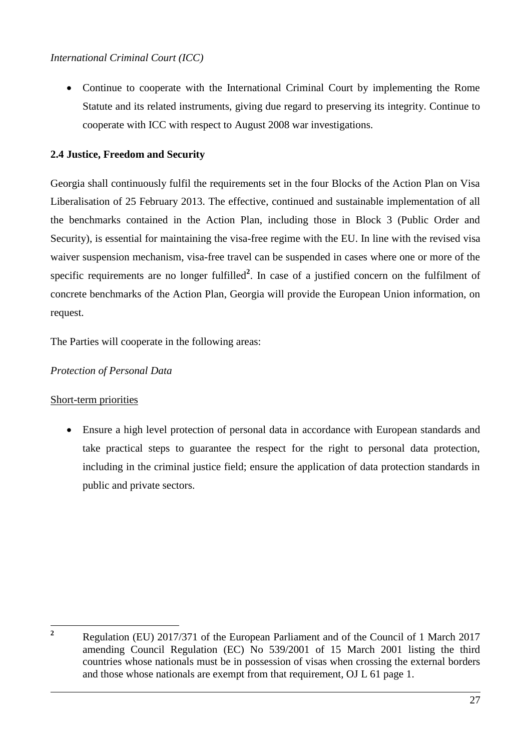*International Criminal Court (ICC)*

- Continue to cooperate with the International Criminal Court by implementing the Rome Statute and its related instruments, giving due regard to preserving its integrity. Continue to cooperate with ICC with respect to August 2008 war investigations.

**2.4 Justice, Freedom and Security**

Georgia shall continuously fulfil the requirements set in the four Blocks of the Action Plan on Visa Liberalisation of 25 February 2013. The effective, continued and sustainable implementation of all the benchmarks contained in the Action Plan, including those in Block 3 (Public Order and Security), is essential for maintaining the visa-free regime with the EU. In line with the revised visa waiver suspension mechanism, visa-free travel can be suspended in cases where one or more of the specific requirements are no longer fulfilled[2]. In case of a justified concern on the fulfilment of concrete benchmarks of the Action Plan, Georgia will provide the European Union information, on request.

The Parties will cooperate in the following areas:

*Protection of Personal Data*

Short-term priorities

- Ensure a high level protection of personal data in accordance with European standards and take practical steps to guarantee the respect for the right to personal data protection, including in the criminal justice field; ensure the application of data protection standards in public and private sectors.

---

[2] Regulation (EU) 2017/371 of the European Parliament and of the Council of 1 March 2017 amending Council Regulation (EC) No 539/2001 of 15 March 2001 listing the third countries whose nationals must be in possession of visas when crossing the external borders and those whose nationals are exempt from that requirement, OJ L 61 page 1.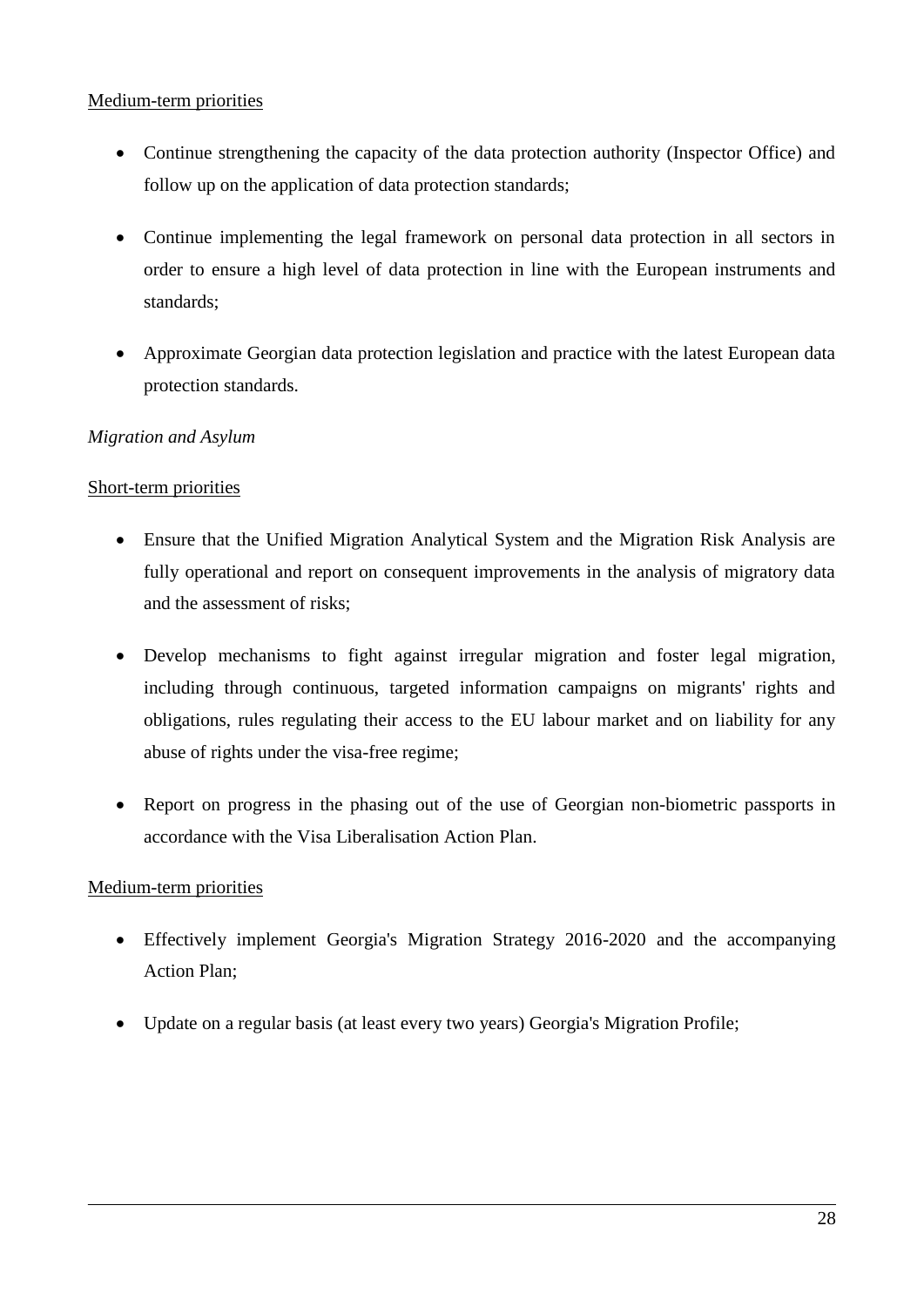<u>Medium-term priorities</u>

- Continue strengthening the capacity of the data protection authority (Inspector Office) and follow up on the application of data protection standards;
- Continue implementing the legal framework on personal data protection in all sectors in order to ensure a high level of data protection in line with the European instruments and standards;
- Approximate Georgian data protection legislation and practice with the latest European data protection standards.

*Migration and Asylum*

<u>Short-term priorities</u>

- Ensure that the Unified Migration Analytical System and the Migration Risk Analysis are fully operational and report on consequent improvements in the analysis of migratory data and the assessment of risks;
- Develop mechanisms to fight against irregular migration and foster legal migration, including through continuous, targeted information campaigns on migrants' rights and obligations, rules regulating their access to the EU labour market and on liability for any abuse of rights under the visa-free regime;
- Report on progress in the phasing out of the use of Georgian non-biometric passports in accordance with the Visa Liberalisation Action Plan.

<u>Medium-term priorities</u>

- Effectively implement Georgia's Migration Strategy 2016-2020 and the accompanying Action Plan;
- Update on a regular basis (at least every two years) Georgia's Migration Profile;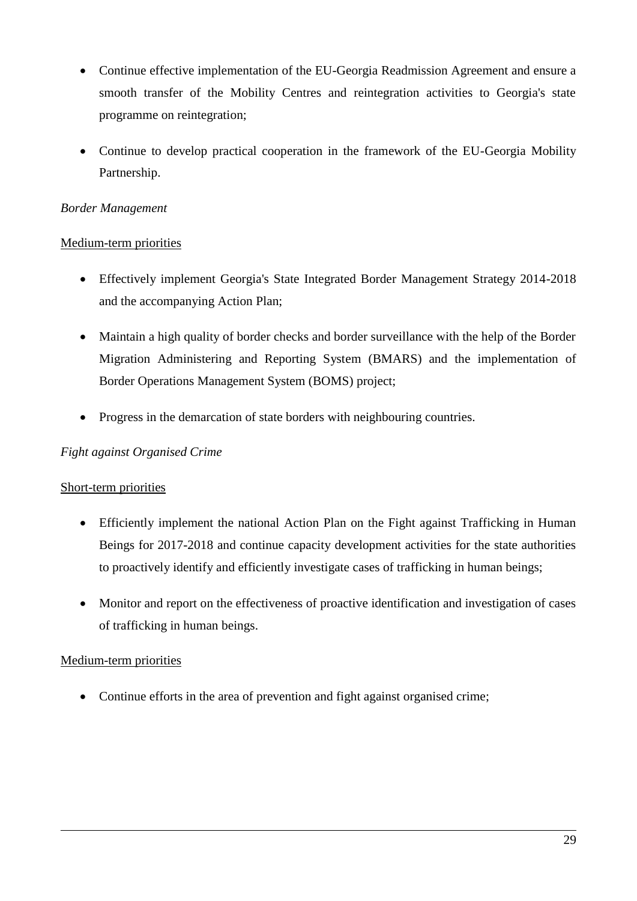- Continue effective implementation of the EU-Georgia Readmission Agreement and ensure a smooth transfer of the Mobility Centres and reintegration activities to Georgia's state programme on reintegration;
- Continue to develop practical cooperation in the framework of the EU-Georgia Mobility Partnership.

*Border Management*

<u>Medium-term priorities</u>

- Effectively implement Georgia's State Integrated Border Management Strategy 2014-2018 and the accompanying Action Plan;
- Maintain a high quality of border checks and border surveillance with the help of the Border Migration Administering and Reporting System (BMARS) and the implementation of Border Operations Management System (BOMS) project;
- Progress in the demarcation of state borders with neighbouring countries.

*Fight against Organised Crime*

<u>Short-term priorities</u>

- Efficiently implement the national Action Plan on the Fight against Trafficking in Human Beings for 2017-2018 and continue capacity development activities for the state authorities to proactively identify and efficiently investigate cases of trafficking in human beings;
- Monitor and report on the effectiveness of proactive identification and investigation of cases of trafficking in human beings.

<u>Medium-term priorities</u>

- Continue efforts in the area of prevention and fight against organised crime;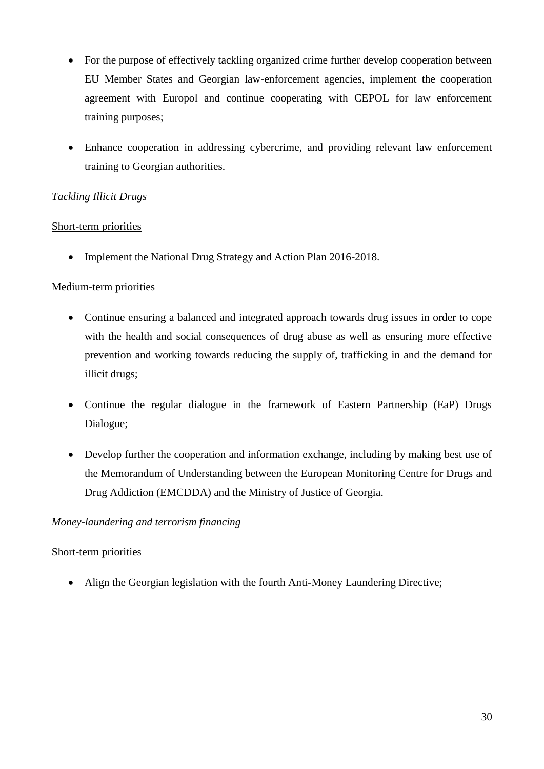- For the purpose of effectively tackling organized crime further develop cooperation between EU Member States and Georgian law-enforcement agencies, implement the cooperation agreement with Europol and continue cooperating with CEPOL for law enforcement training purposes;

- Enhance cooperation in addressing cybercrime, and providing relevant law enforcement training to Georgian authorities.

*Tackling Illicit Drugs*

<u>Short-term priorities</u>

- Implement the National Drug Strategy and Action Plan 2016-2018.

<u>Medium-term priorities</u>

- Continue ensuring a balanced and integrated approach towards drug issues in order to cope with the health and social consequences of drug abuse as well as ensuring more effective prevention and working towards reducing the supply of, trafficking in and the demand for illicit drugs;

- Continue the regular dialogue in the framework of Eastern Partnership (EaP) Drugs Dialogue;

- Develop further the cooperation and information exchange, including by making best use of the Memorandum of Understanding between the European Monitoring Centre for Drugs and Drug Addiction (EMCDDA) and the Ministry of Justice of Georgia.

*Money-laundering and terrorism financing*

<u>Short-term priorities</u>

- Align the Georgian legislation with the fourth Anti-Money Laundering Directive;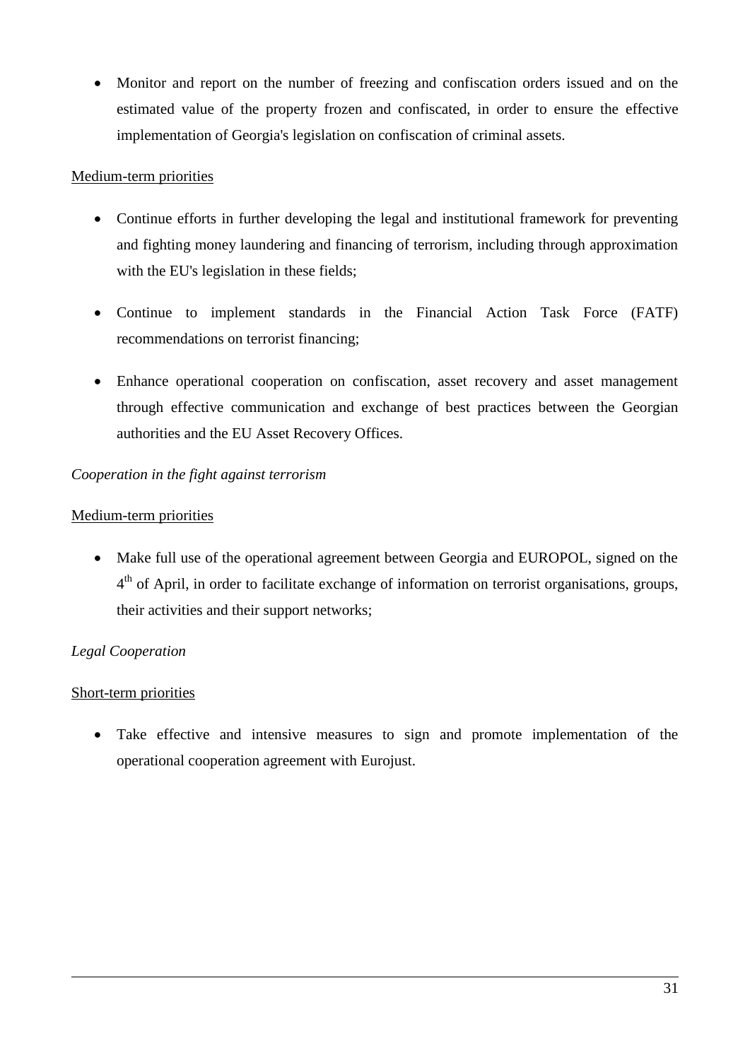- Monitor and report on the number of freezing and confiscation orders issued and on the estimated value of the property frozen and confiscated, in order to ensure the effective implementation of Georgia's legislation on confiscation of criminal assets.

<u>Medium-term priorities</u>

- Continue efforts in further developing the legal and institutional framework for preventing and fighting money laundering and financing of terrorism, including through approximation with the EU's legislation in these fields;

- Continue to implement standards in the Financial Action Task Force (FATF) recommendations on terrorist financing;

- Enhance operational cooperation on confiscation, asset recovery and asset management through effective communication and exchange of best practices between the Georgian authorities and the EU Asset Recovery Offices.

*Cooperation in the fight against terrorism*

<u>Medium-term priorities</u>

- Make full use of the operational agreement between Georgia and EUROPOL, signed on the 4th of April, in order to facilitate exchange of information on terrorist organisations, groups, their activities and their support networks;

*Legal Cooperation*

<u>Short-term priorities</u>

- Take effective and intensive measures to sign and promote implementation of the operational cooperation agreement with Eurojust.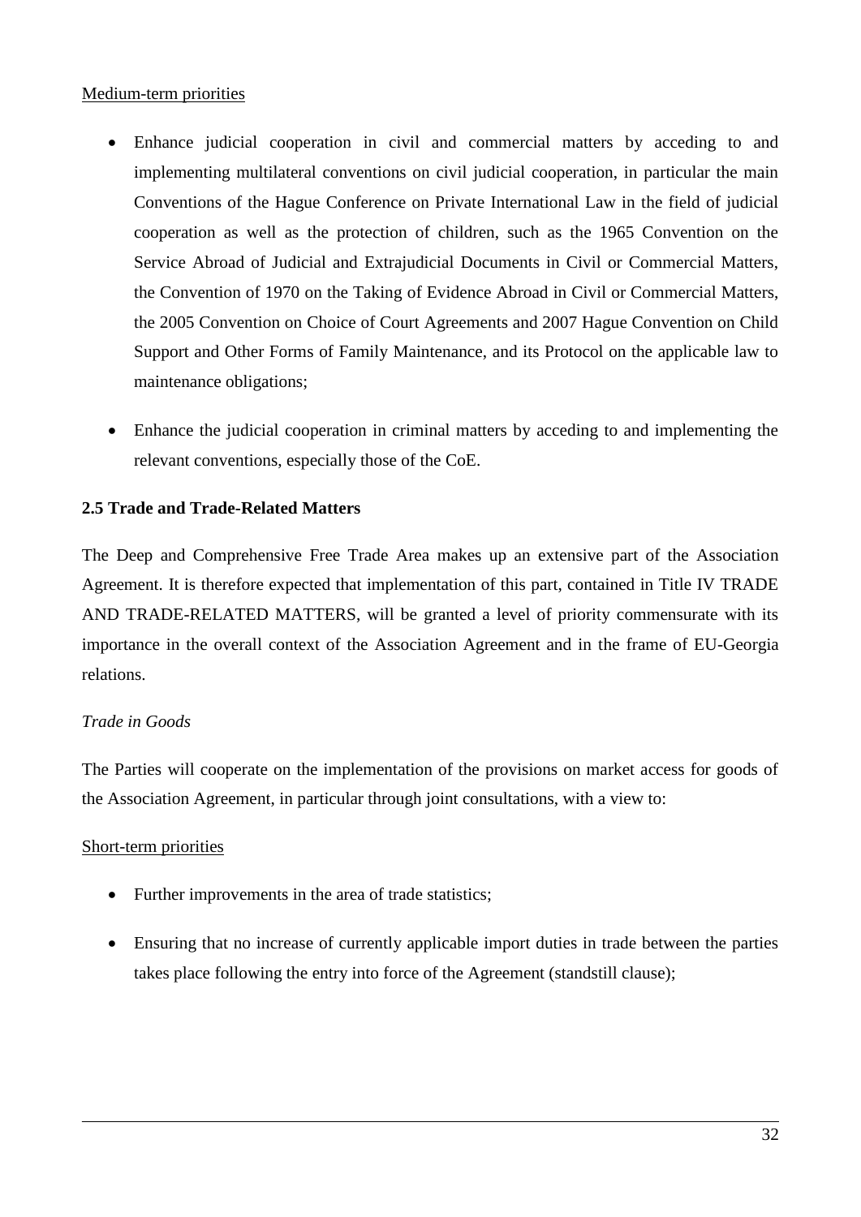Medium-term priorities

- Enhance judicial cooperation in civil and commercial matters by acceding to and implementing multilateral conventions on civil judicial cooperation, in particular the main Conventions of the Hague Conference on Private International Law in the field of judicial cooperation as well as the protection of children, such as the 1965 Convention on the Service Abroad of Judicial and Extrajudicial Documents in Civil or Commercial Matters, the Convention of 1970 on the Taking of Evidence Abroad in Civil or Commercial Matters, the 2005 Convention on Choice of Court Agreements and 2007 Hague Convention on Child Support and Other Forms of Family Maintenance, and its Protocol on the applicable law to maintenance obligations;

- Enhance the judicial cooperation in criminal matters by acceding to and implementing the relevant conventions, especially those of the CoE.

### 2.5 Trade and Trade-Related Matters

The Deep and Comprehensive Free Trade Area makes up an extensive part of the Association Agreement. It is therefore expected that implementation of this part, contained in Title IV TRADE AND TRADE-RELATED MATTERS, will be granted a level of priority commensurate with its importance in the overall context of the Association Agreement and in the frame of EU-Georgia relations.

*Trade in Goods*

The Parties will cooperate on the implementation of the provisions on market access for goods of the Association Agreement, in particular through joint consultations, with a view to:

Short-term priorities

- Further improvements in the area of trade statistics;

- Ensuring that no increase of currently applicable import duties in trade between the parties takes place following the entry into force of the Agreement (standstill clause);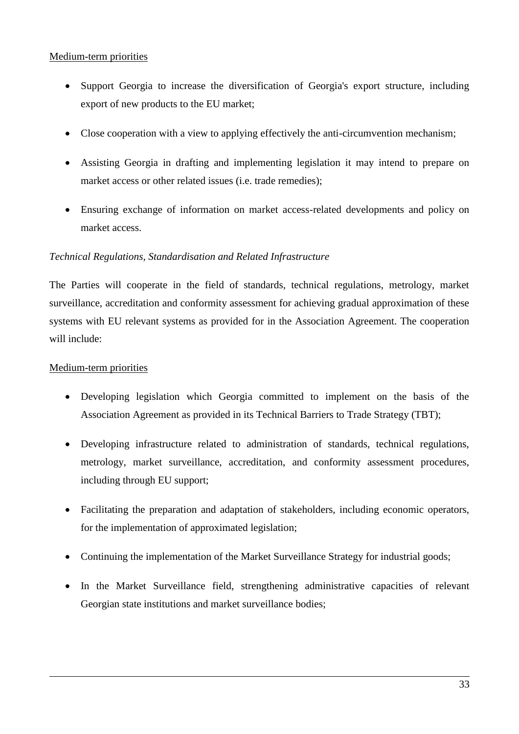Medium-term priorities

- Support Georgia to increase the diversification of Georgia's export structure, including export of new products to the EU market;
- Close cooperation with a view to applying effectively the anti-circumvention mechanism;
- Assisting Georgia in drafting and implementing legislation it may intend to prepare on market access or other related issues (i.e. trade remedies);
- Ensuring exchange of information on market access-related developments and policy on market access.

*Technical Regulations, Standardisation and Related Infrastructure*

The Parties will cooperate in the field of standards, technical regulations, metrology, market surveillance, accreditation and conformity assessment for achieving gradual approximation of these systems with EU relevant systems as provided for in the Association Agreement. The cooperation will include:

Medium-term priorities

- Developing legislation which Georgia committed to implement on the basis of the Association Agreement as provided in its Technical Barriers to Trade Strategy (TBT);
- Developing infrastructure related to administration of standards, technical regulations, metrology, market surveillance, accreditation, and conformity assessment procedures, including through EU support;
- Facilitating the preparation and adaptation of stakeholders, including economic operators, for the implementation of approximated legislation;
- Continuing the implementation of the Market Surveillance Strategy for industrial goods;
- In the Market Surveillance field, strengthening administrative capacities of relevant Georgian state institutions and market surveillance bodies;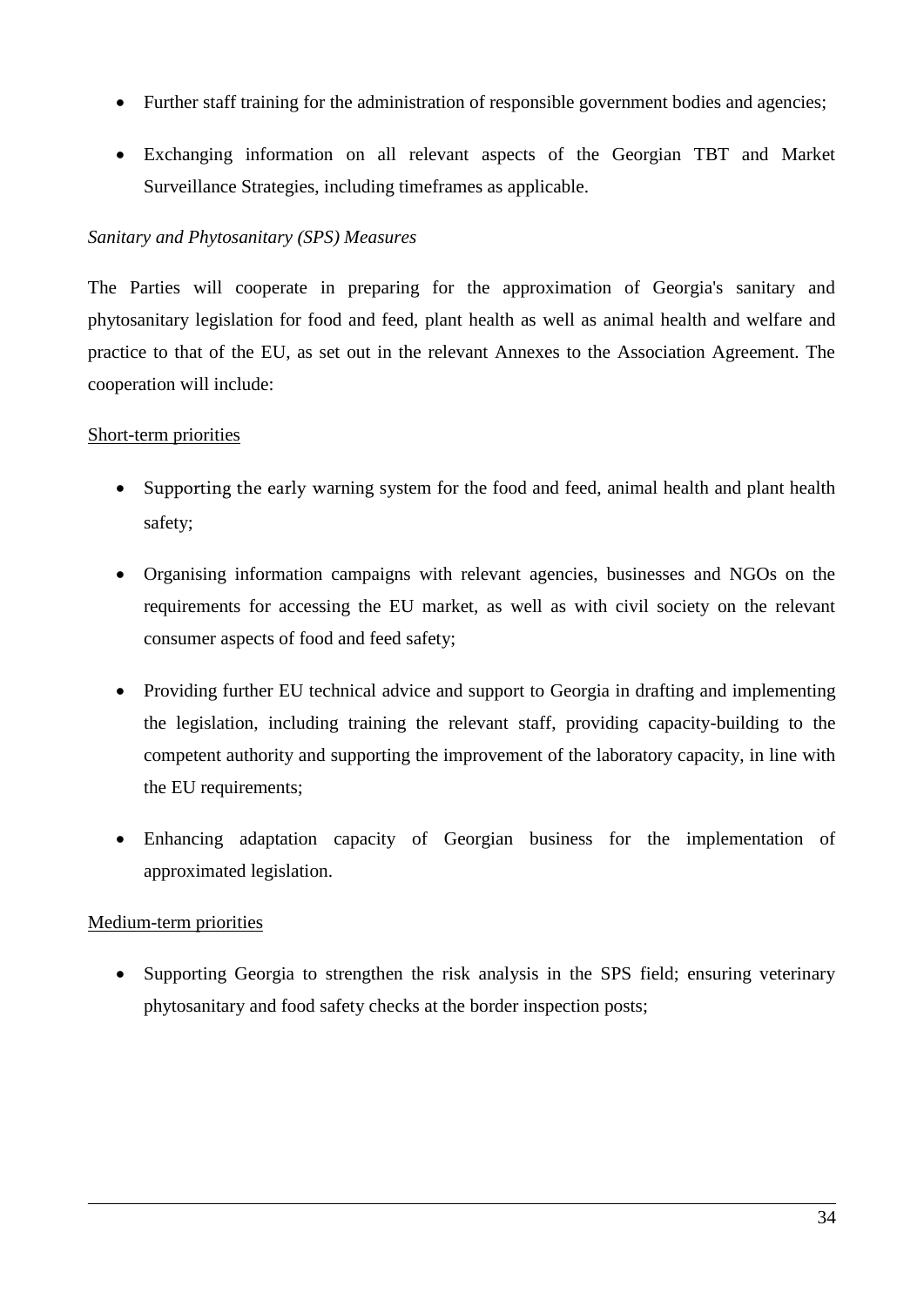- Further staff training for the administration of responsible government bodies and agencies;
- Exchanging information on all relevant aspects of the Georgian TBT and Market Surveillance Strategies, including timeframes as applicable.

*Sanitary and Phytosanitary (SPS) Measures*

The Parties will cooperate in preparing for the approximation of Georgia's sanitary and phytosanitary legislation for food and feed, plant health as well as animal health and welfare and practice to that of the EU, as set out in the relevant Annexes to the Association Agreement. The cooperation will include:

<u>Short-term priorities</u>

- Supporting the early warning system for the food and feed, animal health and plant health safety;
- Organising information campaigns with relevant agencies, businesses and NGOs on the requirements for accessing the EU market, as well as with civil society on the relevant consumer aspects of food and feed safety;
- Providing further EU technical advice and support to Georgia in drafting and implementing the legislation, including training the relevant staff, providing capacity-building to the competent authority and supporting the improvement of the laboratory capacity, in line with the EU requirements;
- Enhancing adaptation capacity of Georgian business for the implementation of approximated legislation.

<u>Medium-term priorities</u>

- Supporting Georgia to strengthen the risk analysis in the SPS field; ensuring veterinary phytosanitary and food safety checks at the border inspection posts;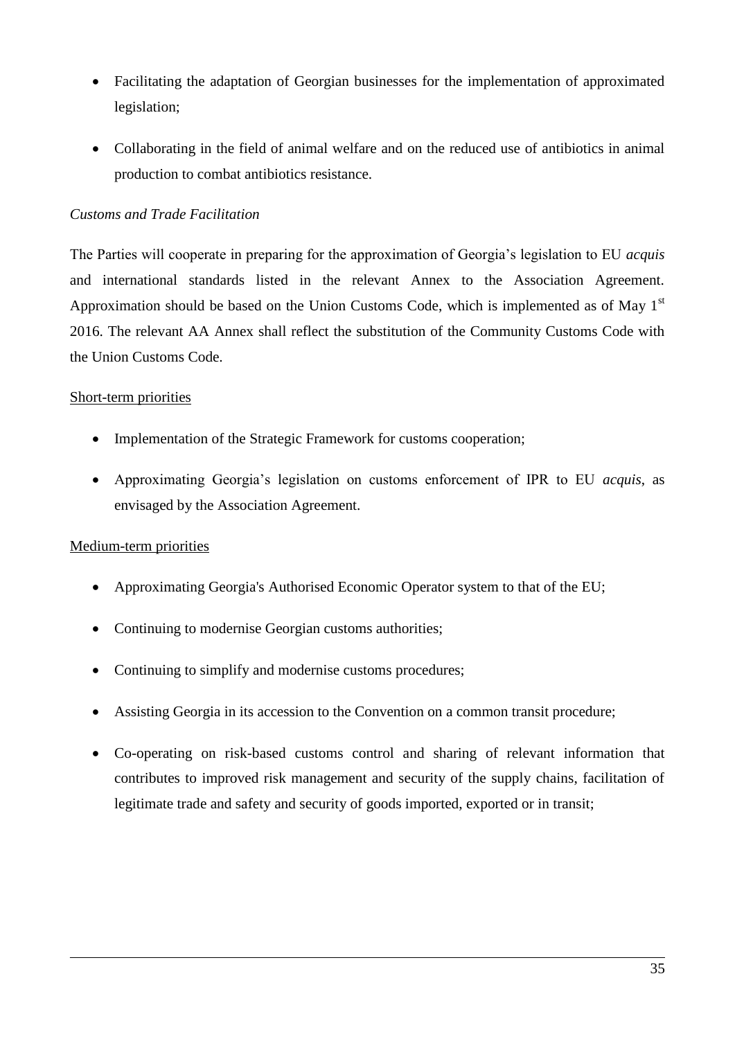- Facilitating the adaptation of Georgian businesses for the implementation of approximated legislation;
- Collaborating in the field of animal welfare and on the reduced use of antibiotics in animal production to combat antibiotics resistance.

*Customs and Trade Facilitation*

The Parties will cooperate in preparing for the approximation of Georgia's legislation to EU *acquis* and international standards listed in the relevant Annex to the Association Agreement. Approximation should be based on the Union Customs Code, which is implemented as of May 1st 2016. The relevant AA Annex shall reflect the substitution of the Community Customs Code with the Union Customs Code.

<u>Short-term priorities</u>

- Implementation of the Strategic Framework for customs cooperation;
- Approximating Georgia's legislation on customs enforcement of IPR to EU *acquis*, as envisaged by the Association Agreement.

<u>Medium-term priorities</u>

- Approximating Georgia's Authorised Economic Operator system to that of the EU;
- Continuing to modernise Georgian customs authorities;
- Continuing to simplify and modernise customs procedures;
- Assisting Georgia in its accession to the Convention on a common transit procedure;
- Co-operating on risk-based customs control and sharing of relevant information that contributes to improved risk management and security of the supply chains, facilitation of legitimate trade and safety and security of goods imported, exported or in transit;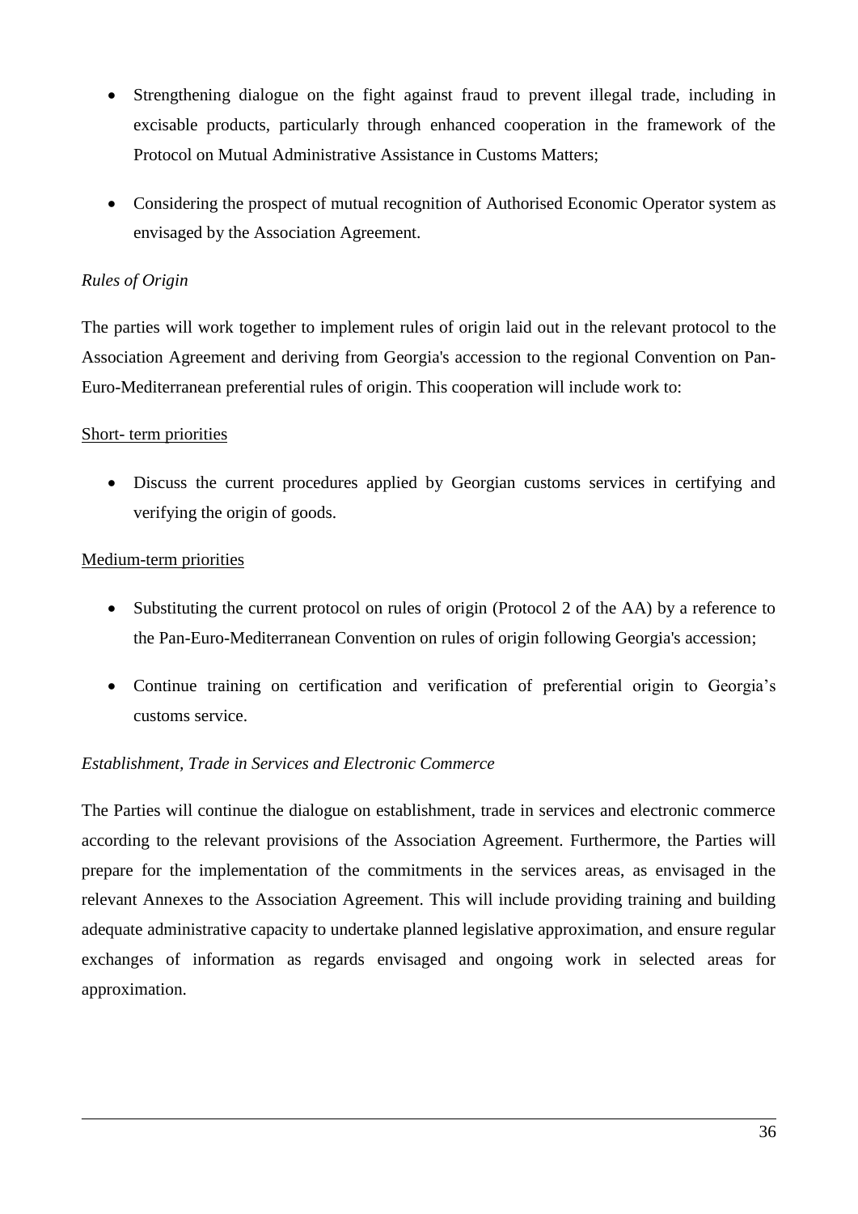- Strengthening dialogue on the fight against fraud to prevent illegal trade, including in excisable products, particularly through enhanced cooperation in the framework of the Protocol on Mutual Administrative Assistance in Customs Matters;
- Considering the prospect of mutual recognition of Authorised Economic Operator system as envisaged by the Association Agreement.

*Rules of Origin*

The parties will work together to implement rules of origin laid out in the relevant protocol to the Association Agreement and deriving from Georgia's accession to the regional Convention on Pan-Euro-Mediterranean preferential rules of origin. This cooperation will include work to:

<u>Short- term priorities</u>

- Discuss the current procedures applied by Georgian customs services in certifying and verifying the origin of goods.

<u>Medium-term priorities</u>

- Substituting the current protocol on rules of origin (Protocol 2 of the AA) by a reference to the Pan-Euro-Mediterranean Convention on rules of origin following Georgia's accession;
- Continue training on certification and verification of preferential origin to Georgia's customs service.

*Establishment, Trade in Services and Electronic Commerce*

The Parties will continue the dialogue on establishment, trade in services and electronic commerce according to the relevant provisions of the Association Agreement. Furthermore, the Parties will prepare for the implementation of the commitments in the services areas, as envisaged in the relevant Annexes to the Association Agreement. This will include providing training and building adequate administrative capacity to undertake planned legislative approximation, and ensure regular exchanges of information as regards envisaged and ongoing work in selected areas for approximation.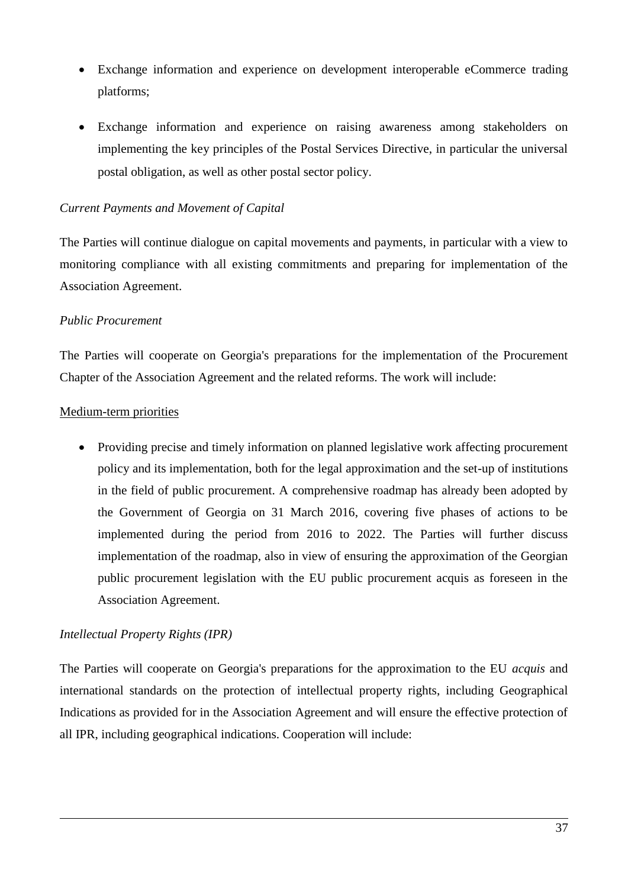- Exchange information and experience on development interoperable eCommerce trading platforms;

- Exchange information and experience on raising awareness among stakeholders on implementing the key principles of the Postal Services Directive, in particular the universal postal obligation, as well as other postal sector policy.

*Current Payments and Movement of Capital*

The Parties will continue dialogue on capital movements and payments, in particular with a view to monitoring compliance with all existing commitments and preparing for implementation of the Association Agreement.

*Public Procurement*

The Parties will cooperate on Georgia's preparations for the implementation of the Procurement Chapter of the Association Agreement and the related reforms. The work will include:

<u>Medium-term priorities</u>

- Providing precise and timely information on planned legislative work affecting procurement policy and its implementation, both for the legal approximation and the set-up of institutions in the field of public procurement. A comprehensive roadmap has already been adopted by the Government of Georgia on 31 March 2016, covering five phases of actions to be implemented during the period from 2016 to 2022. The Parties will further discuss implementation of the roadmap, also in view of ensuring the approximation of the Georgian public procurement legislation with the EU public procurement acquis as foreseen in the Association Agreement.

*Intellectual Property Rights (IPR)*

The Parties will cooperate on Georgia's preparations for the approximation to the EU *acquis* and international standards on the protection of intellectual property rights, including Geographical Indications as provided for in the Association Agreement and will ensure the effective protection of all IPR, including geographical indications. Cooperation will include: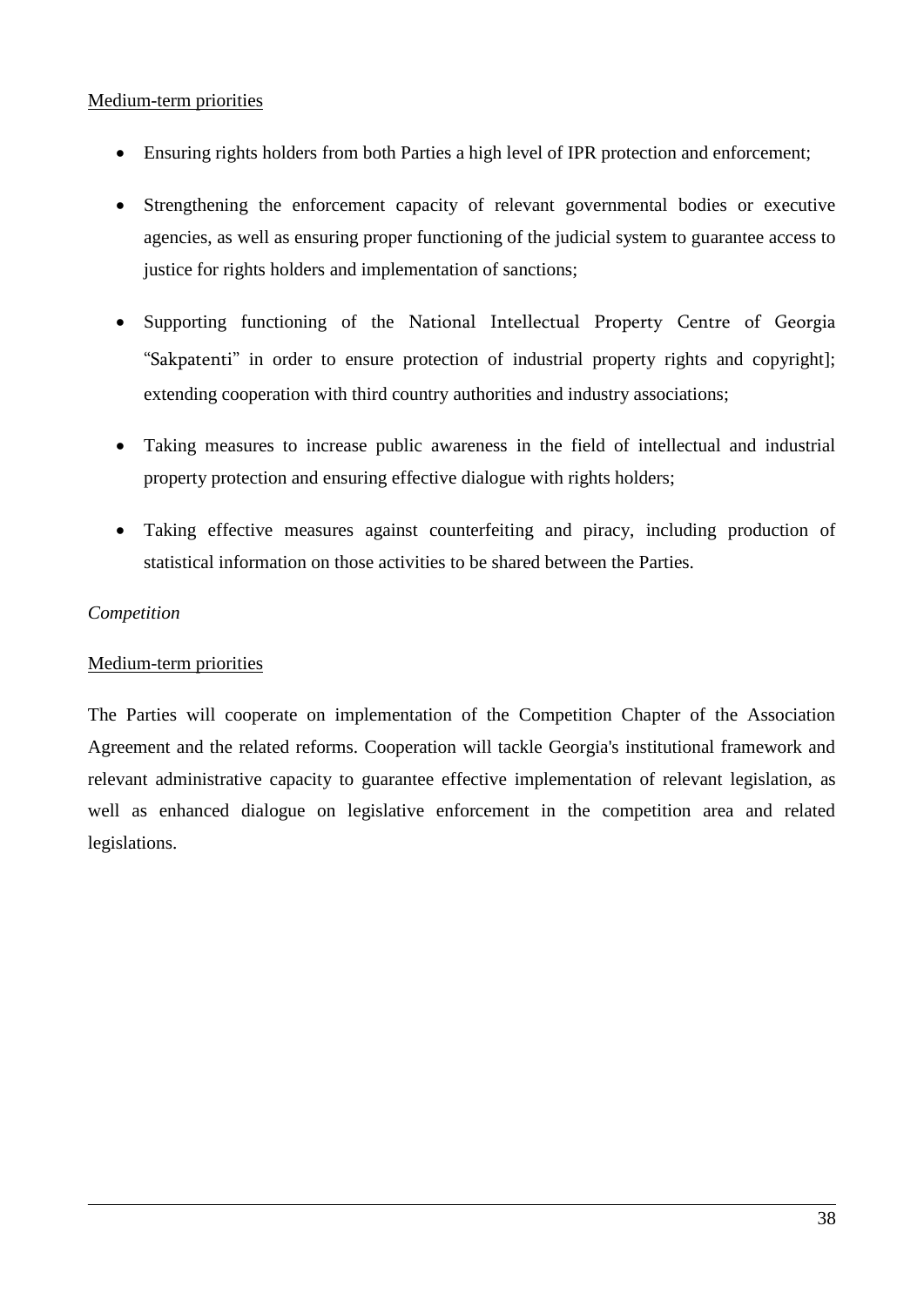Medium-term priorities

- Ensuring rights holders from both Parties a high level of IPR protection and enforcement;
- Strengthening the enforcement capacity of relevant governmental bodies or executive agencies, as well as ensuring proper functioning of the judicial system to guarantee access to justice for rights holders and implementation of sanctions;
- Supporting functioning of the National Intellectual Property Centre of Georgia "Sakpatenti" in order to ensure protection of industrial property rights and copyright]; extending cooperation with third country authorities and industry associations;
- Taking measures to increase public awareness in the field of intellectual and industrial property protection and ensuring effective dialogue with rights holders;
- Taking effective measures against counterfeiting and piracy, including production of statistical information on those activities to be shared between the Parties.

*Competition*

Medium-term priorities

The Parties will cooperate on implementation of the Competition Chapter of the Association Agreement and the related reforms. Cooperation will tackle Georgia's institutional framework and relevant administrative capacity to guarantee effective implementation of relevant legislation, as well as enhanced dialogue on legislative enforcement in the competition area and related legislations.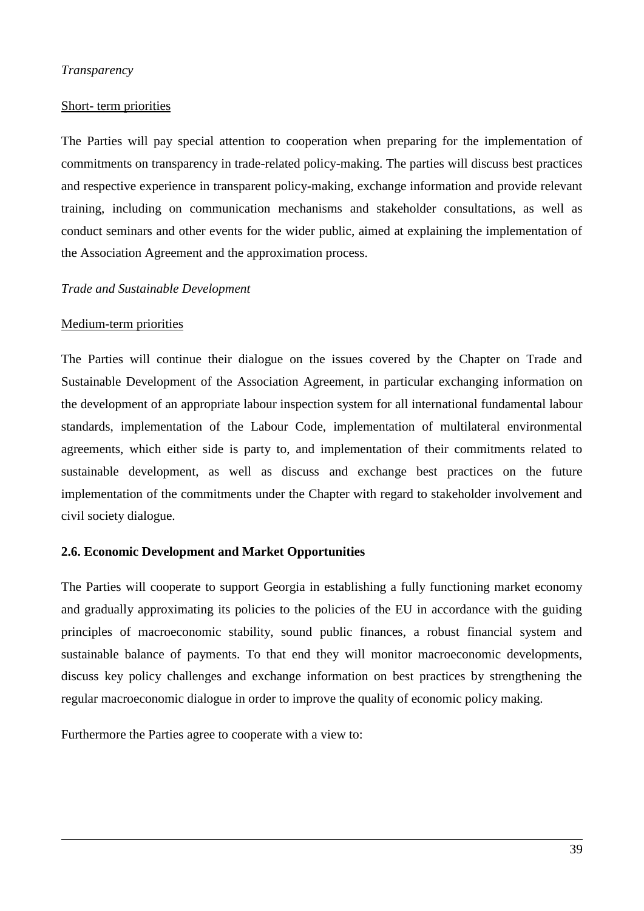*Transparency*

Short- term priorities

The Parties will pay special attention to cooperation when preparing for the implementation of commitments on transparency in trade-related policy-making. The parties will discuss best practices and respective experience in transparent policy-making, exchange information and provide relevant training, including on communication mechanisms and stakeholder consultations, as well as conduct seminars and other events for the wider public, aimed at explaining the implementation of the Association Agreement and the approximation process.

*Trade and Sustainable Development*

Medium-term priorities

The Parties will continue their dialogue on the issues covered by the Chapter on Trade and Sustainable Development of the Association Agreement, in particular exchanging information on the development of an appropriate labour inspection system for all international fundamental labour standards, implementation of the Labour Code, implementation of multilateral environmental agreements, which either side is party to, and implementation of their commitments related to sustainable development, as well as discuss and exchange best practices on the future implementation of the commitments under the Chapter with regard to stakeholder involvement and civil society dialogue.

### 2.6. Economic Development and Market Opportunities

The Parties will cooperate to support Georgia in establishing a fully functioning market economy and gradually approximating its policies to the policies of the EU in accordance with the guiding principles of macroeconomic stability, sound public finances, a robust financial system and sustainable balance of payments. To that end they will monitor macroeconomic developments, discuss key policy challenges and exchange information on best practices by strengthening the regular macroeconomic dialogue in order to improve the quality of economic policy making.

Furthermore the Parties agree to cooperate with a view to: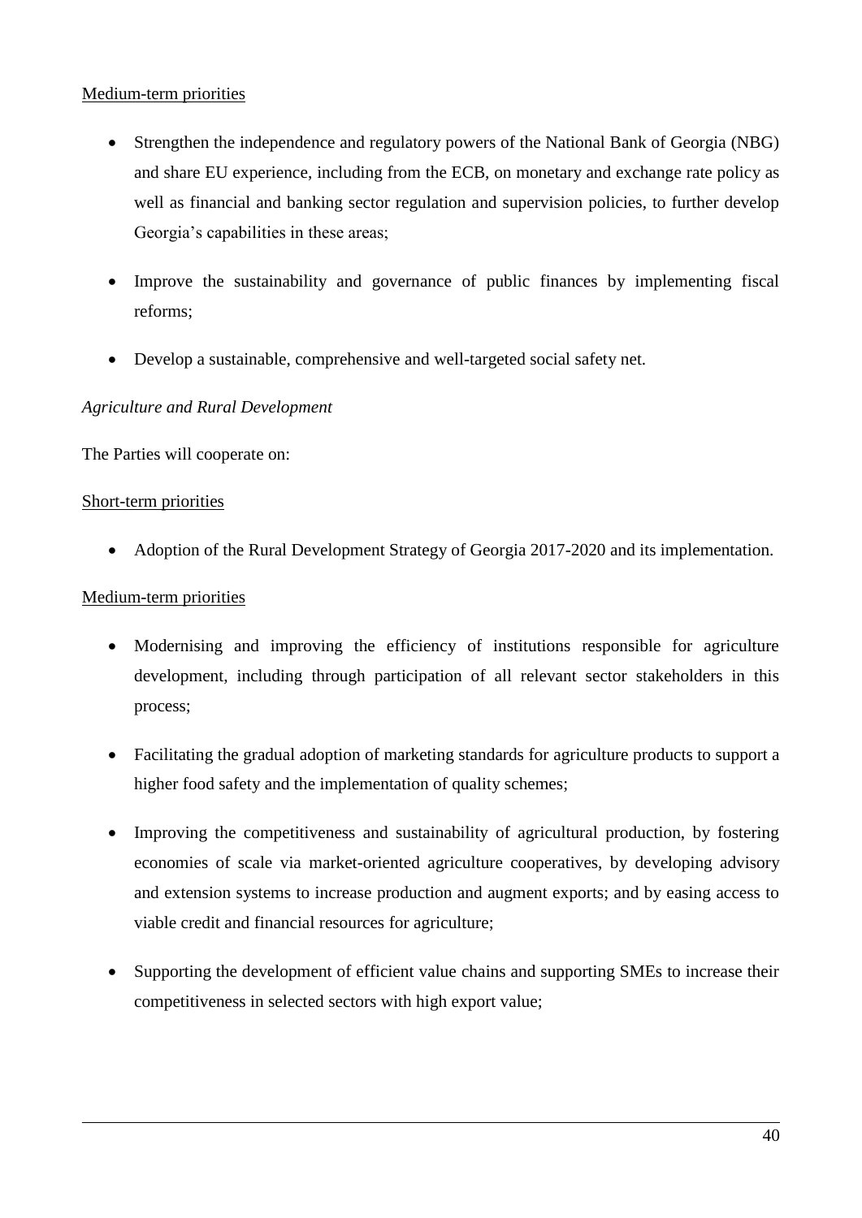<u>Medium-term priorities</u>

- Strengthen the independence and regulatory powers of the National Bank of Georgia (NBG) and share EU experience, including from the ECB, on monetary and exchange rate policy as well as financial and banking sector regulation and supervision policies, to further develop Georgia's capabilities in these areas;
- Improve the sustainability and governance of public finances by implementing fiscal reforms;
- Develop a sustainable, comprehensive and well-targeted social safety net.

*Agriculture and Rural Development*

The Parties will cooperate on:

<u>Short-term priorities</u>

- Adoption of the Rural Development Strategy of Georgia 2017-2020 and its implementation.

<u>Medium-term priorities</u>

- Modernising and improving the efficiency of institutions responsible for agriculture development, including through participation of all relevant sector stakeholders in this process;
- Facilitating the gradual adoption of marketing standards for agriculture products to support a higher food safety and the implementation of quality schemes;
- Improving the competitiveness and sustainability of agricultural production, by fostering economies of scale via market-oriented agriculture cooperatives, by developing advisory and extension systems to increase production and augment exports; and by easing access to viable credit and financial resources for agriculture;
- Supporting the development of efficient value chains and supporting SMEs to increase their competitiveness in selected sectors with high export value;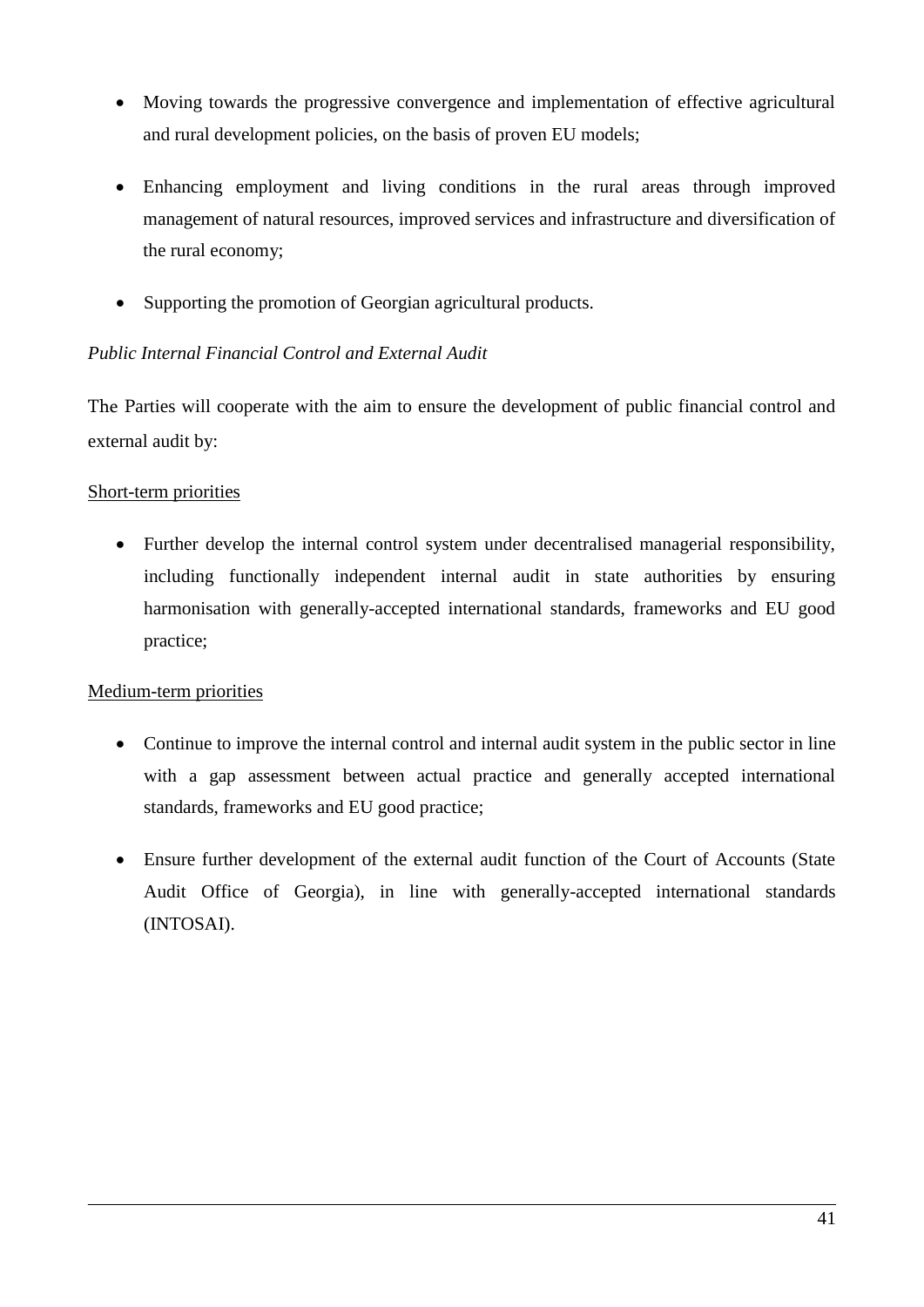- Moving towards the progressive convergence and implementation of effective agricultural and rural development policies, on the basis of proven EU models;

- Enhancing employment and living conditions in the rural areas through improved management of natural resources, improved services and infrastructure and diversification of the rural economy;

- Supporting the promotion of Georgian agricultural products.

*Public Internal Financial Control and External Audit*

The Parties will cooperate with the aim to ensure the development of public financial control and external audit by:

<u>Short-term priorities</u>

- Further develop the internal control system under decentralised managerial responsibility, including functionally independent internal audit in state authorities by ensuring harmonisation with generally-accepted international standards, frameworks and EU good practice;

<u>Medium-term priorities</u>

- Continue to improve the internal control and internal audit system in the public sector in line with a gap assessment between actual practice and generally accepted international standards, frameworks and EU good practice;

- Ensure further development of the external audit function of the Court of Accounts (State Audit Office of Georgia), in line with generally-accepted international standards (INTOSAI).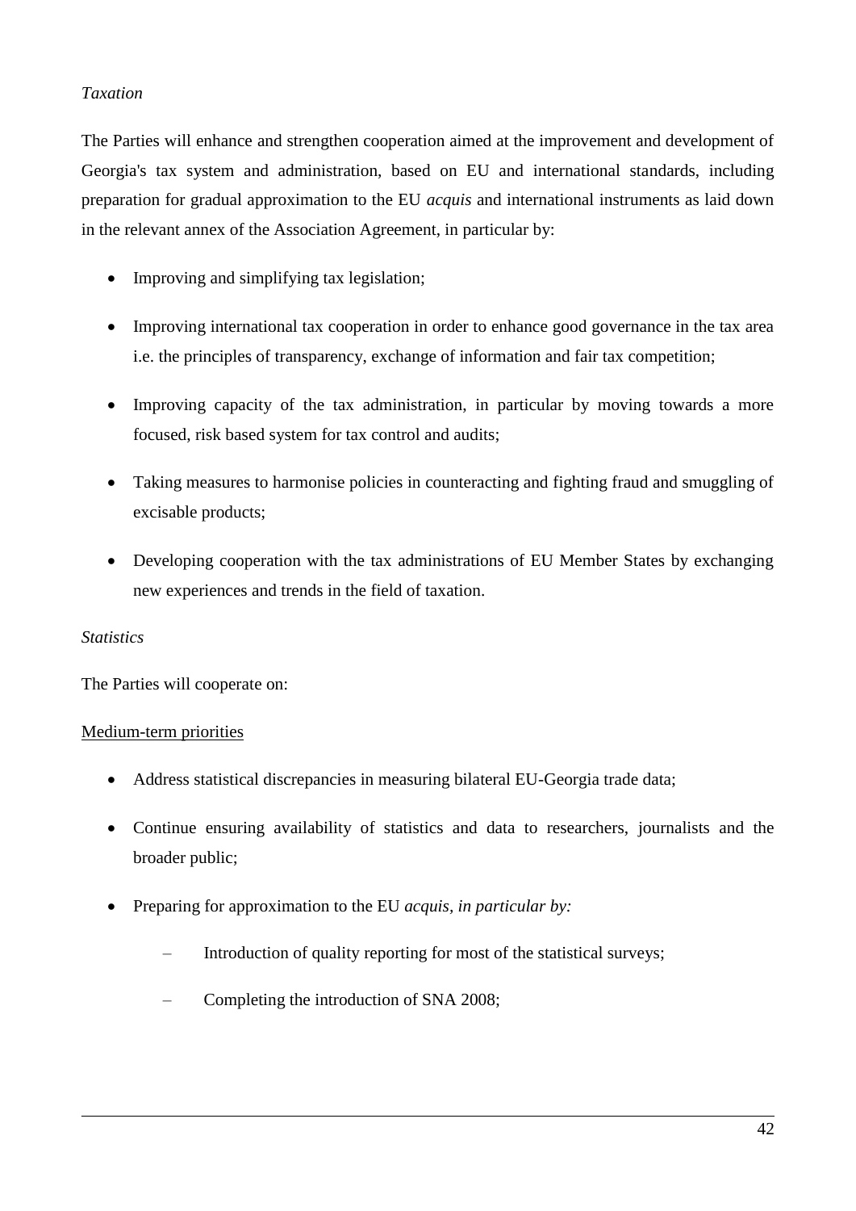*Taxation*

The Parties will enhance and strengthen cooperation aimed at the improvement and development of Georgia's tax system and administration, based on EU and international standards, including preparation for gradual approximation to the EU *acquis* and international instruments as laid down in the relevant annex of the Association Agreement, in particular by:

- Improving and simplifying tax legislation;
- Improving international tax cooperation in order to enhance good governance in the tax area i.e. the principles of transparency, exchange of information and fair tax competition;
- Improving capacity of the tax administration, in particular by moving towards a more focused, risk based system for tax control and audits;
- Taking measures to harmonise policies in counteracting and fighting fraud and smuggling of excisable products;
- Developing cooperation with the tax administrations of EU Member States by exchanging new experiences and trends in the field of taxation.

*Statistics*

The Parties will cooperate on:

Medium-term priorities

- Address statistical discrepancies in measuring bilateral EU-Georgia trade data;
- Continue ensuring availability of statistics and data to researchers, journalists and the broader public;
- Preparing for approximation to the EU *acquis, in particular by:*
  - Introduction of quality reporting for most of the statistical surveys;
  - Completing the introduction of SNA 2008;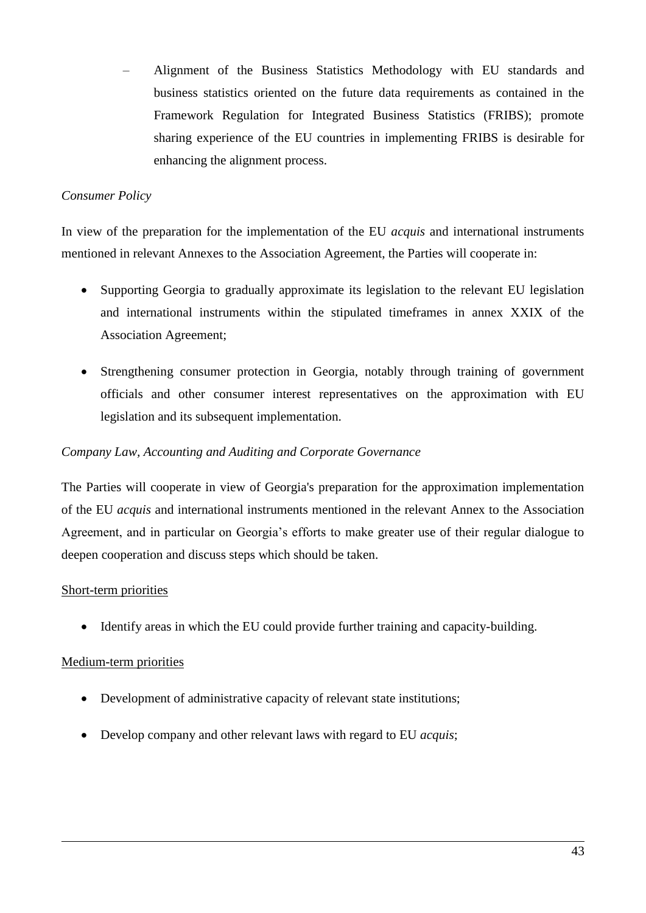– Alignment of the Business Statistics Methodology with EU standards and business statistics oriented on the future data requirements as contained in the Framework Regulation for Integrated Business Statistics (FRIBS); promote sharing experience of the EU countries in implementing FRIBS is desirable for enhancing the alignment process.

*Consumer Policy*

In view of the preparation for the implementation of the EU *acquis* and international instruments mentioned in relevant Annexes to the Association Agreement, the Parties will cooperate in:

- Supporting Georgia to gradually approximate its legislation to the relevant EU legislation and international instruments within the stipulated timeframes in annex XXIX of the Association Agreement;
- Strengthening consumer protection in Georgia, notably through training of government officials and other consumer interest representatives on the approximation with EU legislation and its subsequent implementation.

*Company Law, Accounting and Auditing and Corporate Governance*

The Parties will cooperate in view of Georgia's preparation for the approximation implementation of the EU *acquis* and international instruments mentioned in the relevant Annex to the Association Agreement, and in particular on Georgia's efforts to make greater use of their regular dialogue to deepen cooperation and discuss steps which should be taken.

Short-term priorities

- Identify areas in which the EU could provide further training and capacity-building.

Medium-term priorities

- Development of administrative capacity of relevant state institutions;
- Develop company and other relevant laws with regard to EU *acquis*;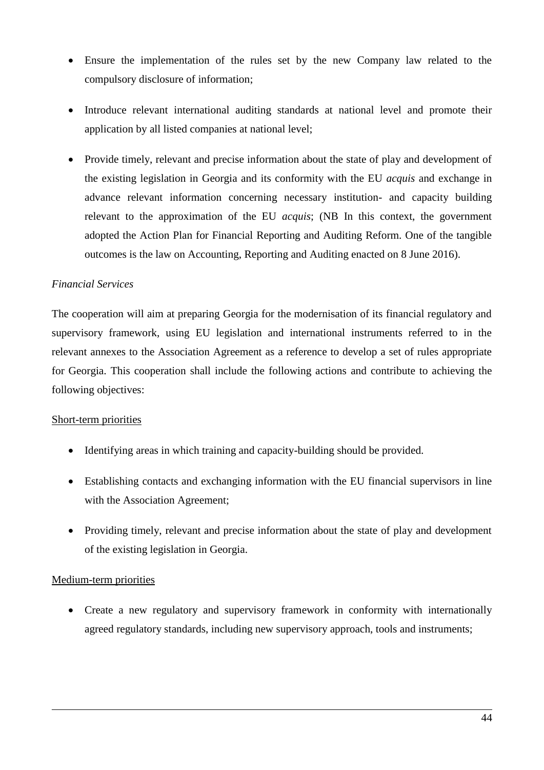- Ensure the implementation of the rules set by the new Company law related to the compulsory disclosure of information;

- Introduce relevant international auditing standards at national level and promote their application by all listed companies at national level;

- Provide timely, relevant and precise information about the state of play and development of the existing legislation in Georgia and its conformity with the EU *acquis* and exchange in advance relevant information concerning necessary institution- and capacity building relevant to the approximation of the EU *acquis*; (NB In this context, the government adopted the Action Plan for Financial Reporting and Auditing Reform. One of the tangible outcomes is the law on Accounting, Reporting and Auditing enacted on 8 June 2016).

*Financial Services*

The cooperation will aim at preparing Georgia for the modernisation of its financial regulatory and supervisory framework, using EU legislation and international instruments referred to in the relevant annexes to the Association Agreement as a reference to develop a set of rules appropriate for Georgia. This cooperation shall include the following actions and contribute to achieving the following objectives:

<u>Short-term priorities</u>

- Identifying areas in which training and capacity-building should be provided.

- Establishing contacts and exchanging information with the EU financial supervisors in line with the Association Agreement;

- Providing timely, relevant and precise information about the state of play and development of the existing legislation in Georgia.

<u>Medium-term priorities</u>

- Create a new regulatory and supervisory framework in conformity with internationally agreed regulatory standards, including new supervisory approach, tools and instruments;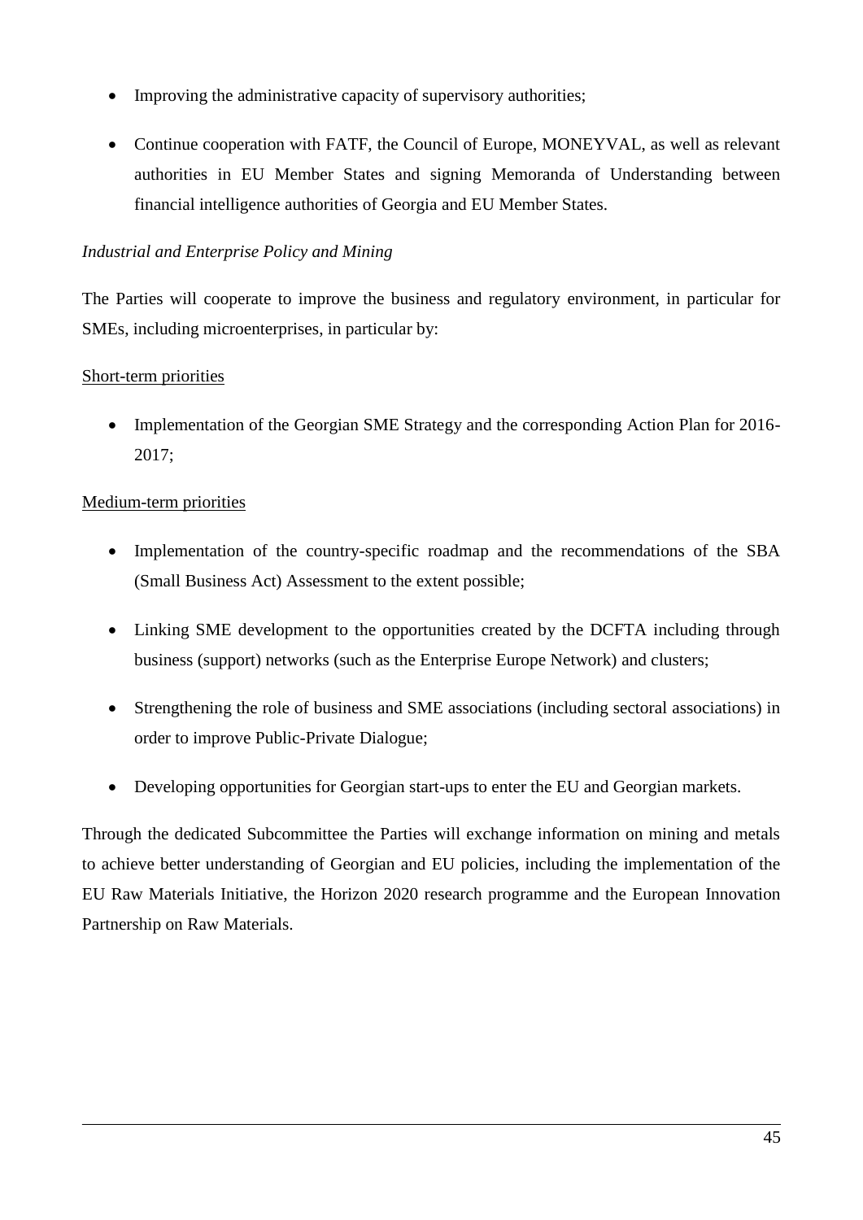- Improving the administrative capacity of supervisory authorities;
- Continue cooperation with FATF, the Council of Europe, MONEYVAL, as well as relevant authorities in EU Member States and signing Memoranda of Understanding between financial intelligence authorities of Georgia and EU Member States.

*Industrial and Enterprise Policy and Mining*

The Parties will cooperate to improve the business and regulatory environment, in particular for SMEs, including microenterprises, in particular by:

<u>Short-term priorities</u>

- Implementation of the Georgian SME Strategy and the corresponding Action Plan for 2016-2017;

<u>Medium-term priorities</u>

- Implementation of the country-specific roadmap and the recommendations of the SBA (Small Business Act) Assessment to the extent possible;
- Linking SME development to the opportunities created by the DCFTA including through business (support) networks (such as the Enterprise Europe Network) and clusters;
- Strengthening the role of business and SME associations (including sectoral associations) in order to improve Public-Private Dialogue;
- Developing opportunities for Georgian start-ups to enter the EU and Georgian markets.

Through the dedicated Subcommittee the Parties will exchange information on mining and metals to achieve better understanding of Georgian and EU policies, including the implementation of the EU Raw Materials Initiative, the Horizon 2020 research programme and the European Innovation Partnership on Raw Materials.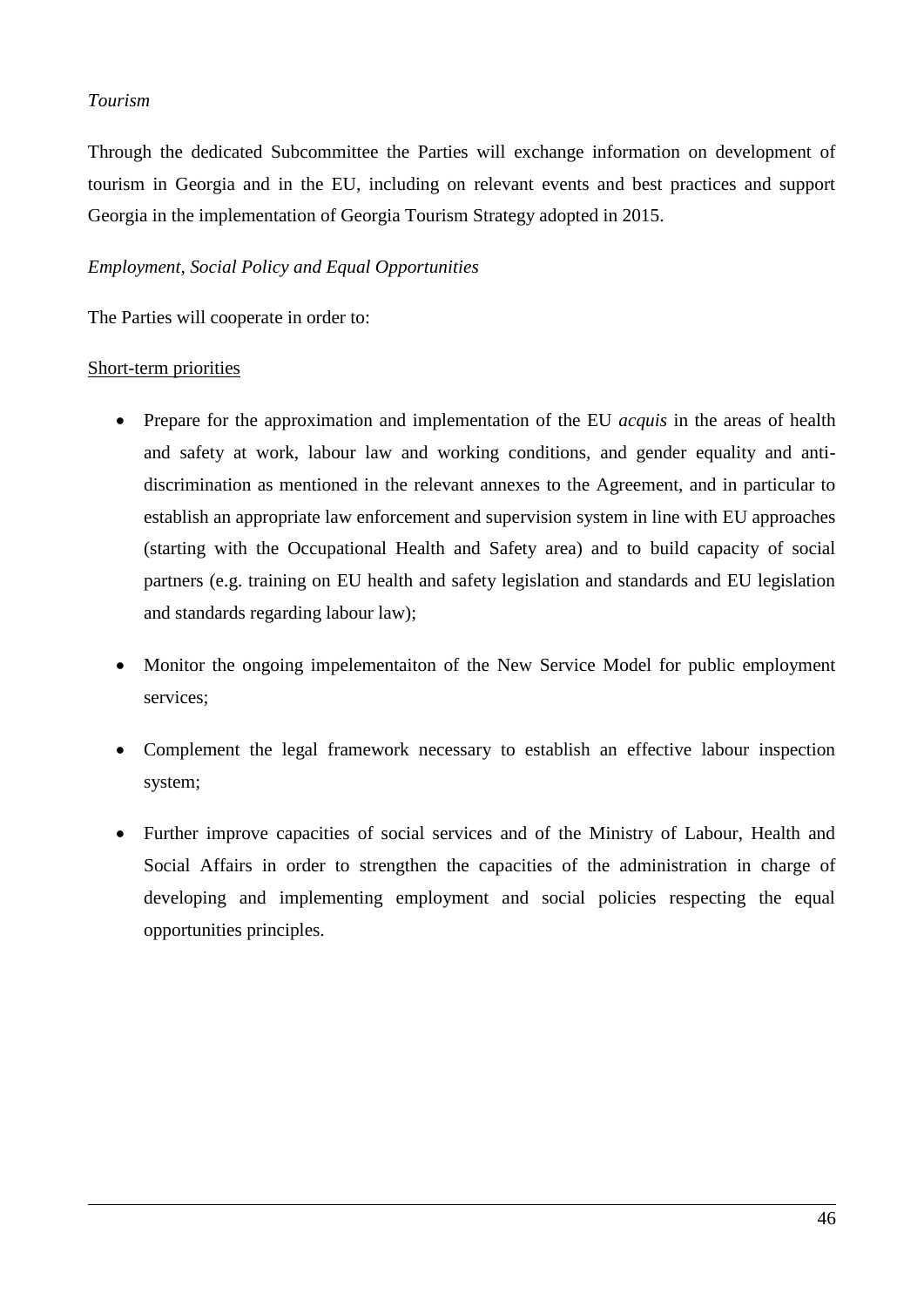*Tourism*

Through the dedicated Subcommittee the Parties will exchange information on development of tourism in Georgia and in the EU, including on relevant events and best practices and support Georgia in the implementation of Georgia Tourism Strategy adopted in 2015.

*Employment, Social Policy and Equal Opportunities*

The Parties will cooperate in order to:

<u>Short-term priorities</u>

- Prepare for the approximation and implementation of the EU *acquis* in the areas of health and safety at work, labour law and working conditions, and gender equality and anti-discrimination as mentioned in the relevant annexes to the Agreement, and in particular to establish an appropriate law enforcement and supervision system in line with EU approaches (starting with the Occupational Health and Safety area) and to build capacity of social partners (e.g. training on EU health and safety legislation and standards and EU legislation and standards regarding labour law);

- Monitor the ongoing impelementaiton of the New Service Model for public employment services;

- Complement the legal framework necessary to establish an effective labour inspection system;

- Further improve capacities of social services and of the Ministry of Labour, Health and Social Affairs in order to strengthen the capacities of the administration in charge of developing and implementing employment and social policies respecting the equal opportunities principles.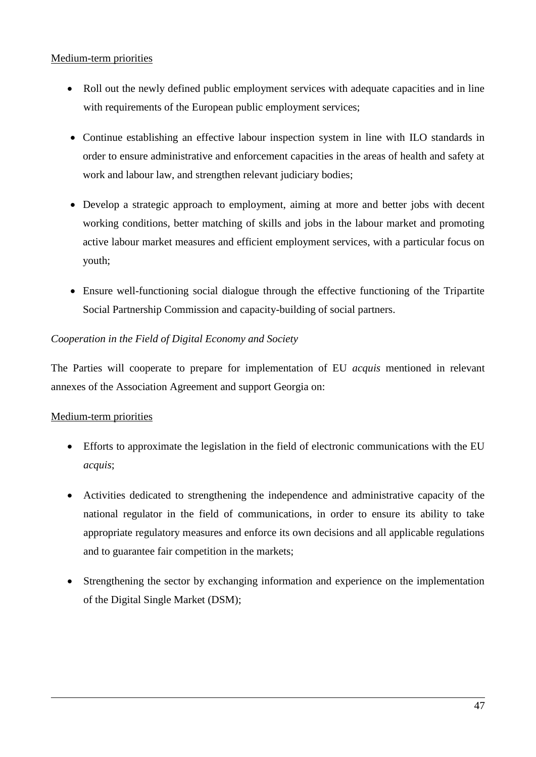Medium-term priorities

- Roll out the newly defined public employment services with adequate capacities and in line with requirements of the European public employment services;
- Continue establishing an effective labour inspection system in line with ILO standards in order to ensure administrative and enforcement capacities in the areas of health and safety at work and labour law, and strengthen relevant judiciary bodies;
- Develop a strategic approach to employment, aiming at more and better jobs with decent working conditions, better matching of skills and jobs in the labour market and promoting active labour market measures and efficient employment services, with a particular focus on youth;
- Ensure well-functioning social dialogue through the effective functioning of the Tripartite Social Partnership Commission and capacity-building of social partners.

*Cooperation in the Field of Digital Economy and Society*

The Parties will cooperate to prepare for implementation of EU *acquis* mentioned in relevant annexes of the Association Agreement and support Georgia on:

Medium-term priorities

- Efforts to approximate the legislation in the field of electronic communications with the EU *acquis*;
- Activities dedicated to strengthening the independence and administrative capacity of the national regulator in the field of communications, in order to ensure its ability to take appropriate regulatory measures and enforce its own decisions and all applicable regulations and to guarantee fair competition in the markets;
- Strengthening the sector by exchanging information and experience on the implementation of the Digital Single Market (DSM);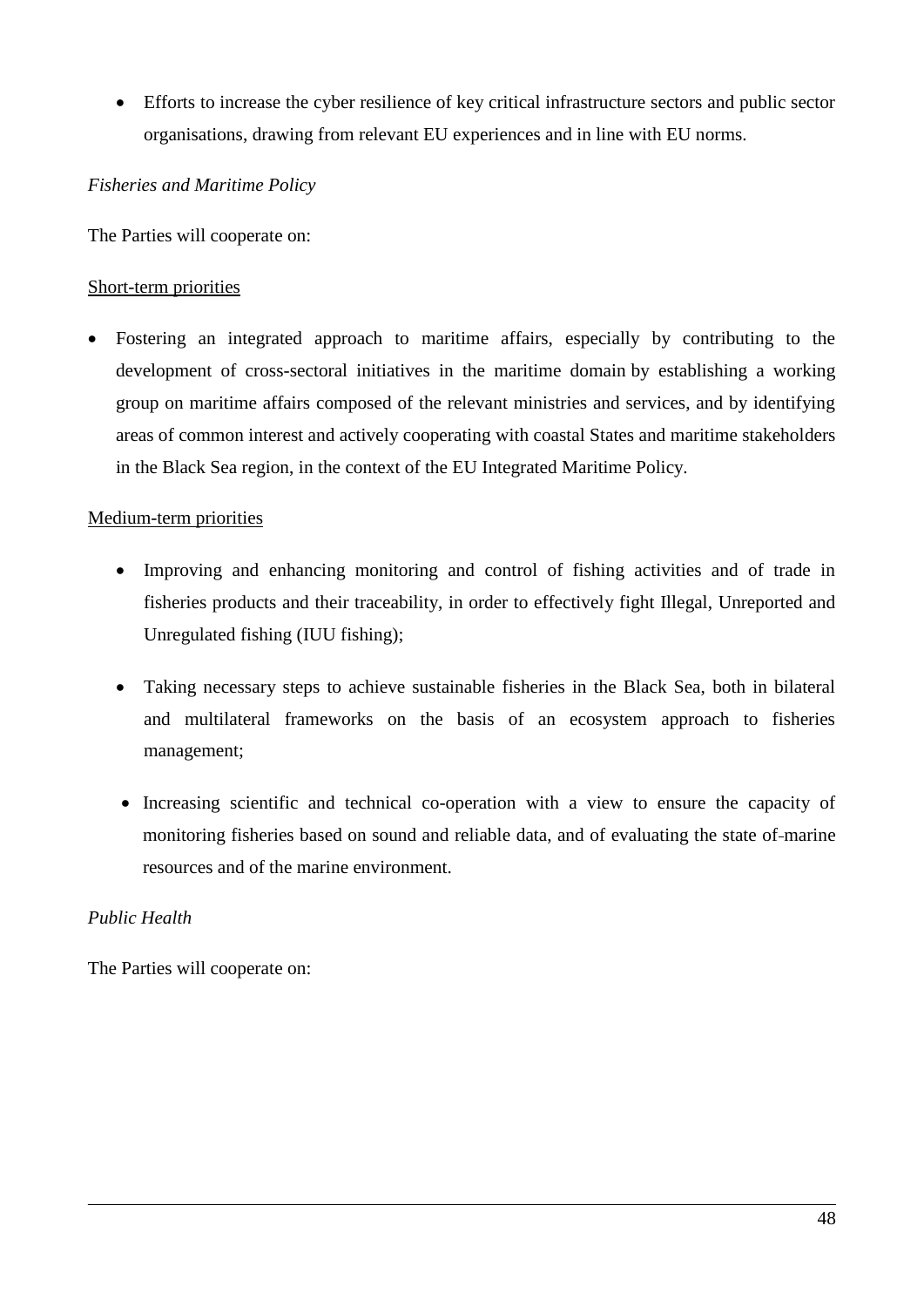- Efforts to increase the cyber resilience of key critical infrastructure sectors and public sector organisations, drawing from relevant EU experiences and in line with EU norms.

*Fisheries and Maritime Policy*

The Parties will cooperate on:

<u>Short-term priorities</u>

- Fostering an integrated approach to maritime affairs, especially by contributing to the development of cross-sectoral initiatives in the maritime domain by establishing a working group on maritime affairs composed of the relevant ministries and services, and by identifying areas of common interest and actively cooperating with coastal States and maritime stakeholders in the Black Sea region, in the context of the EU Integrated Maritime Policy.

<u>Medium-term priorities</u>

- Improving and enhancing monitoring and control of fishing activities and of trade in fisheries products and their traceability, in order to effectively fight Illegal, Unreported and Unregulated fishing (IUU fishing);

- Taking necessary steps to achieve sustainable fisheries in the Black Sea, both in bilateral and multilateral frameworks on the basis of an ecosystem approach to fisheries management;

- Increasing scientific and technical co-operation with a view to ensure the capacity of monitoring fisheries based on sound and reliable data, and of evaluating the state of marine resources and of the marine environment.

*Public Health*

The Parties will cooperate on: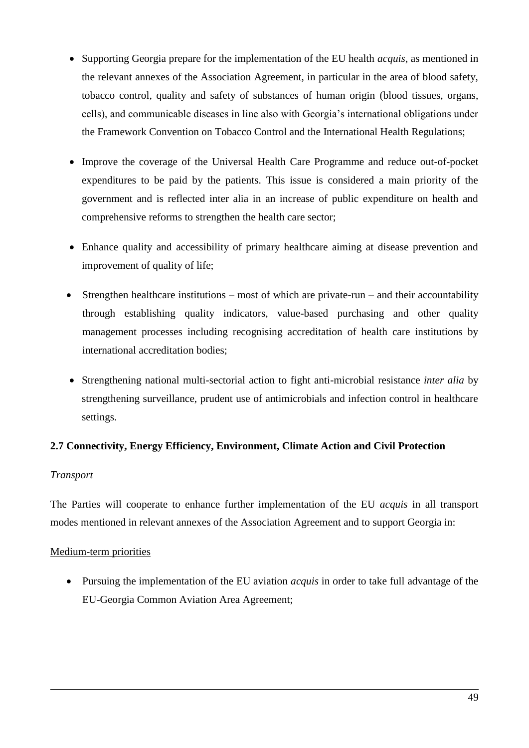- Supporting Georgia prepare for the implementation of the EU health *acquis*, as mentioned in the relevant annexes of the Association Agreement, in particular in the area of blood safety, tobacco control, quality and safety of substances of human origin (blood tissues, organs, cells), and communicable diseases in line also with Georgia's international obligations under the Framework Convention on Tobacco Control and the International Health Regulations;

- Improve the coverage of the Universal Health Care Programme and reduce out-of-pocket expenditures to be paid by the patients. This issue is considered a main priority of the government and is reflected inter alia in an increase of public expenditure on health and comprehensive reforms to strengthen the health care sector;

- Enhance quality and accessibility of primary healthcare aiming at disease prevention and improvement of quality of life;

- Strengthen healthcare institutions – most of which are private-run – and their accountability through establishing quality indicators, value-based purchasing and other quality management processes including recognising accreditation of health care institutions by international accreditation bodies;

- Strengthening national multi-sectorial action to fight anti-microbial resistance *inter alia* by strengthening surveillance, prudent use of antimicrobials and infection control in healthcare settings.

### 2.7 Connectivity, Energy Efficiency, Environment, Climate Action and Civil Protection

*Transport*

The Parties will cooperate to enhance further implementation of the EU *acquis* in all transport modes mentioned in relevant annexes of the Association Agreement and to support Georgia in:

<u>Medium-term priorities</u>

- Pursuing the implementation of the EU aviation *acquis* in order to take full advantage of the EU-Georgia Common Aviation Area Agreement;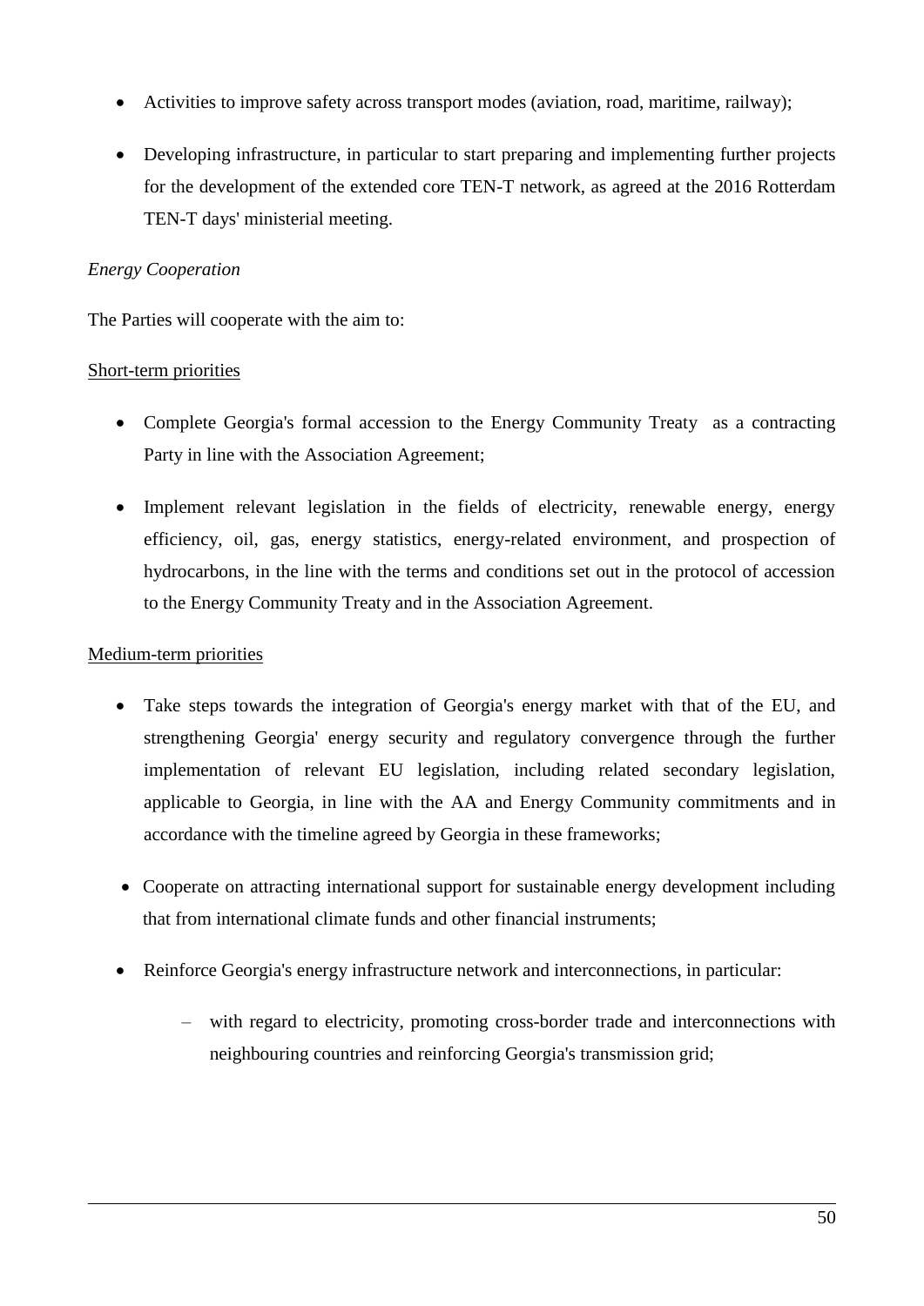- Activities to improve safety across transport modes (aviation, road, maritime, railway);

- Developing infrastructure, in particular to start preparing and implementing further projects for the development of the extended core TEN-T network, as agreed at the 2016 Rotterdam TEN-T days' ministerial meeting.

*Energy Cooperation*

The Parties will cooperate with the aim to:

<u>Short-term priorities</u>

- Complete Georgia's formal accession to the Energy Community Treaty as a contracting Party in line with the Association Agreement;

- Implement relevant legislation in the fields of electricity, renewable energy, energy efficiency, oil, gas, energy statistics, energy-related environment, and prospection of hydrocarbons, in the line with the terms and conditions set out in the protocol of accession to the Energy Community Treaty and in the Association Agreement.

<u>Medium-term priorities</u>

- Take steps towards the integration of Georgia's energy market with that of the EU, and strengthening Georgia' energy security and regulatory convergence through the further implementation of relevant EU legislation, including related secondary legislation, applicable to Georgia, in line with the AA and Energy Community commitments and in accordance with the timeline agreed by Georgia in these frameworks;

- Cooperate on attracting international support for sustainable energy development including that from international climate funds and other financial instruments;

- Reinforce Georgia's energy infrastructure network and interconnections, in particular:

  - with regard to electricity, promoting cross-border trade and interconnections with neighbouring countries and reinforcing Georgia's transmission grid;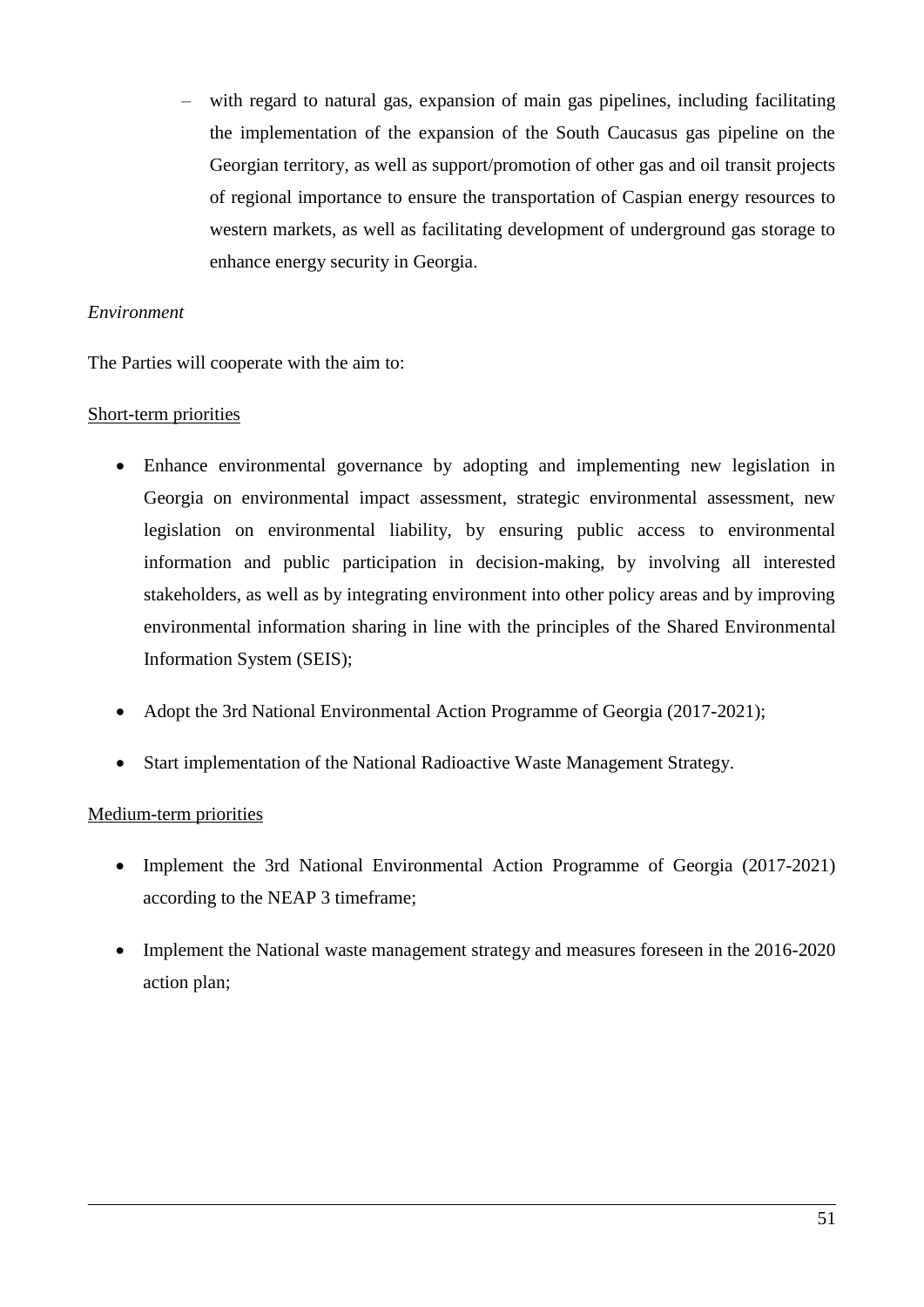- with regard to natural gas, expansion of main gas pipelines, including facilitating the implementation of the expansion of the South Caucasus gas pipeline on the Georgian territory, as well as support/promotion of other gas and oil transit projects of regional importance to ensure the transportation of Caspian energy resources to western markets, as well as facilitating development of underground gas storage to enhance energy security in Georgia.

*Environment*

The Parties will cooperate with the aim to:

<u>Short-term priorities</u>

- Enhance environmental governance by adopting and implementing new legislation in Georgia on environmental impact assessment, strategic environmental assessment, new legislation on environmental liability, by ensuring public access to environmental information and public participation in decision-making, by involving all interested stakeholders, as well as by integrating environment into other policy areas and by improving environmental information sharing in line with the principles of the Shared Environmental Information System (SEIS);

- Adopt the 3rd National Environmental Action Programme of Georgia (2017-2021);

- Start implementation of the National Radioactive Waste Management Strategy.

<u>Medium-term priorities</u>

- Implement the 3rd National Environmental Action Programme of Georgia (2017-2021) according to the NEAP 3 timeframe;

- Implement the National waste management strategy and measures foreseen in the 2016-2020 action plan;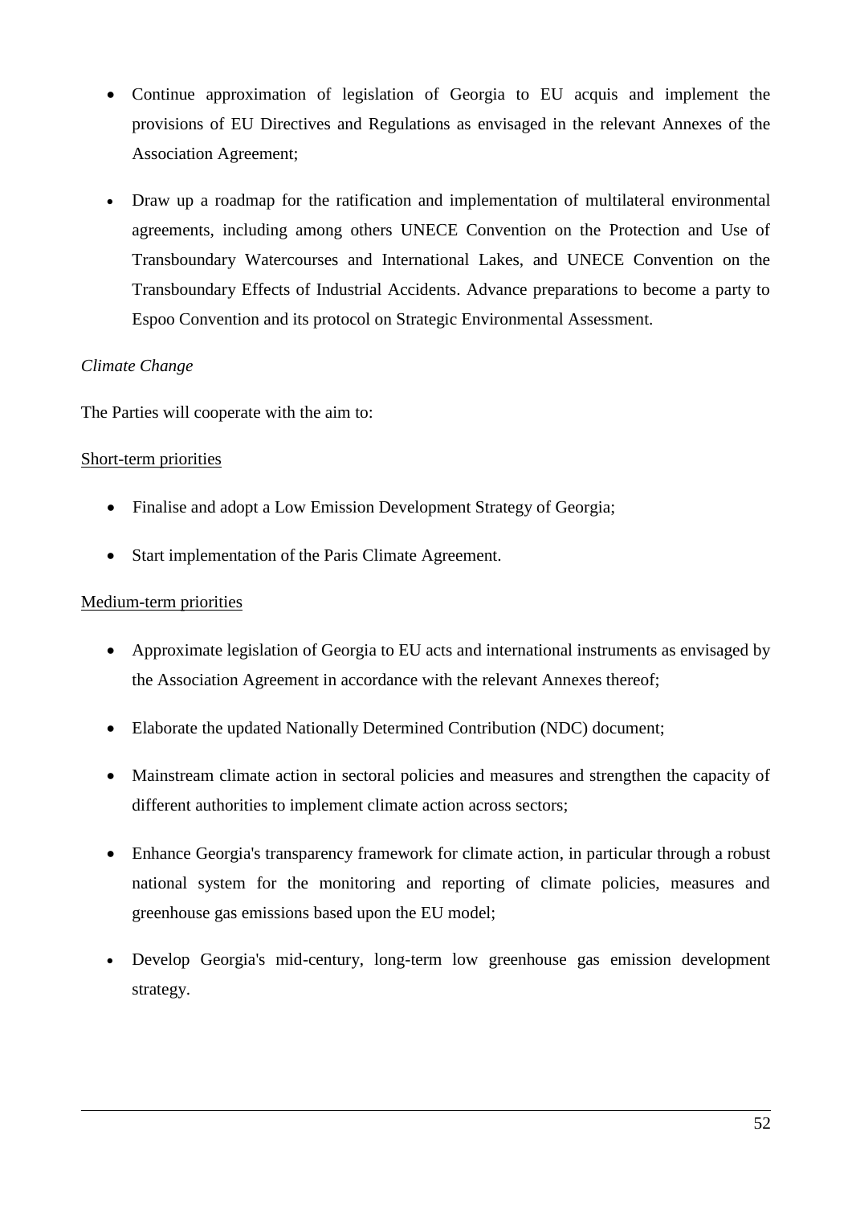- Continue approximation of legislation of Georgia to EU acquis and implement the provisions of EU Directives and Regulations as envisaged in the relevant Annexes of the Association Agreement;

- Draw up a roadmap for the ratification and implementation of multilateral environmental agreements, including among others UNECE Convention on the Protection and Use of Transboundary Watercourses and International Lakes, and UNECE Convention on the Transboundary Effects of Industrial Accidents. Advance preparations to become a party to Espoo Convention and its protocol on Strategic Environmental Assessment.

*Climate Change*

The Parties will cooperate with the aim to:

<u>Short-term priorities</u>

- Finalise and adopt a Low Emission Development Strategy of Georgia;

- Start implementation of the Paris Climate Agreement.

<u>Medium-term priorities</u>

- Approximate legislation of Georgia to EU acts and international instruments as envisaged by the Association Agreement in accordance with the relevant Annexes thereof;

- Elaborate the updated Nationally Determined Contribution (NDC) document;

- Mainstream climate action in sectoral policies and measures and strengthen the capacity of different authorities to implement climate action across sectors;

- Enhance Georgia's transparency framework for climate action, in particular through a robust national system for the monitoring and reporting of climate policies, measures and greenhouse gas emissions based upon the EU model;

- Develop Georgia's mid-century, long-term low greenhouse gas emission development strategy.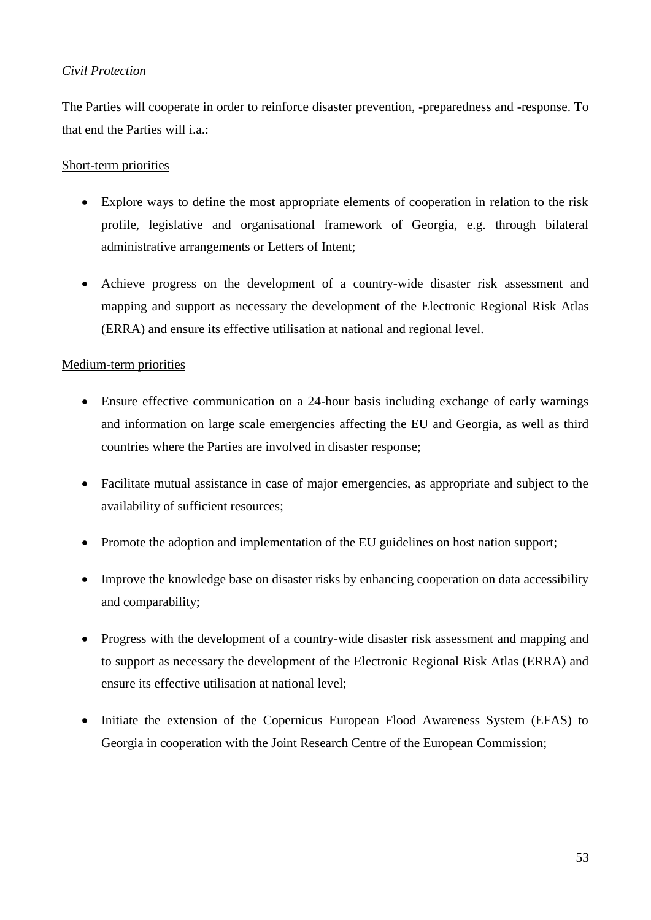*Civil Protection*

The Parties will cooperate in order to reinforce disaster prevention, -preparedness and -response. To that end the Parties will i.a.:

<u>Short-term priorities</u>

- Explore ways to define the most appropriate elements of cooperation in relation to the risk profile, legislative and organisational framework of Georgia, e.g. through bilateral administrative arrangements or Letters of Intent;
- Achieve progress on the development of a country-wide disaster risk assessment and mapping and support as necessary the development of the Electronic Regional Risk Atlas (ERRA) and ensure its effective utilisation at national and regional level.

<u>Medium-term priorities</u>

- Ensure effective communication on a 24-hour basis including exchange of early warnings and information on large scale emergencies affecting the EU and Georgia, as well as third countries where the Parties are involved in disaster response;
- Facilitate mutual assistance in case of major emergencies, as appropriate and subject to the availability of sufficient resources;
- Promote the adoption and implementation of the EU guidelines on host nation support;
- Improve the knowledge base on disaster risks by enhancing cooperation on data accessibility and comparability;
- Progress with the development of a country-wide disaster risk assessment and mapping and to support as necessary the development of the Electronic Regional Risk Atlas (ERRA) and ensure its effective utilisation at national level;
- Initiate the extension of the Copernicus European Flood Awareness System (EFAS) to Georgia in cooperation with the Joint Research Centre of the European Commission;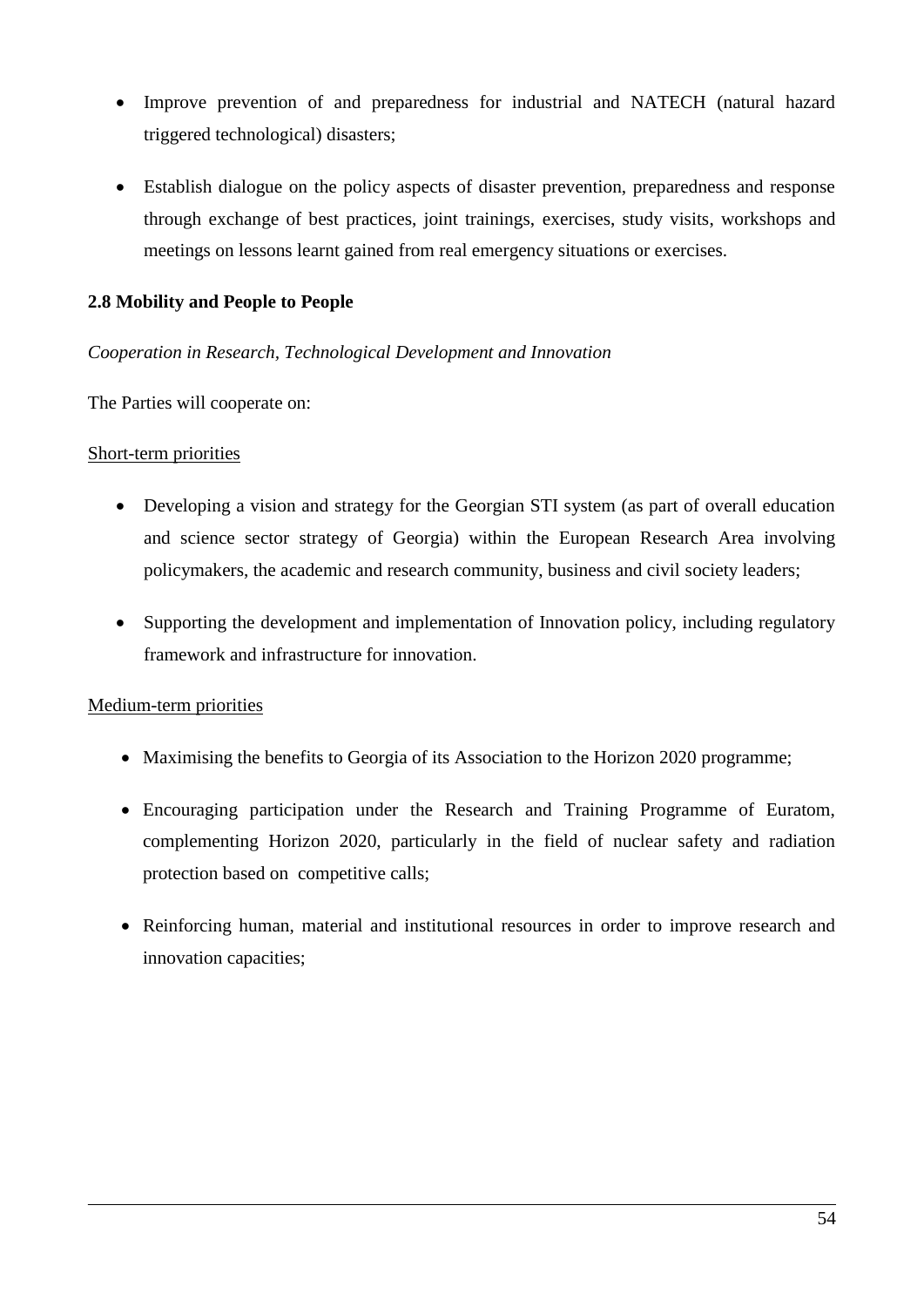- Improve prevention of and preparedness for industrial and NATECH (natural hazard triggered technological) disasters;

- Establish dialogue on the policy aspects of disaster prevention, preparedness and response through exchange of best practices, joint trainings, exercises, study visits, workshops and meetings on lessons learnt gained from real emergency situations or exercises.

**2.8 Mobility and People to People**

*Cooperation in Research, Technological Development and Innovation*

The Parties will cooperate on:

<u>Short-term priorities</u>

- Developing a vision and strategy for the Georgian STI system (as part of overall education and science sector strategy of Georgia) within the European Research Area involving policymakers, the academic and research community, business and civil society leaders;

- Supporting the development and implementation of Innovation policy, including regulatory framework and infrastructure for innovation.

<u>Medium-term priorities</u>

- Maximising the benefits to Georgia of its Association to the Horizon 2020 programme;

- Encouraging participation under the Research and Training Programme of Euratom, complementing Horizon 2020, particularly in the field of nuclear safety and radiation protection based on competitive calls;

- Reinforcing human, material and institutional resources in order to improve research and innovation capacities;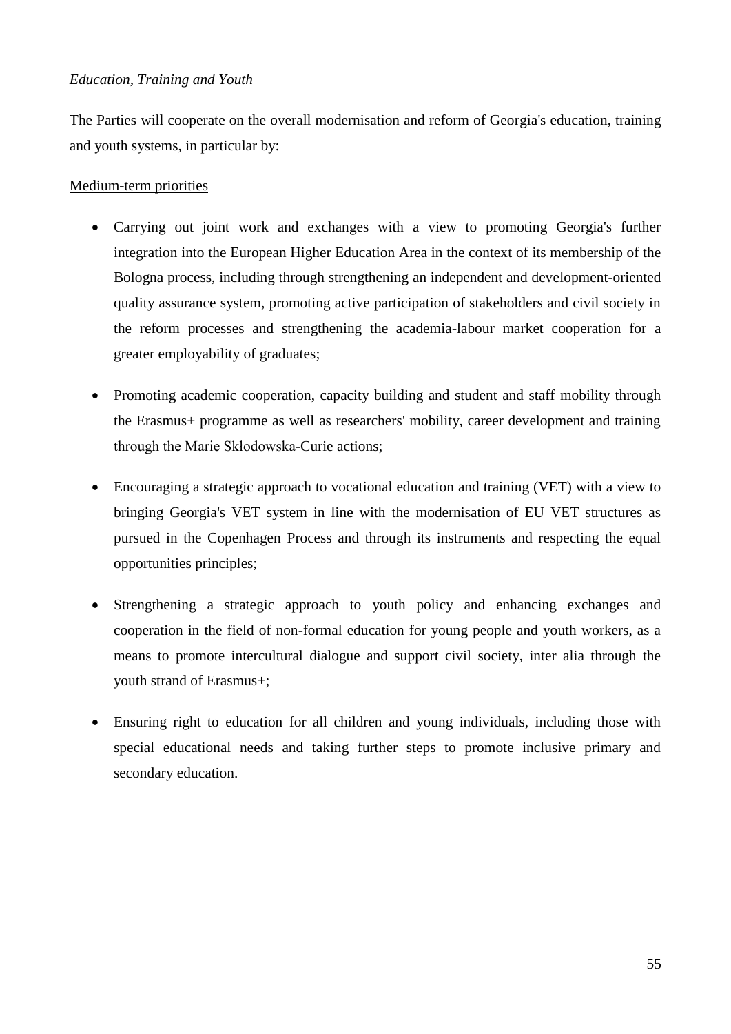*Education, Training and Youth*

The Parties will cooperate on the overall modernisation and reform of Georgia's education, training and youth systems, in particular by:

<u>Medium-term priorities</u>

- Carrying out joint work and exchanges with a view to promoting Georgia's further integration into the European Higher Education Area in the context of its membership of the Bologna process, including through strengthening an independent and development-oriented quality assurance system, promoting active participation of stakeholders and civil society in the reform processes and strengthening the academia-labour market cooperation for a greater employability of graduates;

- Promoting academic cooperation, capacity building and student and staff mobility through the Erasmus+ programme as well as researchers' mobility, career development and training through the Marie Skłodowska-Curie actions;

- Encouraging a strategic approach to vocational education and training (VET) with a view to bringing Georgia's VET system in line with the modernisation of EU VET structures as pursued in the Copenhagen Process and through its instruments and respecting the equal opportunities principles;

- Strengthening a strategic approach to youth policy and enhancing exchanges and cooperation in the field of non-formal education for young people and youth workers, as a means to promote intercultural dialogue and support civil society, inter alia through the youth strand of Erasmus+;

- Ensuring right to education for all children and young individuals, including those with special educational needs and taking further steps to promote inclusive primary and secondary education.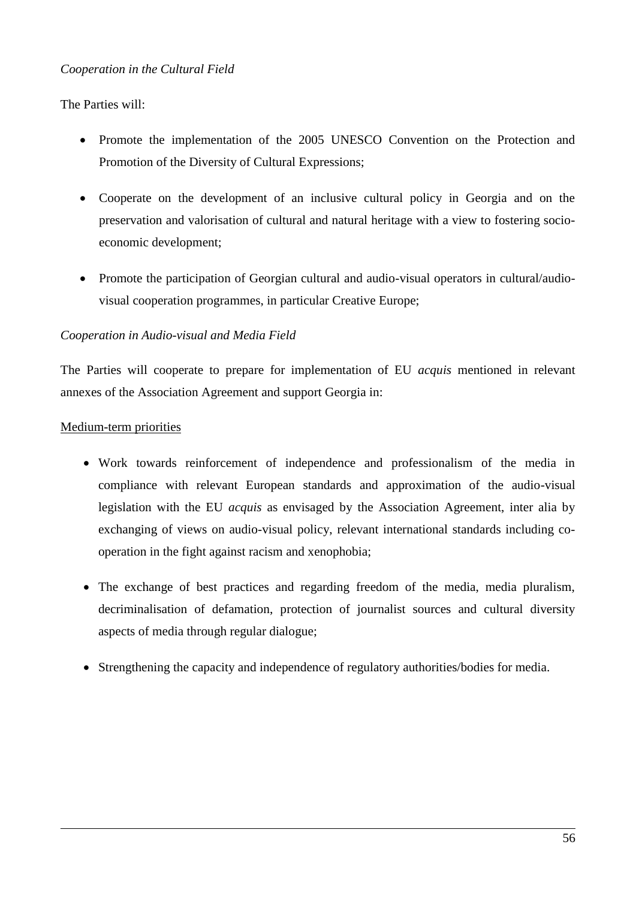*Cooperation in the Cultural Field*

The Parties will:

- Promote the implementation of the 2005 UNESCO Convention on the Protection and Promotion of the Diversity of Cultural Expressions;
- Cooperate on the development of an inclusive cultural policy in Georgia and on the preservation and valorisation of cultural and natural heritage with a view to fostering socio-economic development;
- Promote the participation of Georgian cultural and audio-visual operators in cultural/audio-visual cooperation programmes, in particular Creative Europe;

*Cooperation in Audio-visual and Media Field*

The Parties will cooperate to prepare for implementation of EU *acquis* mentioned in relevant annexes of the Association Agreement and support Georgia in:

<u>Medium-term priorities</u>

- Work towards reinforcement of independence and professionalism of the media in compliance with relevant European standards and approximation of the audio-visual legislation with the EU *acquis* as envisaged by the Association Agreement, inter alia by exchanging of views on audio-visual policy, relevant international standards including co-operation in the fight against racism and xenophobia;
- The exchange of best practices and regarding freedom of the media, media pluralism, decriminalisation of defamation, protection of journalist sources and cultural diversity aspects of media through regular dialogue;
- Strengthening the capacity and independence of regulatory authorities/bodies for media.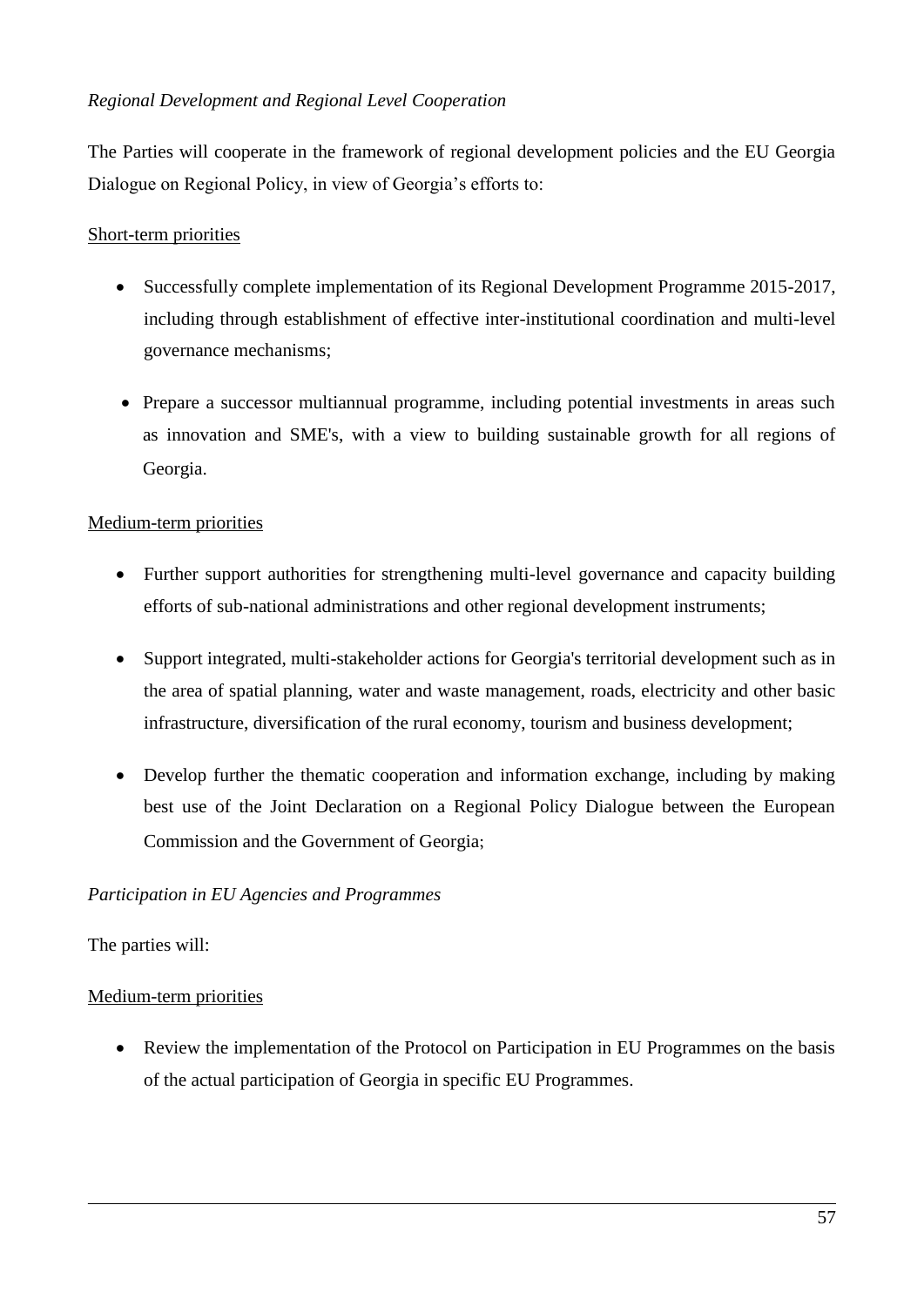*Regional Development and Regional Level Cooperation*

The Parties will cooperate in the framework of regional development policies and the EU Georgia Dialogue on Regional Policy, in view of Georgia's efforts to:

<u>Short-term priorities</u>

- Successfully complete implementation of its Regional Development Programme 2015-2017, including through establishment of effective inter-institutional coordination and multi-level governance mechanisms;
- Prepare a successor multiannual programme, including potential investments in areas such as innovation and SME's, with a view to building sustainable growth for all regions of Georgia.

<u>Medium-term priorities</u>

- Further support authorities for strengthening multi-level governance and capacity building efforts of sub-national administrations and other regional development instruments;
- Support integrated, multi-stakeholder actions for Georgia's territorial development such as in the area of spatial planning, water and waste management, roads, electricity and other basic infrastructure, diversification of the rural economy, tourism and business development;
- Develop further the thematic cooperation and information exchange, including by making best use of the Joint Declaration on a Regional Policy Dialogue between the European Commission and the Government of Georgia;

*Participation in EU Agencies and Programmes*

The parties will:

<u>Medium-term priorities</u>

- Review the implementation of the Protocol on Participation in EU Programmes on the basis of the actual participation of Georgia in specific EU Programmes.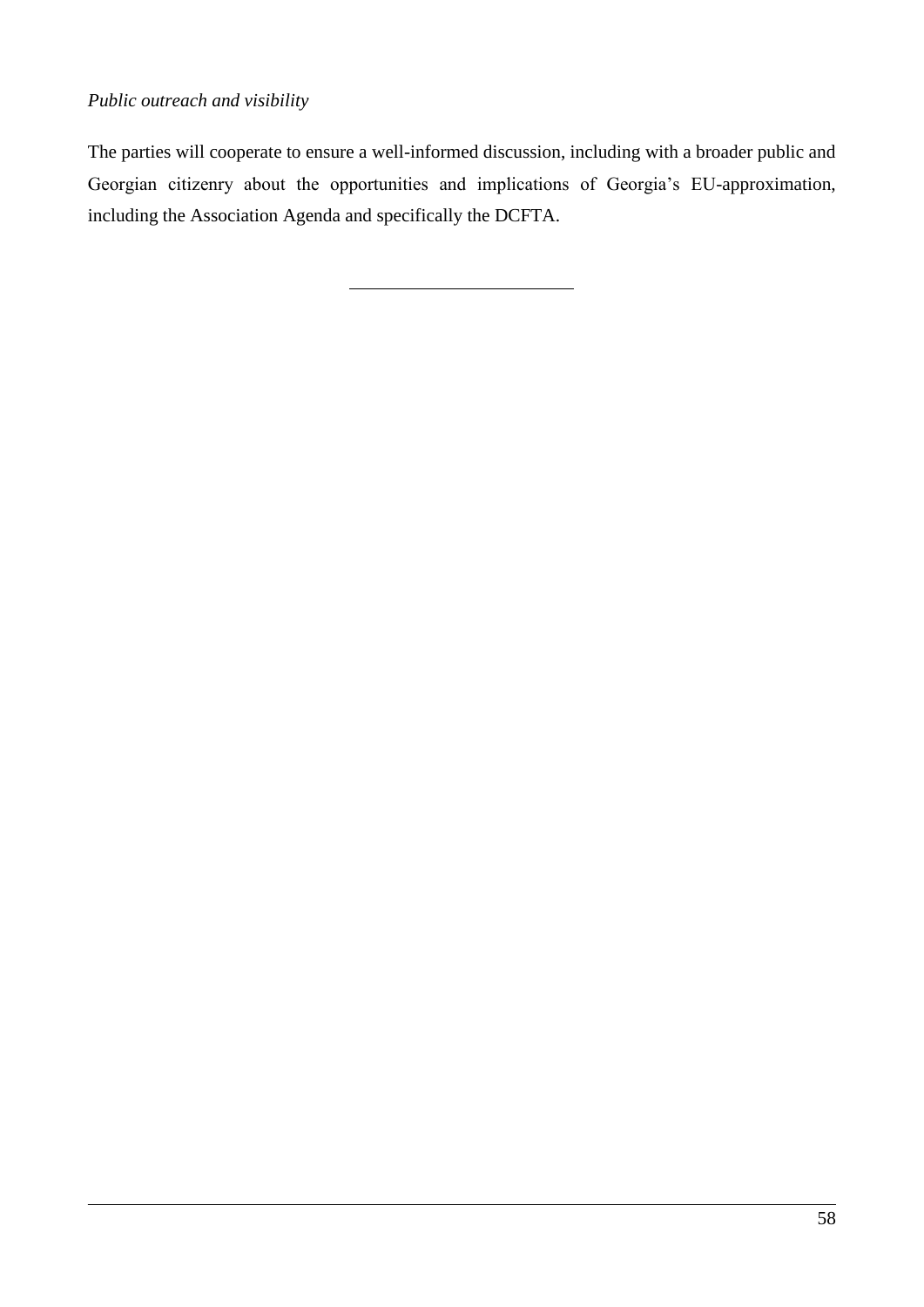*Public outreach and visibility*

The parties will cooperate to ensure a well-informed discussion, including with a broader public and Georgian citizenry about the opportunities and implications of Georgia's EU-approximation, including the Association Agenda and specifically the DCFTA.